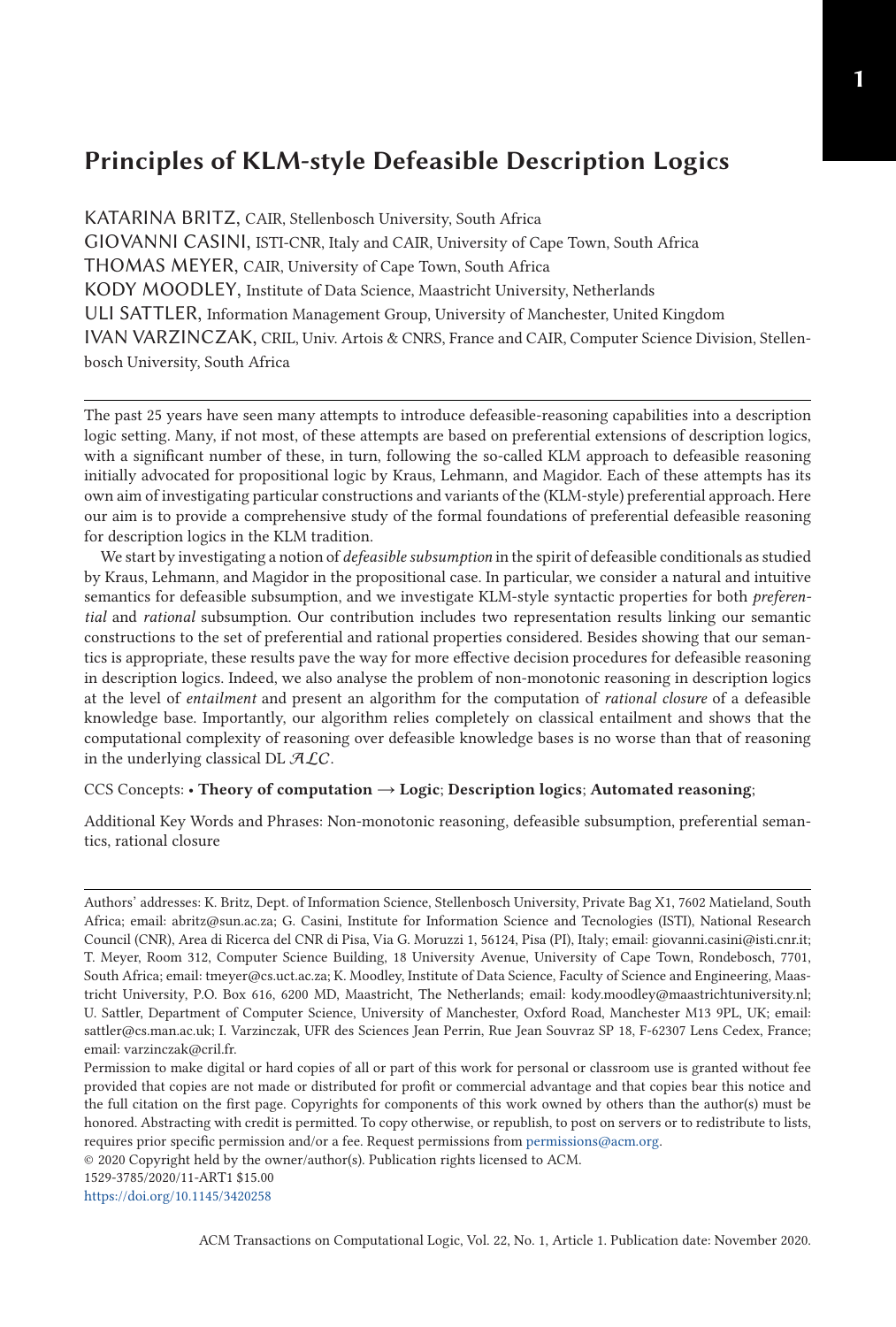# Principles of KLM-style Defeasible Description Logics

KATARINA BRITZ, CAIR, Stellenbosch University, South Africa

GIOVANNI CASINI, ISTI-CNR, Italy and CAIR, University of Cape Town, South Africa

THOMAS MEYER, CAIR, University of Cape Town, South Africa

KODY MOODLEY, Institute of Data Science, Maastricht University, Netherlands

ULI SATTLER, Information Management Group, University of Manchester, United Kingdom

IVAN VARZINCZAK, CRIL, Univ. Artois & CNRS, France and CAIR, Computer Science Division, Stellenbosch University, South Africa

The past 25 years have seen many attempts to introduce defeasible-reasoning capabilities into a description logic setting. Many, if not most, of these attempts are based on preferential extensions of description logics, with a significant number of these, in turn, following the so-called KLM approach to defeasible reasoning initially advocated for propositional logic by Kraus, Lehmann, and Magidor. Each of these attempts has its own aim of investigating particular constructions and variants of the (KLM-style) preferential approach. Here our aim is to provide a comprehensive study of the formal foundations of preferential defeasible reasoning for description logics in the KLM tradition.

We start by investigating a notion of *defeasible subsumption* in the spirit of defeasible conditionals as studied by Kraus, Lehmann, and Magidor in the propositional case. In particular, we consider a natural and intuitive semantics for defeasible subsumption, and we investigate KLM-style syntactic properties for both *preferential* and *rational* subsumption. Our contribution includes two representation results linking our semantic constructions to the set of preferential and rational properties considered. Besides showing that our semantics is appropriate, these results pave the way for more effective decision procedures for defeasible reasoning in description logics. Indeed, we also analyse the problem of non-monotonic reasoning in description logics at the level of *entailment* and present an algorithm for the computation of *rational closure* of a defeasible knowledge base. Importantly, our algorithm relies completely on classical entailment and shows that the computational complexity of reasoning over defeasible knowledge bases is no worse than that of reasoning in the underlying classical DL $\mathcal{ALC}$.

CCS Concepts: • **Theory of computation → Logic**; **Description logics**; **Automated reasoning**;

Additional Key Words and Phrases: Non-monotonic reasoning, defeasible subsumption, preferential semantics, rational closure

---

Authors' addresses: K. Britz, Dept. of Information Science, Stellenbosch University, Private Bag X1, 7602 Matieland, South Africa; email: abritz@sun.ac.za; G. Casini, Institute for Information Science and Tecnologies (ISTI), National Research Council (CNR), Area di Ricerca del CNR di Pisa, Via G. Moruzzi 1, 56124, Pisa (PI), Italy; email: giovanni.casini@isti.cnr.it; T. Meyer, Room 312, Computer Science Building, 18 University Avenue, University of Cape Town, Rondebosch, 7701, South Africa; email: tmeyer@cs.uct.ac.za; K. Moodley, Institute of Data Science, Faculty of Science and Engineering, Maastricht University, P.O. Box 616, 6200 MD, Maastricht, The Netherlands; email: kody.moodley@maastrichtuniversity.nl; U. Sattler, Department of Computer Science, University of Manchester, Oxford Road, Manchester M13 9PL, UK; email: sattler@cs.man.ac.uk; I. Varzinczak, UFR des Sciences Jean Perrin, Rue Jean Souvraz SP 18, F-62307 Lens Cedex, France; email: varzinczak@cril.fr.

Permission to make digital or hard copies of all or part of this work for personal or classroom use is granted without fee provided that copies are not made or distributed for profit or commercial advantage and that copies bear this notice and the full citation on the first page. Copyrights for components of this work owned by others than the author(s) must be honored. Abstracting with credit is permitted. To copy otherwise, or republish, to post on servers or to redistribute to lists, requires prior specific permission and/or a fee. Request permissions from permissions@acm.org.

© 2020 Copyright held by the owner/author(s). Publication rights licensed to ACM.

1529-3785/2020/11-ART1 $15.00

https://doi.org/10.1145/3420258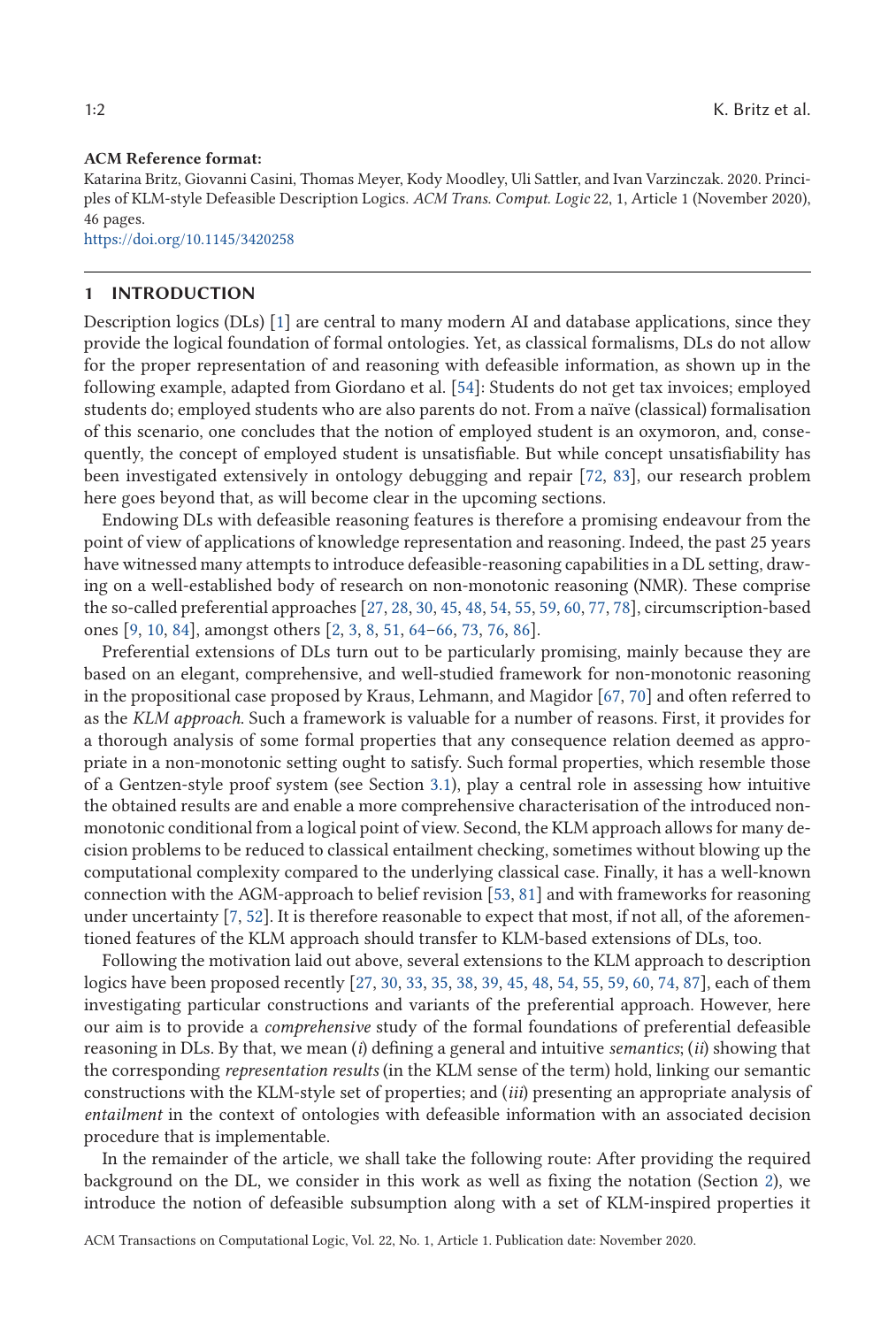**ACM Reference format:**

Katarina Britz, Giovanni Casini, Thomas Meyer, Kody Moodley, Uli Sattler, and Ivan Varzinczak. 2020. Principles of KLM-style Defeasible Description Logics. *ACM Trans. Comput. Logic* 22, 1, Article 1 (November 2020), 46 pages.

https://doi.org/10.1145/3420258

## 1 INTRODUCTION

Description logics (DLs) [1] are central to many modern AI and database applications, since they provide the logical foundation of formal ontologies. Yet, as classical formalisms, DLs do not allow for the proper representation of and reasoning with defeasible information, as shown up in the following example, adapted from Giordano et al. [54]: Students do not get tax invoices; employed students do; employed students who are also parents do not. From a naïve (classical) formalisation of this scenario, one concludes that the notion of employed student is an oxymoron, and, consequently, the concept of employed student is unsatisfiable. But while concept unsatisfiability has been investigated extensively in ontology debugging and repair [72, 83], our research problem here goes beyond that, as will become clear in the upcoming sections.

Endowing DLs with defeasible reasoning features is therefore a promising endeavour from the point of view of applications of knowledge representation and reasoning. Indeed, the past 25 years have witnessed many attempts to introduce defeasible-reasoning capabilities in a DL setting, drawing on a well-established body of research on non-monotonic reasoning (NMR). These comprise the so-called preferential approaches [27, 28, 30, 45, 48, 54, 55, 59, 60, 77, 78], circumscription-based ones [9, 10, 84], amongst others [2, 3, 8, 51, 64–66, 73, 76, 86].

Preferential extensions of DLs turn out to be particularly promising, mainly because they are based on an elegant, comprehensive, and well-studied framework for non-monotonic reasoning in the propositional case proposed by Kraus, Lehmann, and Magidor [67, 70] and often referred to as the *KLM approach*. Such a framework is valuable for a number of reasons. First, it provides for a thorough analysis of some formal properties that any consequence relation deemed as appropriate in a non-monotonic setting ought to satisfy. Such formal properties, which resemble those of a Gentzen-style proof system (see Section 3.1), play a central role in assessing how intuitive the obtained results are and enable a more comprehensive characterisation of the introduced non-monotonic conditional from a logical point of view. Second, the KLM approach allows for many decision problems to be reduced to classical entailment checking, sometimes without blowing up the computational complexity compared to the underlying classical case. Finally, it has a well-known connection with the AGM-approach to belief revision [53, 81] and with frameworks for reasoning under uncertainty [7, 52]. It is therefore reasonable to expect that most, if not all, of the aforementioned features of the KLM approach should transfer to KLM-based extensions of DLs, too.

Following the motivation laid out above, several extensions to the KLM approach to description logics have been proposed recently [27, 30, 33, 35, 38, 39, 45, 48, 54, 55, 59, 60, 74, 87], each of them investigating particular constructions and variants of the preferential approach. However, here our aim is to provide a *comprehensive* study of the formal foundations of preferential defeasible reasoning in DLs. By that, we mean (*i*) defining a general and intuitive *semantics*; (*ii*) showing that the corresponding *representation results* (in the KLM sense of the term) hold, linking our semantic constructions with the KLM-style set of properties; and (*iii*) presenting an appropriate analysis of *entailment* in the context of ontologies with defeasible information with an associated decision procedure that is implementable.

In the remainder of the article, we shall take the following route: After providing the required background on the DL, we consider in this work as well as fixing the notation (Section 2), we introduce the notion of defeasible subsumption along with a set of KLM-inspired properties it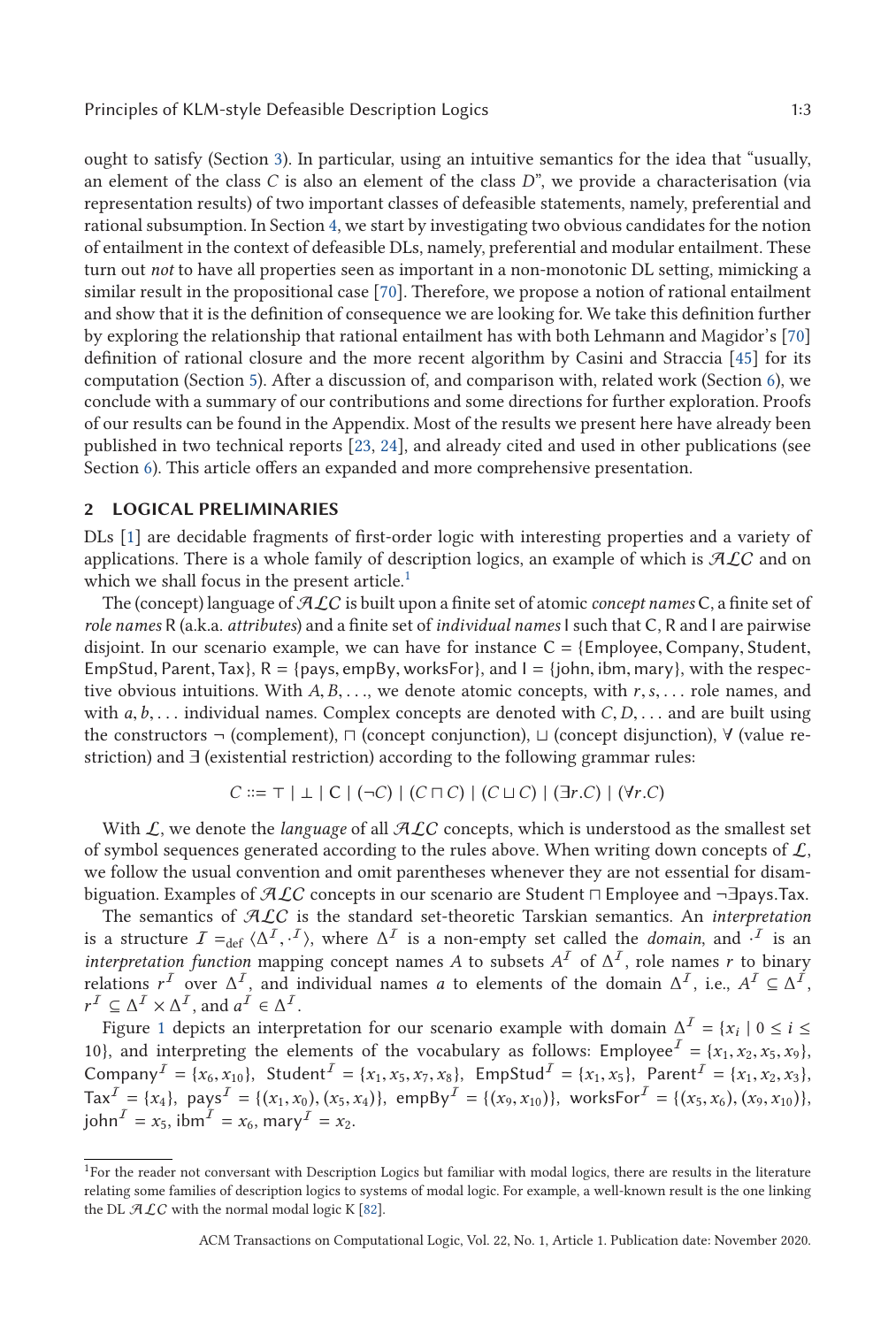ought to satisfy (Section 3). In particular, using an intuitive semantics for the idea that "usually, an element of the class $C$ is also an element of the class $D$", we provide a characterisation (via representation results) of two important classes of defeasible statements, namely, preferential and rational subsumption. In Section 4, we start by investigating two obvious candidates for the notion of entailment in the context of defeasible DLs, namely, preferential and modular entailment. These turn out *not* to have all properties seen as important in a non-monotonic DL setting, mimicking a similar result in the propositional case [70]. Therefore, we propose a notion of rational entailment and show that it is the definition of consequence we are looking for. We take this definition further by exploring the relationship that rational entailment has with both Lehmann and Magidor's [70] definition of rational closure and the more recent algorithm by Casini and Straccia [45] for its computation (Section 5). After a discussion of, and comparison with, related work (Section 6), we conclude with a summary of our contributions and some directions for further exploration. Proofs of our results can be found in the Appendix. Most of the results we present here have already been published in two technical reports [23, 24], and already cited and used in other publications (see Section 6). This article offers an expanded and more comprehensive presentation.

## 2 LOGICAL PRELIMINARIES

DLs [1] are decidable fragments of first-order logic with interesting properties and a variety of applications. There is a whole family of description logics, an example of which is $\mathcal{ALC}$ and on which we shall focus in the present article.[1]

The (concept) language of $\mathcal{ALC}$ is built upon a finite set of atomic *concept names* $\mathsf{C}$, a finite set of *role names* $\mathsf{R}$ (a.k.a. *attributes*) and a finite set of *individual names* $\mathsf{I}$ such that $\mathsf{C}$, $\mathsf{R}$ and $\mathsf{I}$ are pairwise disjoint. In our scenario example, we can have for instance $\mathsf{C} = \{\mathsf{Employee}, \mathsf{Company}, \mathsf{Student}, \mathsf{EmpStud}, \mathsf{Parent}, \mathsf{Tax}\}$, $\mathsf{R} = \{\mathsf{pays}, \mathsf{empBy}, \mathsf{worksFor}\}$, and $\mathsf{I} = \{\mathsf{john}, \mathsf{ibm}, \mathsf{mary}\}$, with the respective obvious intuitions. With $A, B, \ldots$, we denote atomic concepts, with $r, s, \ldots$ role names, and with $a, b, \ldots$ individual names. Complex concepts are denoted with $C, D, \ldots$ and are built using the constructors $\neg$ (complement), $\sqcap$ (concept conjunction), $\sqcup$ (concept disjunction), $\forall$ (value restriction) and $\exists$ (existential restriction) according to the following grammar rules:

$$C ::= \top \mid \bot \mid \mathsf{C} \mid (\neg C) \mid (C \sqcap C) \mid (C \sqcup C) \mid (\exists r.C) \mid (\forall r.C)$$

With $\mathcal{L}$, we denote the *language* of all $\mathcal{ALC}$ concepts, which is understood as the smallest set of symbol sequences generated according to the rules above. When writing down concepts of $\mathcal{L}$, we follow the usual convention and omit parentheses whenever they are not essential for disambiguation. Examples of $\mathcal{ALC}$ concepts in our scenario are $\mathsf{Student} \sqcap \mathsf{Employee}$ and $\neg\exists\mathsf{pays}.\mathsf{Tax}$.

The semantics of $\mathcal{ALC}$ is the standard set-theoretic Tarskian semantics. An *interpretation* is a structure $\mathcal{I} =_{\text{def}} \langle \Delta^{\mathcal{I}}, \cdot^{\mathcal{I}} \rangle$, where $\Delta^{\mathcal{I}}$ is a non-empty set called the *domain*, and $\cdot^{\mathcal{I}}$ is an *interpretation function* mapping concept names $A$ to subsets $A^{\mathcal{I}}$ of $\Delta^{\mathcal{I}}$, role names $r$ to binary relations $r^{\mathcal{I}}$ over $\Delta^{\mathcal{I}}$, and individual names $a$ to elements of the domain $\Delta^{\mathcal{I}}$, i.e., $A^{\mathcal{I}} \subseteq \Delta^{\mathcal{I}}$, $r^{\mathcal{I}} \subseteq \Delta^{\mathcal{I}} \times \Delta^{\mathcal{I}}$, and $a^{\mathcal{I}} \in \Delta^{\mathcal{I}}$.

Figure 1 depicts an interpretation for our scenario example with domain $\Delta^{\mathcal{I}} = \{x_i \mid 0 \leq i \leq 10\}$, and interpreting the elements of the vocabulary as follows: $\mathsf{Employee}^{\mathcal{I}} = \{x_1, x_2, x_5, x_9\}$, $\mathsf{Company}^{\mathcal{I}} = \{x_6, x_{10}\}$, $\mathsf{Student}^{\mathcal{I}} = \{x_1, x_5, x_7, x_8\}$, $\mathsf{EmpStud}^{\mathcal{I}} = \{x_1, x_5\}$, $\mathsf{Parent}^{\mathcal{I}} = \{x_1, x_2, x_3\}$, $\mathsf{Tax}^{\mathcal{I}} = \{x_4\}$, $\mathsf{pays}^{\mathcal{I}} = \{(x_1, x_0), (x_5, x_4)\}$, $\mathsf{empBy}^{\mathcal{I}} = \{(x_9, x_{10})\}$, $\mathsf{worksFor}^{\mathcal{I}} = \{(x_5, x_6), (x_9, x_{10})\}$, $\mathsf{john}^{\mathcal{I}} = x_5$, $\mathsf{ibm}^{\mathcal{I}} = x_6$, $\mathsf{mary}^{\mathcal{I}} = x_2$.

[1] For the reader not conversant with Description Logics but familiar with modal logics, there are results in the literature relating some families of description logics to systems of modal logic. For example, a well-known result is the one linking the DL $\mathcal{ALC}$ with the normal modal logic K [82].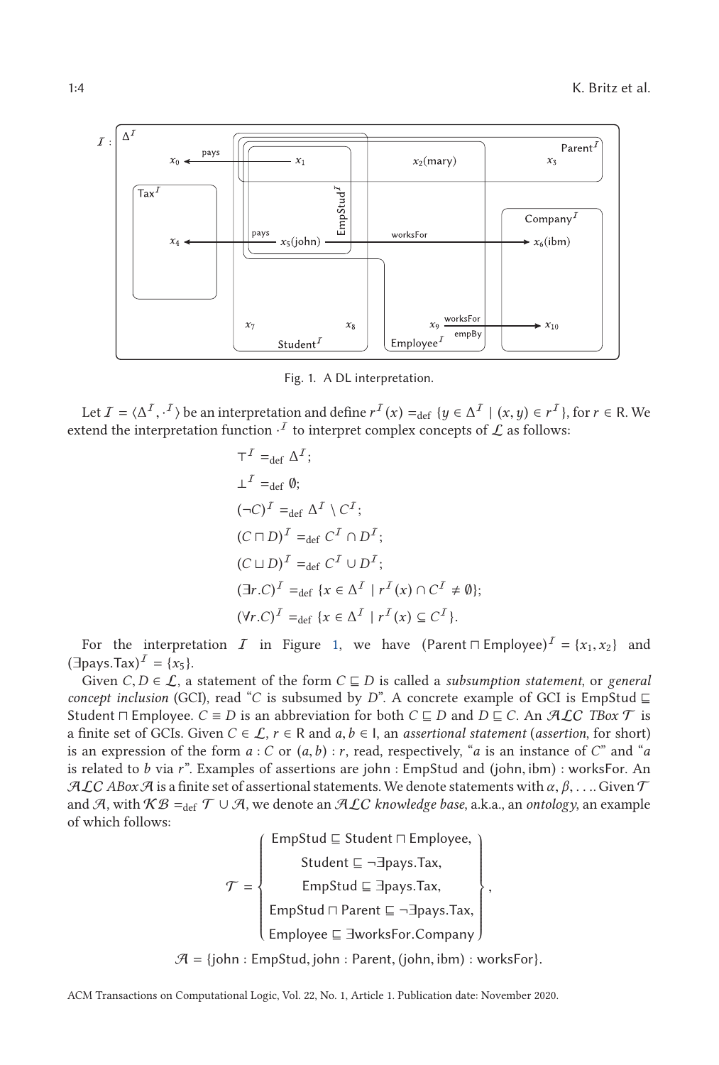Fig. 1. A DL interpretation.

Let $\mathcal{I} = \langle \Delta^{\mathcal{I}}, \cdot^{\mathcal{I}} \rangle$ be an interpretation and define $r^{\mathcal{I}}(x) =_{\text{def}} \{y \in \Delta^{\mathcal{I}} \mid (x, y) \in r^{\mathcal{I}}\}$, for $r \in \mathsf{R}$. We extend the interpretation function $\cdot^{\mathcal{I}}$ to interpret complex concepts of $\mathcal{L}$ as follows:

$$\top^{\mathcal{I}} =_{\text{def}} \Delta^{\mathcal{I}};$$

$$\bot^{\mathcal{I}} =_{\text{def}} \emptyset;$$

$$(\neg C)^{\mathcal{I}} =_{\text{def}} \Delta^{\mathcal{I}} \setminus C^{\mathcal{I}};$$

$$(C \sqcap D)^{\mathcal{I}} =_{\text{def}} C^{\mathcal{I}} \cap D^{\mathcal{I}};$$

$$(C \sqcup D)^{\mathcal{I}} =_{\text{def}} C^{\mathcal{I}} \cup D^{\mathcal{I}};$$

$$(\exists r.C)^{\mathcal{I}} =_{\text{def}} \{x \in \Delta^{\mathcal{I}} \mid r^{\mathcal{I}}(x) \cap C^{\mathcal{I}} \neq \emptyset\};$$

$$(\forall r.C)^{\mathcal{I}} =_{\text{def}} \{x \in \Delta^{\mathcal{I}} \mid r^{\mathcal{I}}(x) \subseteq C^{\mathcal{I}}\}.$$

For the interpretation $\mathcal{I}$ in Figure 1, we have $(\mathsf{Parent} \sqcap \mathsf{Employee})^{\mathcal{I}} = \{x_1, x_2\}$ and $(\exists \mathsf{pays}.\mathsf{Tax})^{\mathcal{I}} = \{x_5\}$.

Given $C, D \in \mathcal{L}$, a statement of the form $C \sqsubseteq D$ is called a *subsumption statement*, or *general concept inclusion* (GCI), read "$C$ is subsumed by $D$". A concrete example of GCI is $\mathsf{EmpStud} \sqsubseteq \mathsf{Student} \sqcap \mathsf{Employee}$. $C \equiv D$ is an abbreviation for both $C \sqsubseteq D$ and $D \sqsubseteq C$. An $\mathcal{ALC}$ *TBox* $\mathcal{T}$ is a finite set of GCIs. Given $C \in \mathcal{L}$, $r \in \mathsf{R}$ and $a, b \in \mathsf{I}$, an *assertional statement* (*assertion*, for short) is an expression of the form $a : C$ or $(a, b) : r$, read, respectively, "$a$ is an instance of $C$" and "$a$ is related to $b$ via $r$". Examples of assertions are $\mathsf{john} : \mathsf{EmpStud}$ and $(\mathsf{john}, \mathsf{ibm}) : \mathsf{worksFor}$. An $\mathcal{ALC}$ *ABox* $\mathcal{A}$ is a finite set of assertional statements. We denote statements with $\alpha, \beta, \ldots$. Given $\mathcal{T}$ and $\mathcal{A}$, with $\mathcal{KB} =_{\text{def}} \mathcal{T} \cup \mathcal{A}$, we denote an $\mathcal{ALC}$ *knowledge base*, a.k.a., an *ontology*, an example of which follows:

$$\mathcal{T} = \left\{ \begin{array}{c} \mathsf{EmpStud} \sqsubseteq \mathsf{Student} \sqcap \mathsf{Employee}, \\ \mathsf{Student} \sqsubseteq \neg \exists \mathsf{pays}.\mathsf{Tax}, \\ \mathsf{EmpStud} \sqsubseteq \exists \mathsf{pays}.\mathsf{Tax}, \\ \mathsf{EmpStud} \sqcap \mathsf{Parent} \sqsubseteq \neg \exists \mathsf{pays}.\mathsf{Tax}, \\ \mathsf{Employee} \sqsubseteq \exists \mathsf{worksFor}.\mathsf{Company} \end{array} \right\},$$

$$\mathcal{A} = \{\mathsf{john} : \mathsf{EmpStud}, \mathsf{john} : \mathsf{Parent}, (\mathsf{john}, \mathsf{ibm}) : \mathsf{worksFor}\}.$$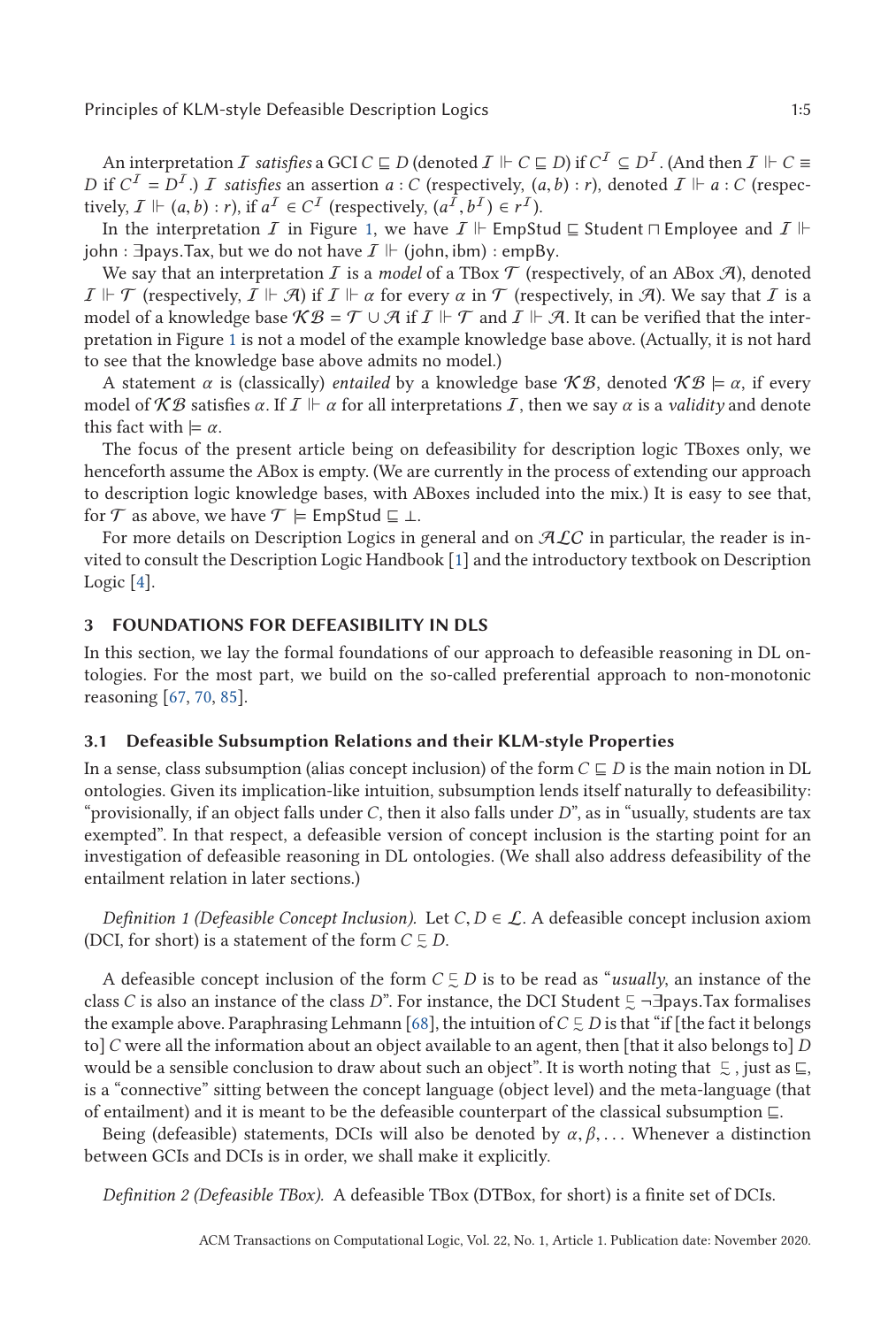An interpretation $\mathcal{I}$ *satisfies* a GCI $C \sqsubseteq D$ (denoted $\mathcal{I} \Vdash C \sqsubseteq D$) if $C^{\mathcal{I}} \subseteq D^{\mathcal{I}}$. (And then $\mathcal{I} \Vdash C \equiv D$ if $C^{\mathcal{I}} = D^{\mathcal{I}}$.) $\mathcal{I}$ *satisfies* an assertion $a : C$ (respectively, $(a, b) : r$), denoted $\mathcal{I} \Vdash a : C$ (respectively, $\mathcal{I} \Vdash (a, b) : r$), if $a^{\mathcal{I}} \in C^{\mathcal{I}}$ (respectively, $(a^{\mathcal{I}}, b^{\mathcal{I}}) \in r^{\mathcal{I}}$).

In the interpretation $\mathcal{I}$ in Figure 1, we have $\mathcal{I} \Vdash \mathsf{EmpStud} \sqsubseteq \mathsf{Student} \sqcap \mathsf{Employee}$ and $\mathcal{I} \Vdash \mathsf{john} : \exists \mathsf{pays}.\mathsf{Tax}$, but we do not have $\mathcal{I} \Vdash (\mathsf{john}, \mathsf{ibm}) : \mathsf{empBy}$.

We say that an interpretation $\mathcal{I}$ is a *model* of a TBox $\mathcal{T}$ (respectively, of an ABox $\mathcal{A}$), denoted $\mathcal{I} \Vdash \mathcal{T}$ (respectively, $\mathcal{I} \Vdash \mathcal{A}$) if $\mathcal{I} \Vdash \alpha$ for every $\alpha$ in $\mathcal{T}$ (respectively, in $\mathcal{A}$). We say that $\mathcal{I}$ is a model of a knowledge base $\mathcal{KB} = \mathcal{T} \cup \mathcal{A}$ if $\mathcal{I} \Vdash \mathcal{T}$ and $\mathcal{I} \Vdash \mathcal{A}$. It can be verified that the interpretation in Figure 1 is not a model of the example knowledge base above. (Actually, it is not hard to see that the knowledge base above admits no model.)

A statement $\alpha$ is (classically) *entailed* by a knowledge base $\mathcal{KB}$, denoted $\mathcal{KB} \models \alpha$, if every model of $\mathcal{KB}$ satisfies $\alpha$. If $\mathcal{I} \Vdash \alpha$ for all interpretations $\mathcal{I}$, then we say $\alpha$ is a *validity* and denote this fact with $\models \alpha$.

The focus of the present article being on defeasibility for description logic TBoxes only, we henceforth assume the ABox is empty. (We are currently in the process of extending our approach to description logic knowledge bases, with ABoxes included into the mix.) It is easy to see that, for $\mathcal{T}$ as above, we have $\mathcal{T} \models \mathsf{EmpStud} \sqsubseteq \bot$.

For more details on Description Logics in general and on $\mathcal{ALC}$ in particular, the reader is invited to consult the Description Logic Handbook [1] and the introductory textbook on Description Logic [4].

## 3 FOUNDATIONS FOR DEFEASIBILITY IN DLS

In this section, we lay the formal foundations of our approach to defeasible reasoning in DL ontologies. For the most part, we build on the so-called preferential approach to non-monotonic reasoning [67, 70, 85].

### 3.1 Defeasible Subsumption Relations and their KLM-style Properties

In a sense, class subsumption (alias concept inclusion) of the form $C \sqsubseteq D$ is the main notion in DL ontologies. Given its implication-like intuition, subsumption lends itself naturally to defeasibility: "provisionally, if an object falls under $C$, then it also falls under $D$", as in "usually, students are tax exempted". In that respect, a defeasible version of concept inclusion is the starting point for an investigation of defeasible reasoning in DL ontologies. (We shall also address defeasibility of the entailment relation in later sections.)

*Definition 1 (Defeasible Concept Inclusion).* Let $C, D \in \mathcal{L}$. A defeasible concept inclusion axiom (DCI, for short) is a statement of the form $C \precsim D$.

A defeasible concept inclusion of the form $C \precsim D$ is to be read as "*usually*, an instance of the class $C$ is also an instance of the class $D$". For instance, the DCI $\mathsf{Student} \precsim \neg\exists \mathsf{pays}.\mathsf{Tax}$ formalises the example above. Paraphrasing Lehmann [68], the intuition of $C \precsim D$ is that "if [the fact it belongs to] $C$ were all the information about an object available to an agent, then [that it also belongs to] $D$ would be a sensible conclusion to draw about such an object". It is worth noting that $\precsim$, just as $\sqsubseteq$, is a "connective" sitting between the concept language (object level) and the meta-language (that of entailment) and it is meant to be the defeasible counterpart of the classical subsumption $\sqsubseteq$.

Being (defeasible) statements, DCIs will also be denoted by $\alpha, \beta, \ldots$ Whenever a distinction between GCIs and DCIs is in order, we shall make it explicitly.

*Definition 2 (Defeasible TBox).* A defeasible TBox (DTBox, for short) is a finite set of DCIs.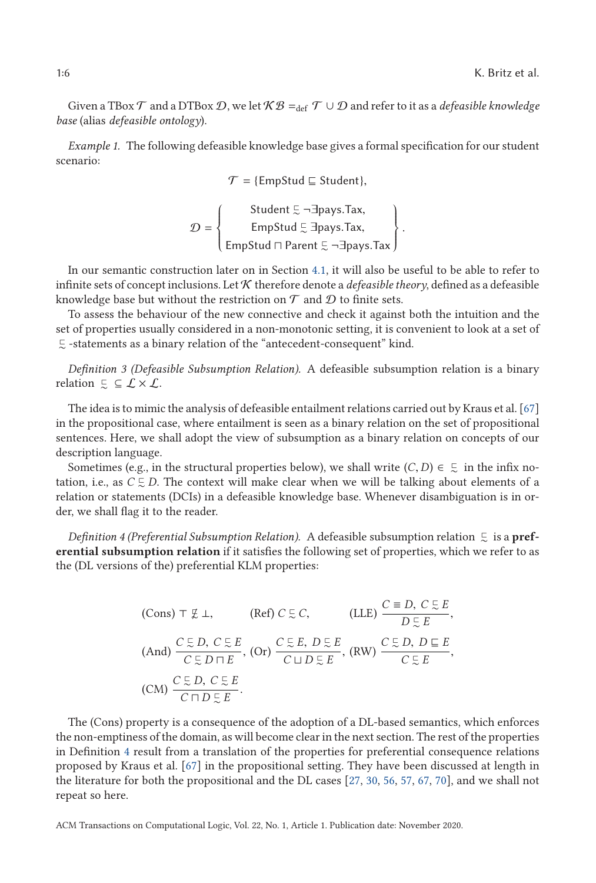Given a TBox $\mathcal{T}$ and a DTBox $\mathcal{D}$, we let $\mathcal{KB} =_{\text{def}} \mathcal{T} \cup \mathcal{D}$ and refer to it as a *defeasible knowledge base* (alias *defeasible ontology*).

*Example 1.* The following defeasible knowledge base gives a formal specification for our student scenario:

$$\mathcal{T} = \{\mathsf{EmpStud} \sqsubseteq \mathsf{Student}\},$$

$$\mathcal{D} = \left\{ \begin{array}{c} \mathsf{Student} \precsim \neg\exists \mathsf{pays}.\mathsf{Tax}, \\ \mathsf{EmpStud} \precsim \exists \mathsf{pays}.\mathsf{Tax}, \\ \mathsf{EmpStud} \sqcap \mathsf{Parent} \precsim \neg\exists \mathsf{pays}.\mathsf{Tax} \end{array} \right\}.$$

In our semantic construction later on in Section 4.1, it will also be useful to be able to refer to infinite sets of concept inclusions. Let $\mathcal{K}$ therefore denote a *defeasible theory*, defined as a defeasible knowledge base but without the restriction on $\mathcal{T}$ and $\mathcal{D}$ to finite sets.

To assess the behaviour of the new connective and check it against both the intuition and the set of properties usually considered in a non-monotonic setting, it is convenient to look at a set of $\precsim$ -statements as a binary relation of the "antecedent-consequent" kind.

*Definition 3 (Defeasible Subsumption Relation).* A defeasible subsumption relation is a binary relation $\precsim \ \subseteq \mathcal{L} \times \mathcal{L}$.

The idea is to mimic the analysis of defeasible entailment relations carried out by Kraus et al. [67] in the propositional case, where entailment is seen as a binary relation on the set of propositional sentences. Here, we shall adopt the view of subsumption as a binary relation on concepts of our description language.

Sometimes (e.g., in the structural properties below), we shall write $(C, D) \in \ \precsim$ in the infix notation, i.e., as $C \precsim D$. The context will make clear when we will be talking about elements of a relation or statements (DCIs) in a defeasible knowledge base. Whenever disambiguation is in order, we shall flag it to the reader.

*Definition 4 (Preferential Subsumption Relation).* A defeasible subsumption relation $\precsim$ is a **preferential subsumption relation** if it satisfies the following set of properties, which we refer to as the (DL versions of the) preferential KLM properties:

$$\text{(Cons)}\ \top \not\precsim \bot, \qquad \text{(Ref)}\ C \precsim C, \qquad \text{(LLE)}\ \frac{C \equiv D,\ C \precsim E}{D \precsim E},$$

$$\text{(And)}\ \frac{C \precsim D,\ C \precsim E}{C \precsim D \sqcap E},\ \text{(Or)}\ \frac{C \precsim E,\ D \precsim E}{C \sqcup D \precsim E},\ \text{(RW)}\ \frac{C \precsim D,\ D \sqsubseteq E}{C \precsim E},$$

$$\text{(CM)}\ \frac{C \precsim D,\ C \precsim E}{C \sqcap D \precsim E}.$$

The (Cons) property is a consequence of the adoption of a DL-based semantics, which enforces the non-emptiness of the domain, as will become clear in the next section. The rest of the properties in Definition 4 result from a translation of the properties for preferential consequence relations proposed by Kraus et al. [67] in the propositional setting. They have been discussed at length in the literature for both the propositional and the DL cases [27, 30, 56, 57, 67, 70], and we shall not repeat so here.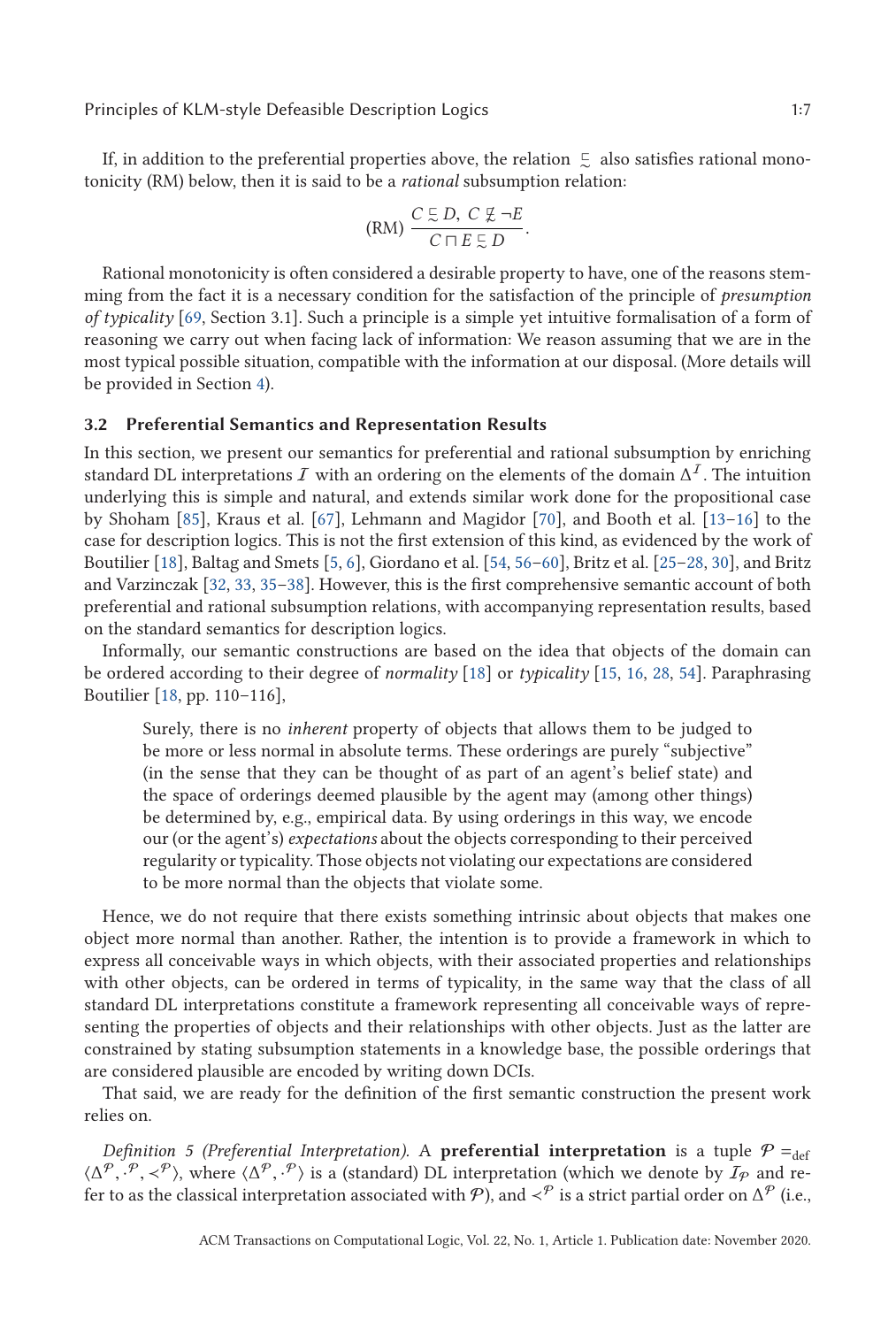If, in addition to the preferential properties above, the relation $\precsim$ also satisfies rational monotonicity (RM) below, then it is said to be a *rational* subsumption relation:

$$\text{(RM)}\ \frac{C \precsim D,\ C \not\precsim \neg E}{C \sqcap E \precsim D}.$$

Rational monotonicity is often considered a desirable property to have, one of the reasons stemming from the fact it is a necessary condition for the satisfaction of the principle of *presumption of typicality* [69, Section 3.1]. Such a principle is a simple yet intuitive formalisation of a form of reasoning we carry out when facing lack of information: We reason assuming that we are in the most typical possible situation, compatible with the information at our disposal. (More details will be provided in Section 4).

### 3.2 Preferential Semantics and Representation Results

In this section, we present our semantics for preferential and rational subsumption by enriching standard DL interpretations $\mathcal{I}$ with an ordering on the elements of the domain $\Delta^{\mathcal{I}}$. The intuition underlying this is simple and natural, and extends similar work done for the propositional case by Shoham [85], Kraus et al. [67], Lehmann and Magidor [70], and Booth et al. [13–16] to the case for description logics. This is not the first extension of this kind, as evidenced by the work of Boutilier [18], Baltag and Smets [5, 6], Giordano et al. [54, 56–60], Britz et al. [25–28, 30], and Britz and Varzinczak [32, 33, 35–38]. However, this is the first comprehensive semantic account of both preferential and rational subsumption relations, with accompanying representation results, based on the standard semantics for description logics.

Informally, our semantic constructions are based on the idea that objects of the domain can be ordered according to their degree of *normality* [18] or *typicality* [15, 16, 28, 54]. Paraphrasing Boutilier [18, pp. 110–116],

> Surely, there is no *inherent* property of objects that allows them to be judged to be more or less normal in absolute terms. These orderings are purely "subjective" (in the sense that they can be thought of as part of an agent's belief state) and the space of orderings deemed plausible by the agent may (among other things) be determined by, e.g., empirical data. By using orderings in this way, we encode our (or the agent's) *expectations* about the objects corresponding to their perceived regularity or typicality. Those objects not violating our expectations are considered to be more normal than the objects that violate some.

Hence, we do not require that there exists something intrinsic about objects that makes one object more normal than another. Rather, the intention is to provide a framework in which to express all conceivable ways in which objects, with their associated properties and relationships with other objects, can be ordered in terms of typicality, in the same way that the class of all standard DL interpretations constitute a framework representing all conceivable ways of representing the properties of objects and their relationships with other objects. Just as the latter are constrained by stating subsumption statements in a knowledge base, the possible orderings that are considered plausible are encoded by writing down DCIs.

That said, we are ready for the definition of the first semantic construction the present work relies on.

*Definition 5 (Preferential Interpretation).* A **preferential interpretation** is a tuple $\mathcal{P} =_{\text{def}} \langle \Delta^{\mathcal{P}}, \cdot^{\mathcal{P}}, \prec^{\mathcal{P}} \rangle$, where $\langle \Delta^{\mathcal{P}}, \cdot^{\mathcal{P}} \rangle$ is a (standard) DL interpretation (which we denote by $\mathcal{I}_{\mathcal{P}}$ and refer to as the classical interpretation associated with $\mathcal{P}$), and $\prec^{\mathcal{P}}$ is a strict partial order on $\Delta^{\mathcal{P}}$ (i.e.,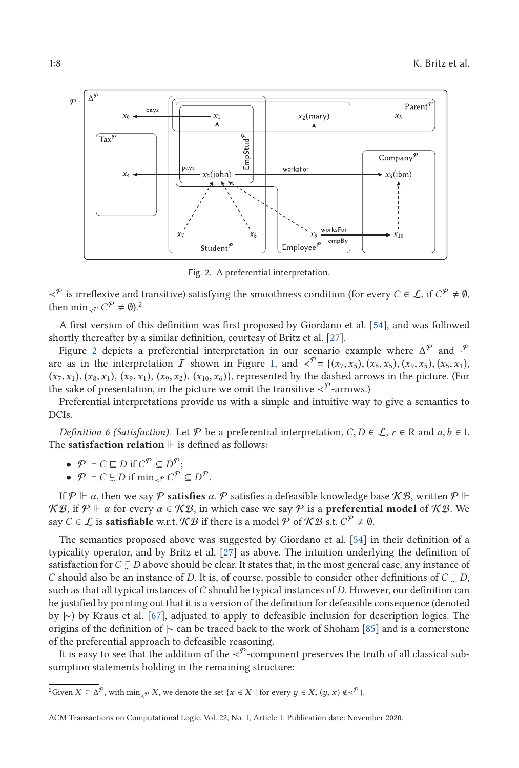Fig. 2. A preferential interpretation.

$\prec^{\mathcal{P}}$ is irreflexive and transitive) satisfying the smoothness condition (for every $C \in \mathcal{L}$, if $C^{\mathcal{P}} \neq \emptyset$, then $\min_{\prec^{\mathcal{P}}} C^{\mathcal{P}} \neq \emptyset$).[2]

A first version of this definition was first proposed by Giordano et al. [54], and was followed shortly thereafter by a similar definition, courtesy of Britz et al. [27].

Figure 2 depicts a preferential interpretation in our scenario example where $\Delta^{\mathcal{P}}$ and $\cdot^{\mathcal{P}}$ are as in the interpretation $\mathcal{I}$ shown in Figure 1, and $\prec^{\mathcal{P}} = \{(x_7, x_5), (x_8, x_5), (x_9, x_5), (x_5, x_1), (x_7, x_1), (x_8, x_1), (x_9, x_1), (x_9, x_2), (x_{10}, x_6)\}$, represented by the dashed arrows in the picture. (For the sake of presentation, in the picture we omit the transitive $\prec^{\mathcal{P}}$-arrows.)

Preferential interpretations provide us with a simple and intuitive way to give a semantics to DCIs.

*Definition 6 (Satisfaction).* Let $\mathcal{P}$ be a preferential interpretation, $C, D \in \mathcal{L}$, $r \in \mathsf{R}$ and $a, b \in \mathsf{I}$. The **satisfaction relation** $\Vdash$ is defined as follows:

- $\mathcal{P} \Vdash C \sqsubseteq D$ if $C^{\mathcal{P}} \subseteq D^{\mathcal{P}}$;
- $\mathcal{P} \Vdash C \precsim D$ if $\min_{\prec^{\mathcal{P}}} C^{\mathcal{P}} \subseteq D^{\mathcal{P}}$.

If $\mathcal{P} \Vdash \alpha$, then we say $\mathcal{P}$ **satisfies** $\alpha$. $\mathcal{P}$ satisfies a defeasible knowledge base $\mathcal{KB}$, written $\mathcal{P} \Vdash \mathcal{KB}$, if $\mathcal{P} \Vdash \alpha$ for every $\alpha \in \mathcal{KB}$, in which case we say $\mathcal{P}$ is a **preferential model** of $\mathcal{KB}$. We say $C \in \mathcal{L}$ is **satisfiable** w.r.t. $\mathcal{KB}$ if there is a model $\mathcal{P}$ of $\mathcal{KB}$ s.t. $C^{\mathcal{P}} \neq \emptyset$.

The semantics proposed above was suggested by Giordano et al. [54] in their definition of a typicality operator, and by Britz et al. [27] as above. The intuition underlying the definition of satisfaction for $C \precsim D$ above should be clear. It states that, in the most general case, any instance of $C$ should also be an instance of $D$. It is, of course, possible to consider other definitions of $C \precsim D$, such as that all typical instances of $C$ should be typical instances of $D$. However, our definition can be justified by pointing out that it is a version of the definition for defeasible consequence (denoted by $\mid\!\sim$) by Kraus et al. [67], adjusted to apply to defeasible inclusion for description logics. The origins of the definition of $\mid\!\sim$ can be traced back to the work of Shoham [85] and is a cornerstone of the preferential approach to defeasible reasoning.

It is easy to see that the addition of the $\prec^{\mathcal{P}}$-component preserves the truth of all classical subsumption statements holding in the remaining structure:

[2] Given $X \subseteq \Delta^{\mathcal{P}}$, with $\min_{\prec^{\mathcal{P}}} X$, we denote the set $\{x \in X \mid \text{for every } y \in X, (y, x) \notin \prec^{\mathcal{P}}\}$.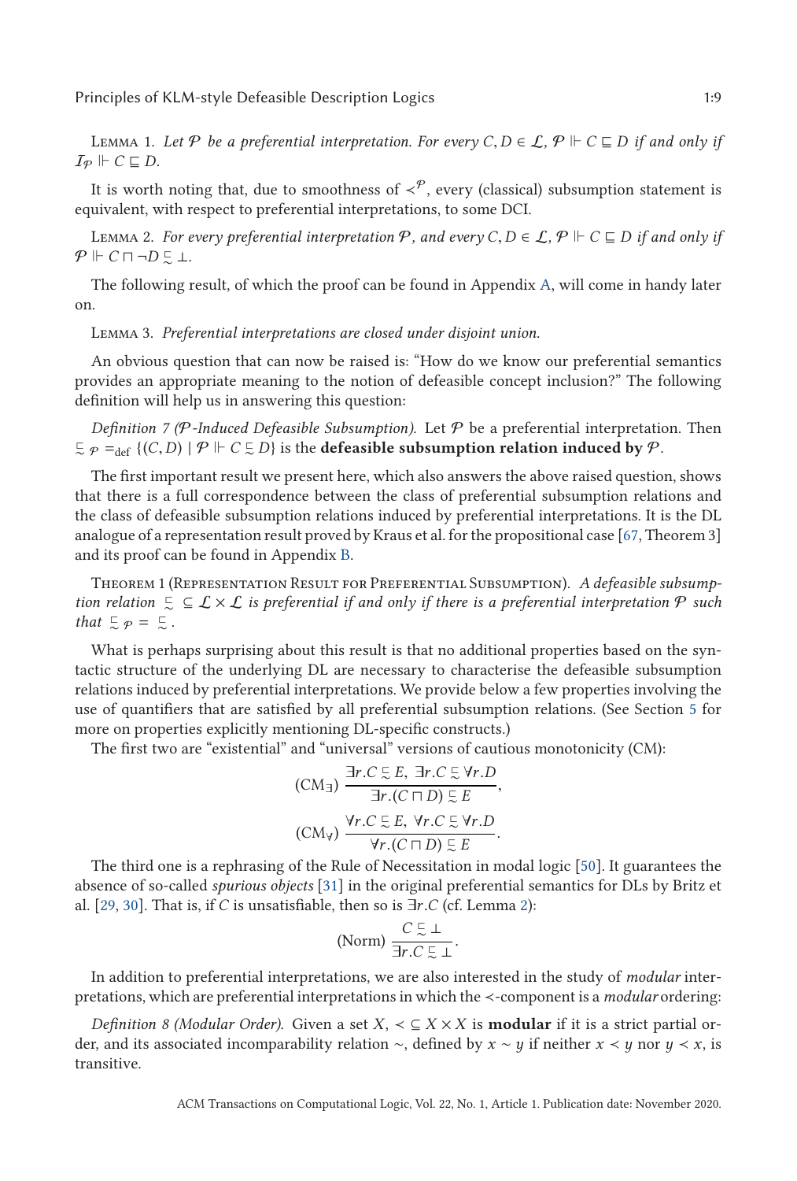Lemma 1. *Let $\mathcal{P}$ be a preferential interpretation. For every $C, D \in \mathcal{L}$, $\mathcal{P} \Vdash C \sqsubseteq D$ if and only if $\mathcal{I}_{\mathcal{P}} \Vdash C \sqsubseteq D$.*

It is worth noting that, due to smoothness of $\prec^{\mathcal{P}}$, every (classical) subsumption statement is equivalent, with respect to preferential interpretations, to some DCI.

Lemma 2. *For every preferential interpretation $\mathcal{P}$, and every $C, D \in \mathcal{L}$, $\mathcal{P} \Vdash C \sqsubseteq D$ if and only if $\mathcal{P} \Vdash C \sqcap \neg D \precsim \bot$.*

The following result, of which the proof can be found in Appendix A, will come in handy later on.

Lemma 3. *Preferential interpretations are closed under disjoint union.*

An obvious question that can now be raised is: "How do we know our preferential semantics provides an appropriate meaning to the notion of defeasible concept inclusion?" The following definition will help us in answering this question:

*Definition 7 ($\mathcal{P}$-Induced Defeasible Subsumption).* Let $\mathcal{P}$ be a preferential interpretation. Then $\precsim_{\mathcal{P}} =_{\text{def}} \{(C, D) \mid \mathcal{P} \Vdash C \precsim D\}$ is the **defeasible subsumption relation induced by** $\mathcal{P}$.

The first important result we present here, which also answers the above raised question, shows that there is a full correspondence between the class of preferential subsumption relations and the class of defeasible subsumption relations induced by preferential interpretations. It is the DL analogue of a representation result proved by Kraus et al. for the propositional case [67, Theorem 3] and its proof can be found in Appendix B.

Theorem 1 (Representation Result for Preferential Subsumption). *A defeasible subsumption relation $\precsim \subseteq \mathcal{L} \times \mathcal{L}$ is preferential if and only if there is a preferential interpretation $\mathcal{P}$ such that $\precsim_{\mathcal{P}} = \precsim$.*

What is perhaps surprising about this result is that no additional properties based on the syntactic structure of the underlying DL are necessary to characterise the defeasible subsumption relations induced by preferential interpretations. We provide below a few properties involving the use of quantifiers that are satisfied by all preferential subsumption relations. (See Section 5 for more on properties explicitly mentioning DL-specific constructs.)

The first two are "existential" and "universal" versions of cautious monotonicity (CM):

$$(\text{CM}_\exists)\ \frac{\exists r.C \precsim E,\ \exists r.C \precsim \forall r.D}{\exists r.(C \sqcap D) \precsim E},$$

$$(\text{CM}_\forall)\ \frac{\forall r.C \precsim E,\ \forall r.C \precsim \forall r.D}{\forall r.(C \sqcap D) \precsim E}.$$

The third one is a rephrasing of the Rule of Necessitation in modal logic [50]. It guarantees the absence of so-called *spurious objects* [31] in the original preferential semantics for DLs by Britz et al. [29, 30]. That is, if $C$ is unsatisfiable, then so is $\exists r.C$ (cf. Lemma 2):

$$(\text{Norm})\ \frac{C \precsim \bot}{\exists r.C \precsim \bot}.$$

In addition to preferential interpretations, we are also interested in the study of *modular* interpretations, which are preferential interpretations in which the $\prec$-component is a *modular* ordering:

*Definition 8 (Modular Order).* Given a set $X$, $\prec \subseteq X \times X$ is **modular** if it is a strict partial order, and its associated incomparability relation $\sim$, defined by $x \sim y$ if neither $x \prec y$ nor $y \prec x$, is transitive.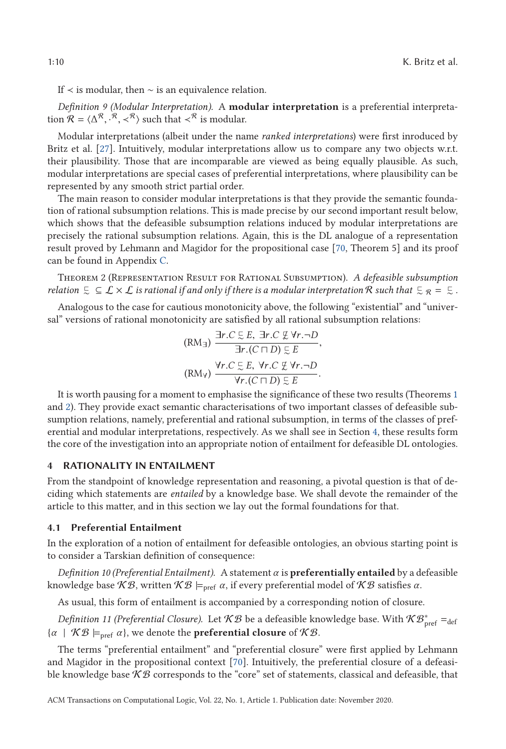If $\prec$ is modular, then $\sim$ is an equivalence relation.

*Definition 9 (Modular Interpretation).* A **modular interpretation** is a preferential interpretation $\mathcal{R} = \langle \Delta^{\mathcal{R}}, \cdot^{\mathcal{R}}, \prec^{\mathcal{R}} \rangle$ such that $\prec^{\mathcal{R}}$ is modular.

Modular interpretations (albeit under the name *ranked interpretations*) were first inroduced by Britz et al. [27]. Intuitively, modular interpretations allow us to compare any two objects w.r.t. their plausibility. Those that are incomparable are viewed as being equally plausible. As such, modular interpretations are special cases of preferential interpretations, where plausibility can be represented by any smooth strict partial order.

The main reason to consider modular interpretations is that they provide the semantic foundation of rational subsumption relations. This is made precise by our second important result below, which shows that the defeasible subsumption relations induced by modular interpretations are precisely the rational subsumption relations. Again, this is the DL analogue of a representation result proved by Lehmann and Magidor for the propositional case [70, Theorem 5] and its proof can be found in Appendix C.

THEOREM 2 (REPRESENTATION RESULT FOR RATIONAL SUBSUMPTION). *A defeasible subsumption relation $\mathrel{\underset{\sim}{\sqsubset}} \subseteq \mathcal{L} \times \mathcal{L}$ is rational if and only if there is a modular interpretation $\mathcal{R}$ such that $\mathrel{\underset{\sim}{\sqsubset}}_{\mathcal{R}} = \mathrel{\underset{\sim}{\sqsubset}}$.*

Analogous to the case for cautious monotonicity above, the following "existential" and "universal" versions of rational monotonicity are satisfied by all rational subsumption relations:

$$(\text{RM}_\exists)\ \frac{\exists r.C \mathrel{\underset{\sim}{\sqsubset}} E,\ \exists r.C \not\mathrel{\underset{\sim}{\sqsubset}} \forall r.\neg D}{\exists r.(C \sqcap D) \mathrel{\underset{\sim}{\sqsubset}} E},$$

$$(\text{RM}_\forall)\ \frac{\forall r.C \mathrel{\underset{\sim}{\sqsubset}} E,\ \forall r.C \not\mathrel{\underset{\sim}{\sqsubset}} \forall r.\neg D}{\forall r.(C \sqcap D) \mathrel{\underset{\sim}{\sqsubset}} E}.$$

It is worth pausing for a moment to emphasise the significance of these two results (Theorems 1 and 2). They provide exact semantic characterisations of two important classes of defeasible subsumption relations, namely, preferential and rational subsumption, in terms of the classes of preferential and modular interpretations, respectively. As we shall see in Section 4, these results form the core of the investigation into an appropriate notion of entailment for defeasible DL ontologies.

## 4 RATIONALITY IN ENTAILMENT

From the standpoint of knowledge representation and reasoning, a pivotal question is that of deciding which statements are *entailed* by a knowledge base. We shall devote the remainder of the article to this matter, and in this section we lay out the formal foundations for that.

### 4.1 Preferential Entailment

In the exploration of a notion of entailment for defeasible ontologies, an obvious starting point is to consider a Tarskian definition of consequence:

*Definition 10 (Preferential Entailment).* A statement $\alpha$ is **preferentially entailed** by a defeasible knowledge base $\mathcal{KB}$, written $\mathcal{KB} \models_{\text{pref}} \alpha$, if every preferential model of $\mathcal{KB}$ satisfies $\alpha$.

As usual, this form of entailment is accompanied by a corresponding notion of closure.

*Definition 11 (Preferential Closure).* Let $\mathcal{KB}$ be a defeasible knowledge base. With $\mathcal{KB}^*_{\text{pref}} =_{\text{def}} \{\alpha \mid \mathcal{KB} \models_{\text{pref}} \alpha\}$, we denote the **preferential closure** of $\mathcal{KB}$.

The terms "preferential entailment" and "preferential closure" were first applied by Lehmann and Magidor in the propositional context [70]. Intuitively, the preferential closure of a defeasible knowledge base $\mathcal{KB}$ corresponds to the "core" set of statements, classical and defeasible, that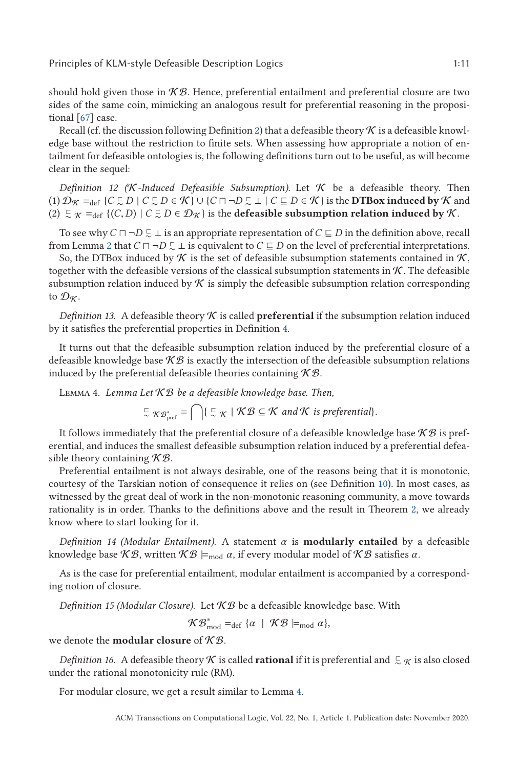should hold given those in $\mathcal{KB}$. Hence, preferential entailment and preferential closure are two sides of the same coin, mimicking an analogous result for preferential reasoning in the propositional [67] case.

Recall (cf. the discussion following Definition 2) that a defeasible theory $\mathcal{K}$ is a defeasible knowledge base without the restriction to finite sets. When assessing how appropriate a notion of entailment for defeasible ontologies is, the following definitions turn out to be useful, as will become clear in the sequel:

*Definition 12 ($\mathcal{K}$-Induced Defeasible Subsumption).* Let $\mathcal{K}$ be a defeasible theory. Then (1) $\mathcal{D}_{\mathcal{K}} =_{\text{def}} \{C \sqsubsim D \mid C \sqsubsim D \in \mathcal{K}\} \cup \{C \sqcap \neg D \sqsubsim \bot \mid C \sqsubseteq D \in \mathcal{K}\}$ is the **DTBox induced by** $\mathcal{K}$ and (2) $\sqsubsim_{\mathcal{K}} =_{\text{def}} \{(C, D) \mid C \sqsubsim D \in \mathcal{D}_{\mathcal{K}}\}$ is the **defeasible subsumption relation induced by** $\mathcal{K}$.

To see why $C \sqcap \neg D \sqsubsim \bot$ is an appropriate representation of $C \sqsubseteq D$ in the definition above, recall from Lemma 2 that $C \sqcap \neg D \sqsubsim \bot$ is equivalent to $C \sqsubseteq D$ on the level of preferential interpretations.

So, the DTBox induced by $\mathcal{K}$ is the set of defeasible subsumption statements contained in $\mathcal{K}$, together with the defeasible versions of the classical subsumption statements in $\mathcal{K}$. The defeasible subsumption relation induced by $\mathcal{K}$ is simply the defeasible subsumption relation corresponding to $\mathcal{D}_{\mathcal{K}}$.

*Definition 13.* A defeasible theory $\mathcal{K}$ is called **preferential** if the subsumption relation induced by it satisfies the preferential properties in Definition 4.

It turns out that the defeasible subsumption relation induced by the preferential closure of a defeasible knowledge base $\mathcal{KB}$ is exactly the intersection of the defeasible subsumption relations induced by the preferential defeasible theories containing $\mathcal{KB}$.

Lemma 4. *Lemma Let $\mathcal{KB}$ be a defeasible knowledge base. Then,*

$$\sqsubsim_{\mathcal{KB}^*_{\text{pref}}} = \bigcap \{\sqsubsim_{\mathcal{K}} \mid \mathcal{KB} \subseteq \mathcal{K} \text{ and } \mathcal{K} \text{ is preferential}\}.$$

It follows immediately that the preferential closure of a defeasible knowledge base $\mathcal{KB}$ is preferential, and induces the smallest defeasible subsumption relation induced by a preferential defeasible theory containing $\mathcal{KB}$.

Preferential entailment is not always desirable, one of the reasons being that it is monotonic, courtesy of the Tarskian notion of consequence it relies on (see Definition 10). In most cases, as witnessed by the great deal of work in the non-monotonic reasoning community, a move towards rationality is in order. Thanks to the definitions above and the result in Theorem 2, we already know where to start looking for it.

*Definition 14 (Modular Entailment).* A statement $\alpha$ is **modularly entailed** by a defeasible knowledge base $\mathcal{KB}$, written $\mathcal{KB} \models_{\text{mod}} \alpha$, if every modular model of $\mathcal{KB}$ satisfies $\alpha$.

As is the case for preferential entailment, modular entailment is accompanied by a corresponding notion of closure.

*Definition 15 (Modular Closure).* Let $\mathcal{KB}$ be a defeasible knowledge base. With

$$\mathcal{KB}^*_{\text{mod}} =_{\text{def}} \{\alpha \mid \mathcal{KB} \models_{\text{mod}} \alpha\},$$

we denote the **modular closure** of $\mathcal{KB}$.

*Definition 16.* A defeasible theory $\mathcal{K}$ is called **rational** if it is preferential and $\sqsubsim_{\mathcal{K}}$ is also closed under the rational monotonicity rule (RM).

For modular closure, we get a result similar to Lemma 4.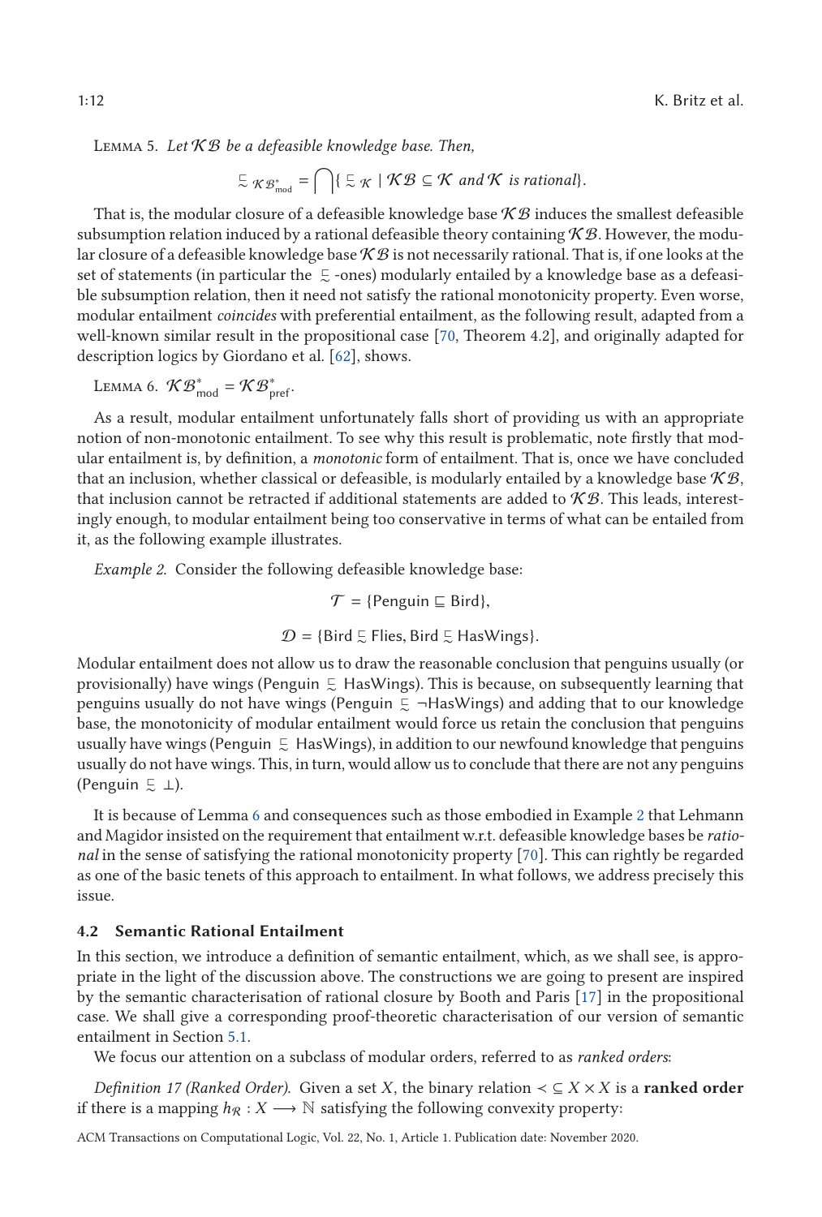Lemma 5. *Let $\mathcal{KB}$ be a defeasible knowledge base. Then,*

$$\precsim_{\mathcal{KB}^*_{\text{mod}}} = \bigcap \{ \precsim_{\mathcal{K}} \mid \mathcal{KB} \subseteq \mathcal{K} \text{ and } \mathcal{K} \text{ is rational} \}.$$

That is, the modular closure of a defeasible knowledge base $\mathcal{KB}$ induces the smallest defeasible subsumption relation induced by a rational defeasible theory containing $\mathcal{KB}$. However, the modular closure of a defeasible knowledge base $\mathcal{KB}$ is not necessarily rational. That is, if one looks at the set of statements (in particular the $\precsim$-ones) modularly entailed by a knowledge base as a defeasible subsumption relation, then it need not satisfy the rational monotonicity property. Even worse, modular entailment *coincides* with preferential entailment, as the following result, adapted from a well-known similar result in the propositional case [70, Theorem 4.2], and originally adapted for description logics by Giordano et al. [62], shows.

Lemma 6. $\mathcal{KB}^*_{\text{mod}} = \mathcal{KB}^*_{\text{pref}}$.

As a result, modular entailment unfortunately falls short of providing us with an appropriate notion of non-monotonic entailment. To see why this result is problematic, note firstly that modular entailment is, by definition, a *monotonic* form of entailment. That is, once we have concluded that an inclusion, whether classical or defeasible, is modularly entailed by a knowledge base $\mathcal{KB}$, that inclusion cannot be retracted if additional statements are added to $\mathcal{KB}$. This leads, interestingly enough, to modular entailment being too conservative in terms of what can be entailed from it, as the following example illustrates.

*Example 2.* Consider the following defeasible knowledge base:

$$\mathcal{T} = \{\mathsf{Penguin} \sqsubseteq \mathsf{Bird}\},$$

$$\mathcal{D} = \{\mathsf{Bird} \precsim \mathsf{Flies}, \mathsf{Bird} \precsim \mathsf{HasWings}\}.$$

Modular entailment does not allow us to draw the reasonable conclusion that penguins usually (or provisionally) have wings ($\mathsf{Penguin} \precsim \mathsf{HasWings}$). This is because, on subsequently learning that penguins usually do not have wings ($\mathsf{Penguin} \precsim \neg\mathsf{HasWings}$) and adding that to our knowledge base, the monotonicity of modular entailment would force us retain the conclusion that penguins usually have wings ($\mathsf{Penguin} \precsim \mathsf{HasWings}$), in addition to our newfound knowledge that penguins usually do not have wings. This, in turn, would allow us to conclude that there are not any penguins ($\mathsf{Penguin} \precsim \bot$).

It is because of Lemma 6 and consequences such as those embodied in Example 2 that Lehmann and Magidor insisted on the requirement that entailment w.r.t. defeasible knowledge bases be *rational* in the sense of satisfying the rational monotonicity property [70]. This can rightly be regarded as one of the basic tenets of this approach to entailment. In what follows, we address precisely this issue.

### 4.2 Semantic Rational Entailment

In this section, we introduce a definition of semantic entailment, which, as we shall see, is appropriate in the light of the discussion above. The constructions we are going to present are inspired by the semantic characterisation of rational closure by Booth and Paris [17] in the propositional case. We shall give a corresponding proof-theoretic characterisation of our version of semantic entailment in Section 5.1.

We focus our attention on a subclass of modular orders, referred to as *ranked orders*:

*Definition 17 (Ranked Order).* Given a set $X$, the binary relation $\prec \subseteq X \times X$ is a **ranked order** if there is a mapping $h_{\mathcal{R}} : X \longrightarrow \mathbb{N}$ satisfying the following convexity property: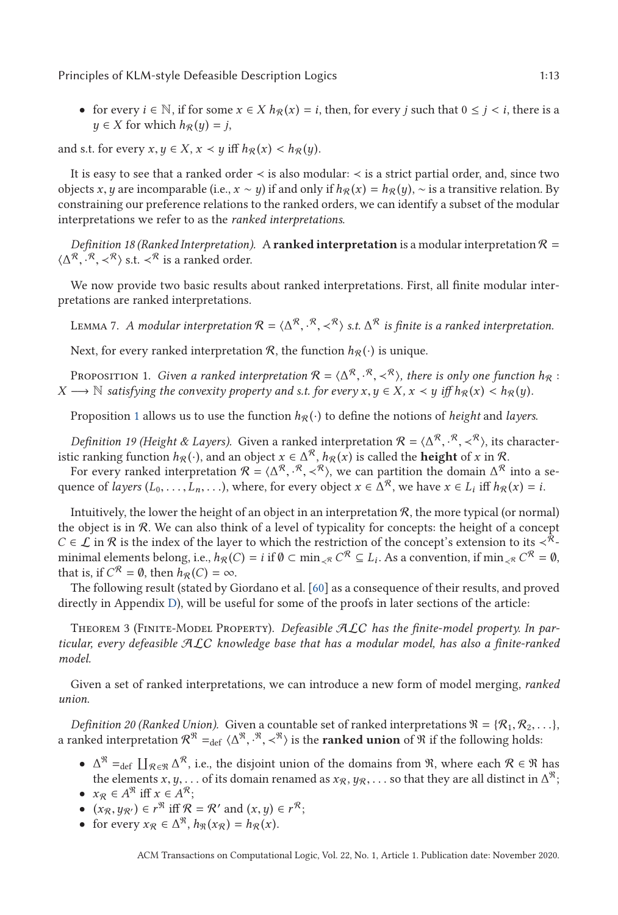- for every $i \in \mathbb{N}$, if for some $x \in X$ $h_{\mathcal{R}}(x) = i$, then, for every $j$ such that $0 \leq j < i$, there is a $y \in X$ for which $h_{\mathcal{R}}(y) = j$,

and s.t. for every $x, y \in X$, $x \prec y$ iff $h_{\mathcal{R}}(x) < h_{\mathcal{R}}(y)$.

It is easy to see that a ranked order $\prec$ is also modular: $\prec$ is a strict partial order, and, since two objects $x, y$ are incomparable (i.e., $x \sim y$) if and only if $h_{\mathcal{R}}(x) = h_{\mathcal{R}}(y)$, $\sim$ is a transitive relation. By constraining our preference relations to the ranked orders, we can identify a subset of the modular interpretations we refer to as the *ranked interpretations*.

*Definition 18 (Ranked Interpretation).* A **ranked interpretation** is a modular interpretation $\mathcal{R} = \langle \Delta^{\mathcal{R}}, \cdot^{\mathcal{R}}, \prec^{\mathcal{R}} \rangle$ s.t. $\prec^{\mathcal{R}}$ is a ranked order.

We now provide two basic results about ranked interpretations. First, all finite modular interpretations are ranked interpretations.

Lemma 7. *A modular interpretation $\mathcal{R} = \langle \Delta^{\mathcal{R}}, \cdot^{\mathcal{R}}, \prec^{\mathcal{R}} \rangle$ s.t. $\Delta^{\mathcal{R}}$ is finite is a ranked interpretation.*

Next, for every ranked interpretation $\mathcal{R}$, the function $h_{\mathcal{R}}(\cdot)$ is unique.

Proposition 1. *Given a ranked interpretation $\mathcal{R} = \langle \Delta^{\mathcal{R}}, \cdot^{\mathcal{R}}, \prec^{\mathcal{R}} \rangle$, there is only one function $h_{\mathcal{R}} : X \longrightarrow \mathbb{N}$ satisfying the convexity property and s.t. for every $x, y \in X$, $x \prec y$ iff $h_{\mathcal{R}}(x) < h_{\mathcal{R}}(y)$.*

Proposition 1 allows us to use the function $h_{\mathcal{R}}(\cdot)$ to define the notions of *height* and *layers*.

*Definition 19 (Height & Layers).* Given a ranked interpretation $\mathcal{R} = \langle \Delta^{\mathcal{R}}, \cdot^{\mathcal{R}}, \prec^{\mathcal{R}} \rangle$, its characteristic ranking function $h_{\mathcal{R}}(\cdot)$, and an object $x \in \Delta^{\mathcal{R}}$, $h_{\mathcal{R}}(x)$ is called the **height** of $x$ in $\mathcal{R}$.

For every ranked interpretation $\mathcal{R} = \langle \Delta^{\mathcal{R}}, \cdot^{\mathcal{R}}, \prec^{\mathcal{R}} \rangle$, we can partition the domain $\Delta^{\mathcal{R}}$ into a sequence of *layers* $(L_0, \ldots, L_n, \ldots)$, where, for every object $x \in \Delta^{\mathcal{R}}$, we have $x \in L_i$ iff $h_{\mathcal{R}}(x) = i$.

Intuitively, the lower the height of an object in an interpretation $\mathcal{R}$, the more typical (or normal) the object is in $\mathcal{R}$. We can also think of a level of typicality for concepts: the height of a concept $C \in \mathcal{L}$ in $\mathcal{R}$ is the index of the layer to which the restriction of the concept's extension to its $\prec^{\mathcal{R}}$-minimal elements belong, i.e., $h_{\mathcal{R}}(C) = i$ if $\emptyset \subset \min_{\prec^{\mathcal{R}}} C^{\mathcal{R}} \subseteq L_i$. As a convention, if $\min_{\prec^{\mathcal{R}}} C^{\mathcal{R}} = \emptyset$, that is, if $C^{\mathcal{R}} = \emptyset$, then $h_{\mathcal{R}}(C) = \infty$.

The following result (stated by Giordano et al. [60] as a consequence of their results, and proved directly in Appendix D), will be useful for some of the proofs in later sections of the article:

Theorem 3 (Finite-Model Property). *Defeasible $\mathcal{ALC}$ has the finite-model property. In particular, every defeasible $\mathcal{ALC}$ knowledge base that has a modular model, has also a finite-ranked model.*

Given a set of ranked interpretations, we can introduce a new form of model merging, *ranked union*.

*Definition 20 (Ranked Union).* Given a countable set of ranked interpretations $\mathfrak{R} = \{\mathcal{R}_1, \mathcal{R}_2, \ldots\}$, a ranked interpretation $\mathcal{R}^{\mathfrak{R}} =_{\text{def}} \langle \Delta^{\mathfrak{R}}, \cdot^{\mathfrak{R}}, \prec^{\mathfrak{R}} \rangle$ is the **ranked union** of $\mathfrak{R}$ if the following holds:

- $\Delta^{\mathfrak{R}} =_{\text{def}} \coprod_{\mathcal{R} \in \mathfrak{R}} \Delta^{\mathcal{R}}$, i.e., the disjoint union of the domains from $\mathfrak{R}$, where each $\mathcal{R} \in \mathfrak{R}$ has the elements $x, y, \ldots$ of its domain renamed as $x_{\mathcal{R}}, y_{\mathcal{R}}, \ldots$ so that they are all distinct in $\Delta^{\mathfrak{R}}$;
- $x_{\mathcal{R}} \in A^{\mathfrak{R}}$ iff $x \in A^{\mathcal{R}}$;
- $(x_{\mathcal{R}}, y_{\mathcal{R}'}) \in r^{\mathfrak{R}}$ iff $\mathcal{R} = \mathcal{R}'$ and $(x, y) \in r^{\mathcal{R}}$;
- for every $x_{\mathcal{R}} \in \Delta^{\mathfrak{R}}$, $h_{\mathfrak{R}}(x_{\mathcal{R}}) = h_{\mathcal{R}}(x)$.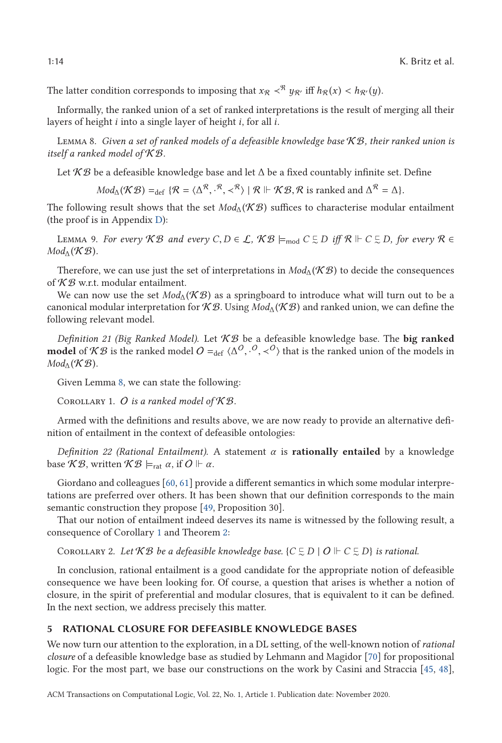The latter condition corresponds to imposing that $x_{\mathcal{R}} \prec^{\Re} y_{\mathcal{R}'}$ iff $h_{\mathcal{R}}(x) < h_{\mathcal{R}'}(y)$.

Informally, the ranked union of a set of ranked interpretations is the result of merging all their layers of height $i$ into a single layer of height $i$, for all $i$.

Lemma 8. *Given a set of ranked models of a defeasible knowledge base $\mathcal{KB}$, their ranked union is itself a ranked model of $\mathcal{KB}$.*

Let $\mathcal{KB}$ be a defeasible knowledge base and let $\Delta$ be a fixed countably infinite set. Define

$$Mod_{\Delta}(\mathcal{KB}) =_{\text{def}} \{\mathcal{R} = \langle \Delta^{\mathcal{R}}, \cdot^{\mathcal{R}}, \prec^{\mathcal{R}} \rangle \mid \mathcal{R} \Vdash \mathcal{KB}, \mathcal{R} \text{ is ranked and } \Delta^{\mathcal{R}} = \Delta\}.$$

The following result shows that the set $Mod_{\Delta}(\mathcal{KB})$ suffices to characterise modular entailment (the proof is in Appendix D):

Lemma 9. *For every $\mathcal{KB}$ and every $C, D \in \mathcal{L}$, $\mathcal{KB} \models_{\text{mod}} C \,\tilde{\sqsubseteq}\, D$ iff $\mathcal{R} \Vdash C \,\tilde{\sqsubseteq}\, D$, for every $\mathcal{R} \in Mod_{\Delta}(\mathcal{KB})$.*

Therefore, we can use just the set of interpretations in $Mod_{\Delta}(\mathcal{KB})$ to decide the consequences of $\mathcal{KB}$ w.r.t. modular entailment.

We can now use the set $Mod_{\Delta}(\mathcal{KB})$ as a springboard to introduce what will turn out to be a canonical modular interpretation for $\mathcal{KB}$. Using $Mod_{\Delta}(\mathcal{KB})$ and ranked union, we can define the following relevant model.

*Definition 21 (Big Ranked Model).* Let $\mathcal{KB}$ be a defeasible knowledge base. The **big ranked model** of $\mathcal{KB}$ is the ranked model $\mathcal{O} =_{\text{def}} \langle \Delta^{\mathcal{O}}, \cdot^{\mathcal{O}}, \prec^{\mathcal{O}} \rangle$ that is the ranked union of the models in $Mod_{\Delta}(\mathcal{KB})$.

Given Lemma 8, we can state the following:

Corollary 1. *$\mathcal{O}$ is a ranked model of $\mathcal{KB}$.*

Armed with the definitions and results above, we are now ready to provide an alternative definition of entailment in the context of defeasible ontologies:

*Definition 22 (Rational Entailment).* A statement $\alpha$ is **rationally entailed** by a knowledge base $\mathcal{KB}$, written $\mathcal{KB} \models_{\text{rat}} \alpha$, if $\mathcal{O} \Vdash \alpha$.

Giordano and colleagues [60, 61] provide a different semantics in which some modular interpretations are preferred over others. It has been shown that our definition corresponds to the main semantic construction they propose [49, Proposition 30].

That our notion of entailment indeed deserves its name is witnessed by the following result, a consequence of Corollary 1 and Theorem 2:

Corollary 2. *Let $\mathcal{KB}$ be a defeasible knowledge base. $\{C \,\tilde{\sqsubseteq}\, D \mid \mathcal{O} \Vdash C \,\tilde{\sqsubseteq}\, D\}$ is rational.*

In conclusion, rational entailment is a good candidate for the appropriate notion of defeasible consequence we have been looking for. Of course, a question that arises is whether a notion of closure, in the spirit of preferential and modular closures, that is equivalent to it can be defined. In the next section, we address precisely this matter.

## 5 RATIONAL CLOSURE FOR DEFEASIBLE KNOWLEDGE BASES

We now turn our attention to the exploration, in a DL setting, of the well-known notion of *rational closure* of a defeasible knowledge base as studied by Lehmann and Magidor [70] for propositional logic. For the most part, we base our constructions on the work by Casini and Straccia [45, 48],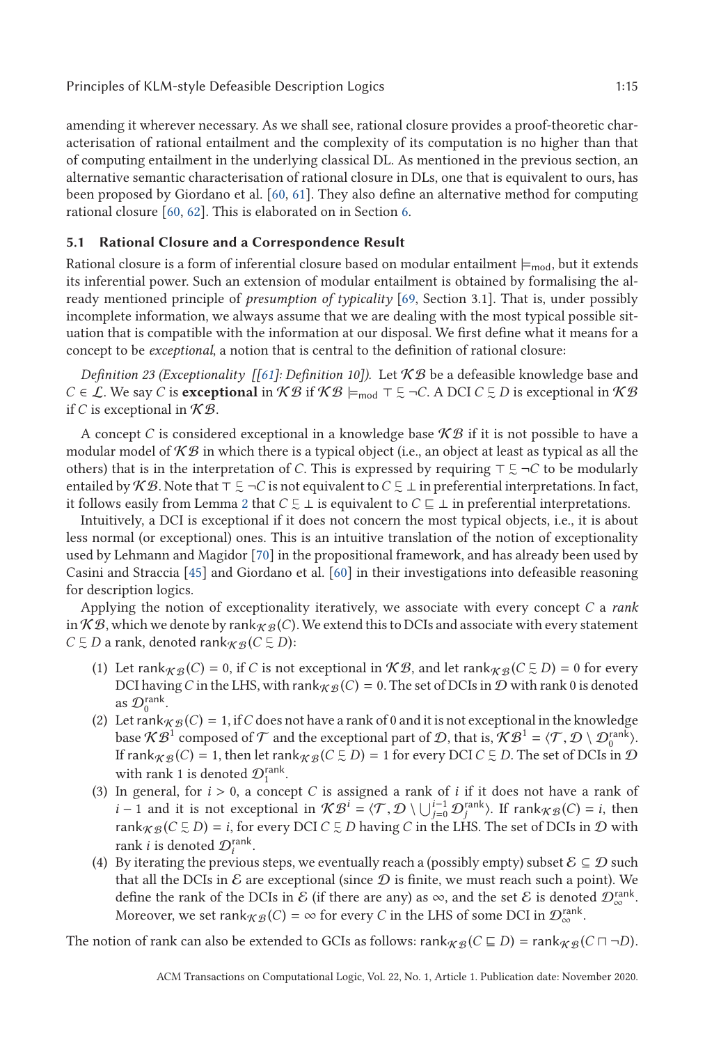amending it wherever necessary. As we shall see, rational closure provides a proof-theoretic characterisation of rational entailment and the complexity of its computation is no higher than that of computing entailment in the underlying classical DL. As mentioned in the previous section, an alternative semantic characterisation of rational closure in DLs, one that is equivalent to ours, has been proposed by Giordano et al. [60, 61]. They also define an alternative method for computing rational closure [60, 62]. This is elaborated on in Section 6.

### 5.1 Rational Closure and a Correspondence Result

Rational closure is a form of inferential closure based on modular entailment $\models_{\mathsf{mod}}$, but it extends its inferential power. Such an extension of modular entailment is obtained by formalising the already mentioned principle of *presumption of typicality* [69, Section 3.1]. That is, under possibly incomplete information, we always assume that we are dealing with the most typical possible situation that is compatible with the information at our disposal. We first define what it means for a concept to be *exceptional*, a notion that is central to the definition of rational closure:

*Definition 23 (Exceptionality [[61]: Definition 10]).* Let $\mathcal{KB}$ be a defeasible knowledge base and $C \in \mathcal{L}$. We say $C$ is **exceptional** in $\mathcal{KB}$ if $\mathcal{KB} \models_{\mathsf{mod}} \top \sqsubsim \neg C$. A DCI $C \sqsubsim D$ is exceptional in $\mathcal{KB}$ if $C$ is exceptional in $\mathcal{KB}$.

A concept $C$ is considered exceptional in a knowledge base $\mathcal{KB}$ if it is not possible to have a modular model of $\mathcal{KB}$ in which there is a typical object (i.e., an object at least as typical as all the others) that is in the interpretation of $C$. This is expressed by requiring $\top \sqsubsim \neg C$ to be modularly entailed by $\mathcal{KB}$. Note that $\top \sqsubsim \neg C$ is not equivalent to $C \sqsubsim \bot$ in preferential interpretations. In fact, it follows easily from Lemma 2 that $C \sqsubsim \bot$ is equivalent to $C \sqsubseteq \bot$ in preferential interpretations.

Intuitively, a DCI is exceptional if it does not concern the most typical objects, i.e., it is about less normal (or exceptional) ones. This is an intuitive translation of the notion of exceptionality used by Lehmann and Magidor [70] in the propositional framework, and has already been used by Casini and Straccia [45] and Giordano et al. [60] in their investigations into defeasible reasoning for description logics.

Applying the notion of exceptionality iteratively, we associate with every concept $C$ a *rank* in $\mathcal{KB}$, which we denote by $\mathsf{rank}_{\mathcal{KB}}(C)$. We extend this to DCIs and associate with every statement $C \sqsubsim D$ a rank, denoted $\mathsf{rank}_{\mathcal{KB}}(C \sqsubsim D)$:

1. Let $\mathsf{rank}_{\mathcal{KB}}(C) = 0$, if $C$ is not exceptional in $\mathcal{KB}$, and let $\mathsf{rank}_{\mathcal{KB}}(C \sqsubsim D) = 0$ for every DCI having $C$ in the LHS, with $\mathsf{rank}_{\mathcal{KB}}(C) = 0$. The set of DCIs in $\mathcal{D}$ with rank 0 is denoted as $\mathcal{D}_0^{\mathsf{rank}}$.
2. Let $\mathsf{rank}_{\mathcal{KB}}(C) = 1$, if $C$ does not have a rank of 0 and it is not exceptional in the knowledge base $\mathcal{KB}^1$ composed of $\mathcal{T}$ and the exceptional part of $\mathcal{D}$, that is, $\mathcal{KB}^1 = \langle \mathcal{T}, \mathcal{D} \setminus \mathcal{D}_0^{\mathsf{rank}} \rangle$. If $\mathsf{rank}_{\mathcal{KB}}(C) = 1$, then let $\mathsf{rank}_{\mathcal{KB}}(C \sqsubsim D) = 1$ for every DCI $C \sqsubsim D$. The set of DCIs in $\mathcal{D}$ with rank 1 is denoted $\mathcal{D}_1^{\mathsf{rank}}$.
3. In general, for $i > 0$, a concept $C$ is assigned a rank of $i$ if it does not have a rank of $i-1$ and it is not exceptional in $\mathcal{KB}^i = \langle \mathcal{T}, \mathcal{D} \setminus \bigcup_{j=0}^{i-1} \mathcal{D}_j^{\mathsf{rank}} \rangle$. If $\mathsf{rank}_{\mathcal{KB}}(C) = i$, then $\mathsf{rank}_{\mathcal{KB}}(C \sqsubsim D) = i$, for every DCI $C \sqsubsim D$ having $C$ in the LHS. The set of DCIs in $\mathcal{D}$ with rank $i$ is denoted $\mathcal{D}_i^{\mathsf{rank}}$.
4. By iterating the previous steps, we eventually reach a (possibly empty) subset $\mathcal{E} \subseteq \mathcal{D}$ such that all the DCIs in $\mathcal{E}$ are exceptional (since $\mathcal{D}$ is finite, we must reach such a point). We define the rank of the DCIs in $\mathcal{E}$ (if there are any) as $\infty$, and the set $\mathcal{E}$ is denoted $\mathcal{D}_\infty^{\mathsf{rank}}$. Moreover, we set $\mathsf{rank}_{\mathcal{KB}}(C) = \infty$ for every $C$ in the LHS of some DCI in $\mathcal{D}_\infty^{\mathsf{rank}}$.

The notion of rank can also be extended to GCIs as follows: $\mathsf{rank}_{\mathcal{KB}}(C \sqsubseteq D) = \mathsf{rank}_{\mathcal{KB}}(C \sqcap \neg D)$.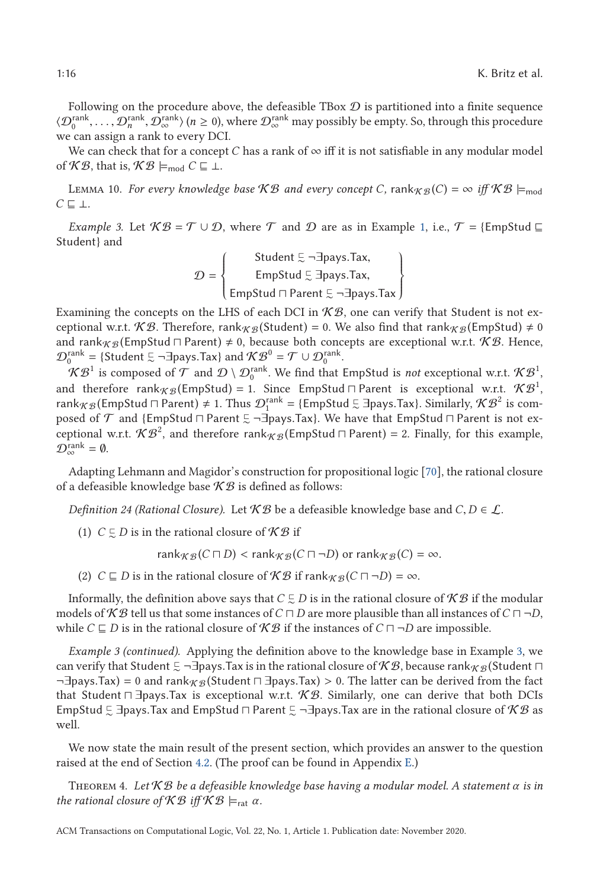Following on the procedure above, the defeasible TBox $\mathcal{D}$ is partitioned into a finite sequence $\langle \mathcal{D}_0^{\mathsf{rank}}, \ldots, \mathcal{D}_n^{\mathsf{rank}}, \mathcal{D}_\infty^{\mathsf{rank}} \rangle$ ($n \geq 0$), where $\mathcal{D}_\infty^{\mathsf{rank}}$ may possibly be empty. So, through this procedure we can assign a rank to every DCI.

We can check that for a concept $C$ has a rank of $\infty$ iff it is not satisfiable in any modular model of $\mathcal{KB}$, that is, $\mathcal{KB} \models_{\mathsf{mod}} C \sqsubseteq \bot$.

Lemma 10. *For every knowledge base $\mathcal{KB}$ and every concept $C$, $\mathsf{rank}_{\mathcal{KB}}(C) = \infty$ iff $\mathcal{KB} \models_{\mathsf{mod}} C \sqsubseteq \bot$.*

*Example 3.* Let $\mathcal{KB} = \mathcal{T} \cup \mathcal{D}$, where $\mathcal{T}$ and $\mathcal{D}$ are as in Example 1, i.e., $\mathcal{T} = \{\mathsf{EmpStud} \sqsubseteq \mathsf{Student}\}$ and

$$\mathcal{D} = \left\{ \begin{array}{c} \mathsf{Student} \precsim \neg\exists \mathsf{pays}.\mathsf{Tax}, \\ \mathsf{EmpStud} \precsim \exists \mathsf{pays}.\mathsf{Tax}, \\ \mathsf{EmpStud} \sqcap \mathsf{Parent} \precsim \neg\exists \mathsf{pays}.\mathsf{Tax} \end{array} \right\}$$

Examining the concepts on the LHS of each DCI in $\mathcal{KB}$, one can verify that Student is not exceptional w.r.t. $\mathcal{KB}$. Therefore, $\mathsf{rank}_{\mathcal{KB}}(\mathsf{Student}) = 0$. We also find that $\mathsf{rank}_{\mathcal{KB}}(\mathsf{EmpStud}) \neq 0$ and $\mathsf{rank}_{\mathcal{KB}}(\mathsf{EmpStud} \sqcap \mathsf{Parent}) \neq 0$, because both concepts are exceptional w.r.t. $\mathcal{KB}$. Hence, $\mathcal{D}_0^{\mathsf{rank}} = \{\mathsf{Student} \precsim \neg\exists \mathsf{pays}.\mathsf{Tax}\}$ and $\mathcal{KB}^0 = \mathcal{T} \cup \mathcal{D}_0^{\mathsf{rank}}$.

$\mathcal{KB}^1$ is composed of $\mathcal{T}$ and $\mathcal{D} \setminus \mathcal{D}_0^{\mathsf{rank}}$. We find that EmpStud is *not* exceptional w.r.t. $\mathcal{KB}^1$, and therefore $\mathsf{rank}_{\mathcal{KB}}(\mathsf{EmpStud}) = 1$. Since $\mathsf{EmpStud} \sqcap \mathsf{Parent}$ is exceptional w.r.t. $\mathcal{KB}^1$, $\mathsf{rank}_{\mathcal{KB}}(\mathsf{EmpStud} \sqcap \mathsf{Parent}) \neq 1$. Thus $\mathcal{D}_1^{\mathsf{rank}} = \{\mathsf{EmpStud} \precsim \exists \mathsf{pays}.\mathsf{Tax}\}$. Similarly, $\mathcal{KB}^2$ is composed of $\mathcal{T}$ and $\{\mathsf{EmpStud} \sqcap \mathsf{Parent} \precsim \neg\exists \mathsf{pays}.\mathsf{Tax}\}$. We have that $\mathsf{EmpStud} \sqcap \mathsf{Parent}$ is not exceptional w.r.t. $\mathcal{KB}^2$, and therefore $\mathsf{rank}_{\mathcal{KB}}(\mathsf{EmpStud} \sqcap \mathsf{Parent}) = 2$. Finally, for this example, $\mathcal{D}_\infty^{\mathsf{rank}} = \emptyset$.

Adapting Lehmann and Magidor's construction for propositional logic [70], the rational closure of a defeasible knowledge base $\mathcal{KB}$ is defined as follows:

*Definition 24 (Rational Closure).* Let $\mathcal{KB}$ be a defeasible knowledge base and $C, D \in \mathcal{L}$.

(1) $C \precsim D$ is in the rational closure of $\mathcal{KB}$ if

$$\mathsf{rank}_{\mathcal{KB}}(C \sqcap D) < \mathsf{rank}_{\mathcal{KB}}(C \sqcap \neg D) \text{ or } \mathsf{rank}_{\mathcal{KB}}(C) = \infty.$$

(2) $C \sqsubseteq D$ is in the rational closure of $\mathcal{KB}$ if $\mathsf{rank}_{\mathcal{KB}}(C \sqcap \neg D) = \infty$.

Informally, the definition above says that $C \precsim D$ is in the rational closure of $\mathcal{KB}$ if the modular models of $\mathcal{KB}$ tell us that some instances of $C \sqcap D$ are more plausible than all instances of $C \sqcap \neg D$, while $C \sqsubseteq D$ is in the rational closure of $\mathcal{KB}$ if the instances of $C \sqcap \neg D$ are impossible.

*Example 3 (continued).* Applying the definition above to the knowledge base in Example 3, we can verify that $\mathsf{Student} \precsim \neg\exists \mathsf{pays}.\mathsf{Tax}$ is in the rational closure of $\mathcal{KB}$, because $\mathsf{rank}_{\mathcal{KB}}(\mathsf{Student} \sqcap \neg\exists \mathsf{pays}.\mathsf{Tax}) = 0$ and $\mathsf{rank}_{\mathcal{KB}}(\mathsf{Student} \sqcap \exists \mathsf{pays}.\mathsf{Tax}) > 0$. The latter can be derived from the fact that $\mathsf{Student} \sqcap \exists \mathsf{pays}.\mathsf{Tax}$ is exceptional w.r.t. $\mathcal{KB}$. Similarly, one can derive that both DCIs $\mathsf{EmpStud} \precsim \exists \mathsf{pays}.\mathsf{Tax}$ and $\mathsf{EmpStud} \sqcap \mathsf{Parent} \precsim \neg\exists \mathsf{pays}.\mathsf{Tax}$ are in the rational closure of $\mathcal{KB}$ as well.

We now state the main result of the present section, which provides an answer to the question raised at the end of Section 4.2. (The proof can be found in Appendix E.)

Theorem 4. *Let $\mathcal{KB}$ be a defeasible knowledge base having a modular model. A statement $\alpha$ is in the rational closure of $\mathcal{KB}$ iff $\mathcal{KB} \models_{\mathsf{rat}} \alpha$.*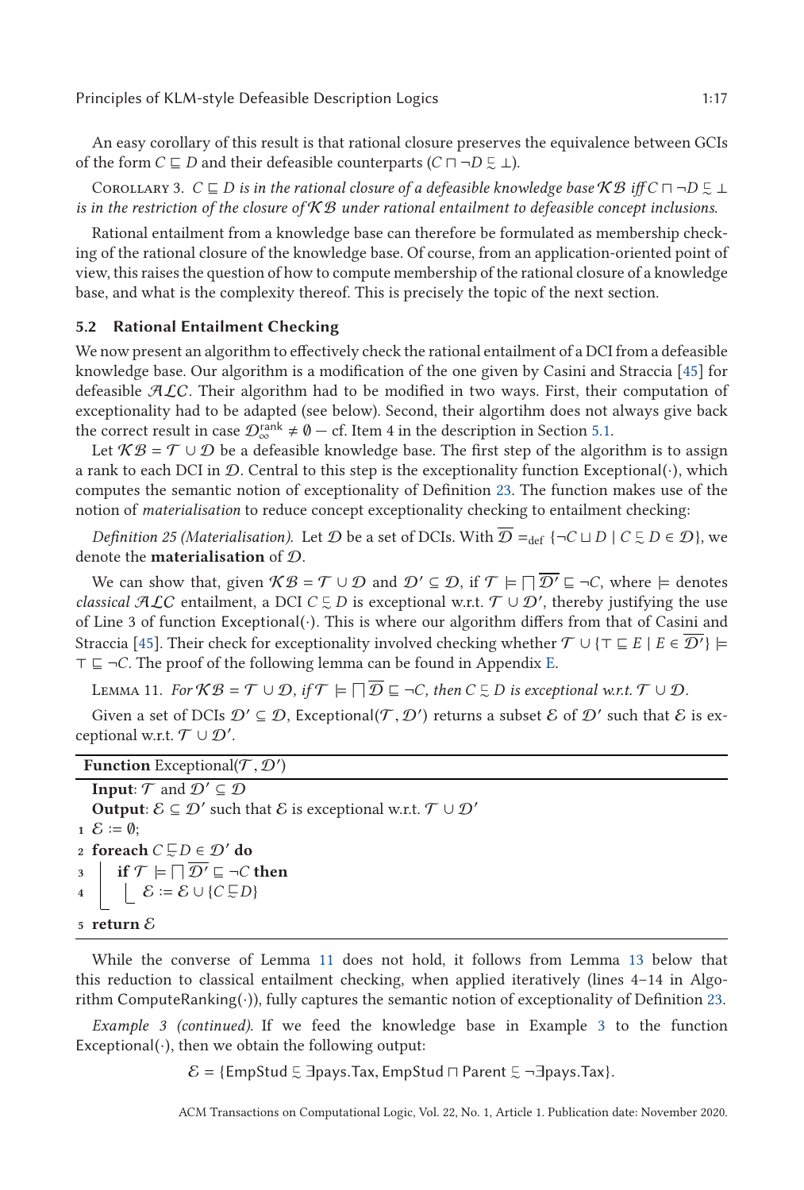An easy corollary of this result is that rational closure preserves the equivalence between GCIs of the form $C \sqsubseteq D$ and their defeasible counterparts ($C \sqcap \neg D \precsim \bot$).

Corollary 3. *$C \sqsubseteq D$ is in the rational closure of a defeasible knowledge base $\mathcal{KB}$ iff $C \sqcap \neg D \precsim \bot$ is in the restriction of the closure of $\mathcal{KB}$ under rational entailment to defeasible concept inclusions.*

Rational entailment from a knowledge base can therefore be formulated as membership checking of the rational closure of the knowledge base. Of course, from an application-oriented point of view, this raises the question of how to compute membership of the rational closure of a knowledge base, and what is the complexity thereof. This is precisely the topic of the next section.

### 5.2 Rational Entailment Checking

We now present an algorithm to effectively check the rational entailment of a DCI from a defeasible knowledge base. Our algorithm is a modification of the one given by Casini and Straccia [45] for defeasible $\mathcal{ALC}$. Their algorithm had to be modified in two ways. First, their computation of exceptionality had to be adapted (see below). Second, their algortihm does not always give back the correct result in case $\mathcal{D}^{\text{rank}}_{\infty} \neq \emptyset$ — cf. Item 4 in the description in Section 5.1.

Let $\mathcal{KB} = \mathcal{T} \cup \mathcal{D}$ be a defeasible knowledge base. The first step of the algorithm is to assign a rank to each DCI in $\mathcal{D}$. Central to this step is the exceptionality function $\mathsf{Exceptional}(\cdot)$, which computes the semantic notion of exceptionality of Definition 23. The function makes use of the notion of *materialisation* to reduce concept exceptionality checking to entailment checking:

*Definition 25 (Materialisation).* Let $\mathcal{D}$ be a set of DCIs. With $\overline{\mathcal{D}} =_{\text{def}} \{\neg C \sqcup D \mid C \precsim D \in \mathcal{D}\}$, we denote the **materialisation** of $\mathcal{D}$.

We can show that, given $\mathcal{KB} = \mathcal{T} \cup \mathcal{D}$ and $\mathcal{D}' \subseteq \mathcal{D}$, if $\mathcal{T} \models \bigsqcap \overline{\mathcal{D}'} \sqsubseteq \neg C$, where $\models$ denotes *classical* $\mathcal{ALC}$ entailment, a DCI $C \precsim D$ is exceptional w.r.t. $\mathcal{T} \cup \mathcal{D}'$, thereby justifying the use of Line 3 of function $\mathsf{Exceptional}(\cdot)$. This is where our algorithm differs from that of Casini and Straccia [45]. Their check for exceptionality involved checking whether $\mathcal{T} \cup \{\top \sqsubseteq E \mid E \in \overline{\mathcal{D}'}\} \models \top \sqsubseteq \neg C$. The proof of the following lemma can be found in Appendix E.

Lemma 11. *For $\mathcal{KB} = \mathcal{T} \cup \mathcal{D}$, if $\mathcal{T} \models \bigsqcap \overline{\mathcal{D}} \sqsubseteq \neg C$, then $C \precsim D$ is exceptional w.r.t. $\mathcal{T} \cup \mathcal{D}$.*

Given a set of DCIs $\mathcal{D}' \subseteq \mathcal{D}$, $\mathsf{Exceptional}(\mathcal{T}, \mathcal{D}')$ returns a subset $\mathcal{E}$ of $\mathcal{D}'$ such that $\mathcal{E}$ is exceptional w.r.t. $\mathcal{T} \cup \mathcal{D}'$.

**Function** $\mathsf{Exceptional}(\mathcal{T}, \mathcal{D}')$

**Input**: $\mathcal{T}$ and $\mathcal{D}' \subseteq \mathcal{D}$
**Output**: $\mathcal{E} \subseteq \mathcal{D}'$ such that $\mathcal{E}$ is exceptional w.r.t. $\mathcal{T} \cup \mathcal{D}'$

1. $\mathcal{E} := \emptyset$;
2. **foreach** $C \precsim D \in \mathcal{D}'$ **do**
3. &nbsp;&nbsp;&nbsp;&nbsp;**if** $\mathcal{T} \models \bigsqcap \overline{\mathcal{D}'} \sqsubseteq \neg C$ **then**
4. &nbsp;&nbsp;&nbsp;&nbsp;&nbsp;&nbsp;&nbsp;&nbsp;$\mathcal{E} := \mathcal{E} \cup \{C \precsim D\}$
5. **return** $\mathcal{E}$

While the converse of Lemma 11 does not hold, it follows from Lemma 13 below that this reduction to classical entailment checking, when applied iteratively (lines 4–14 in Algorithm $\mathsf{ComputeRanking}(\cdot)$), fully captures the semantic notion of exceptionality of Definition 23.

*Example 3 (continued).* If we feed the knowledge base in Example 3 to the function $\mathsf{Exceptional}(\cdot)$, then we obtain the following output:

$$\mathcal{E} = \{\mathsf{EmpStud} \precsim \exists \mathsf{pays}.\mathsf{Tax}, \mathsf{EmpStud} \sqcap \mathsf{Parent} \precsim \neg \exists \mathsf{pays}.\mathsf{Tax}\}.$$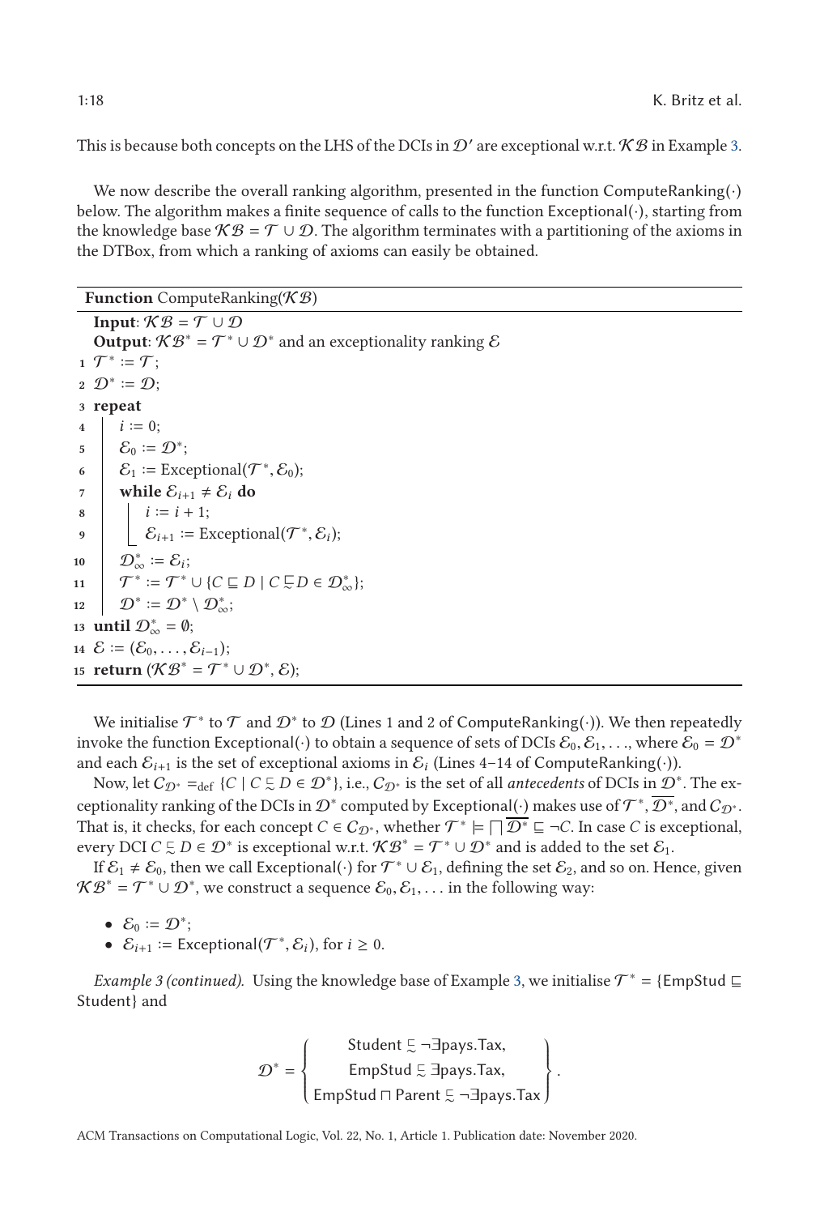This is because both concepts on the LHS of the DCIs in $\mathcal{D}'$ are exceptional w.r.t. $\mathcal{KB}$ in Example 3.

We now describe the overall ranking algorithm, presented in the function ComputeRanking(·) below. The algorithm makes a finite sequence of calls to the function Exceptional(·), starting from the knowledge base $\mathcal{KB} = \mathcal{T} \cup \mathcal{D}$. The algorithm terminates with a partitioning of the axioms in the DTBox, from which a ranking of axioms can easily be obtained.

```
Function ComputeRanking(KB)
   Input: KB = T ∪ D
   Output: KB* = T* ∪ D* and an exceptionality ranking E
1  T* := T;
2  D* := D;
3  repeat
4      i := 0;
5      E_0 := D*;
6      E_1 := Exceptional(T*, E_0);
7      while E_{i+1} ≠ E_i do
8          i := i + 1;
9          E_{i+1} := Exceptional(T*, E_i);
10     D*_∞ := E_i;
11     T* := T* ∪ {C ⊑ D | C ⊏∼ D ∈ D*_∞};
12     D* := D* \ D*_∞;
13 until D*_∞ = ∅;
14 E := (E_0, ..., E_{i-1});
15 return (KB* = T* ∪ D*, E);
```

We initialise $\mathcal{T}^*$ to $\mathcal{T}$ and $\mathcal{D}^*$ to $\mathcal{D}$ (Lines 1 and 2 of ComputeRanking(·)). We then repeatedly invoke the function Exceptional(·) to obtain a sequence of sets of DCIs $\mathcal{E}_0, \mathcal{E}_1, \ldots$, where $\mathcal{E}_0 = \mathcal{D}^*$ and each $\mathcal{E}_{i+1}$ is the set of exceptional axioms in $\mathcal{E}_i$ (Lines 4–14 of ComputeRanking(·)).

Now, let $\mathcal{C}_{\mathcal{D}^*} =_{\text{def}} \{C \mid C \precsim D \in \mathcal{D}^*\}$, i.e., $\mathcal{C}_{\mathcal{D}^*}$ is the set of all *antecedents* of DCIs in $\mathcal{D}^*$. The exceptionality ranking of the DCIs in $\mathcal{D}^*$ computed by Exceptional(·) makes use of $\mathcal{T}^*$, $\overline{\mathcal{D}^*}$, and $\mathcal{C}_{\mathcal{D}^*}$. That is, it checks, for each concept $C \in \mathcal{C}_{\mathcal{D}^*}$, whether $\mathcal{T}^* \models \bigsqcap \overline{\mathcal{D}^*} \sqsubseteq \neg C$. In case $C$ is exceptional, every DCI $C \precsim D \in \mathcal{D}^*$ is exceptional w.r.t. $\mathcal{KB}^* = \mathcal{T}^* \cup \mathcal{D}^*$ and is added to the set $\mathcal{E}_1$.

If $\mathcal{E}_1 \neq \mathcal{E}_0$, then we call Exceptional(·) for $\mathcal{T}^* \cup \mathcal{E}_1$, defining the set $\mathcal{E}_2$, and so on. Hence, given $\mathcal{KB}^* = \mathcal{T}^* \cup \mathcal{D}^*$, we construct a sequence $\mathcal{E}_0, \mathcal{E}_1, \ldots$ in the following way:

- $\mathcal{E}_0 := \mathcal{D}^*$;
- $\mathcal{E}_{i+1} :=$ Exceptional$(\mathcal{T}^*, \mathcal{E}_i)$, for $i \geq 0$.

*Example 3 (continued).* Using the knowledge base of Example 3, we initialise $\mathcal{T}^* = \{\mathsf{EmpStud} \sqsubseteq \mathsf{Student}\}$ and

$$\mathcal{D}^* = \left\{ \begin{array}{c} \mathsf{Student} \precsim \neg\exists \mathsf{pays}.\mathsf{Tax}, \\ \mathsf{EmpStud} \precsim \exists \mathsf{pays}.\mathsf{Tax}, \\ \mathsf{EmpStud} \sqcap \mathsf{Parent} \precsim \neg\exists \mathsf{pays}.\mathsf{Tax} \end{array} \right\}.$$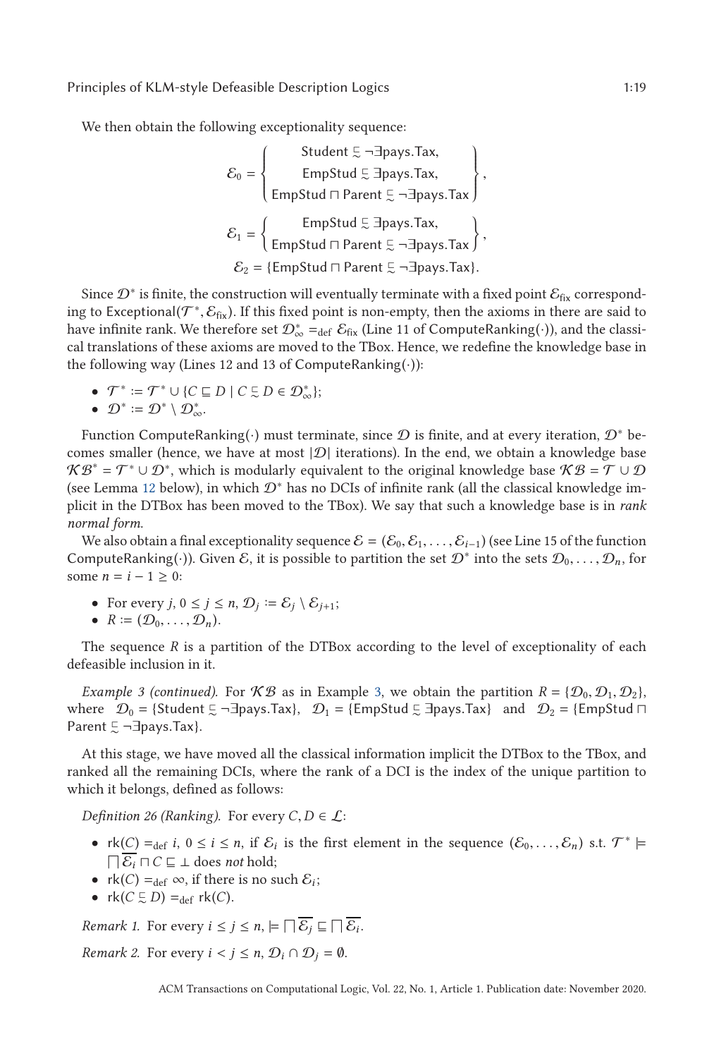We then obtain the following exceptionality sequence:

$$\mathcal{E}_0 = \left\{ \begin{array}{c} \mathsf{Student} \mathrel{\sqsubset\!\!\!\sim} \neg\exists \mathsf{pays}.\mathsf{Tax}, \\ \mathsf{EmpStud} \mathrel{\sqsubset\!\!\!\sim} \exists \mathsf{pays}.\mathsf{Tax}, \\ \mathsf{EmpStud} \sqcap \mathsf{Parent} \mathrel{\sqsubset\!\!\!\sim} \neg\exists \mathsf{pays}.\mathsf{Tax} \end{array} \right\},$$

$$\mathcal{E}_1 = \left\{ \begin{array}{c} \mathsf{EmpStud} \mathrel{\sqsubset\!\!\!\sim} \exists \mathsf{pays}.\mathsf{Tax}, \\ \mathsf{EmpStud} \sqcap \mathsf{Parent} \mathrel{\sqsubset\!\!\!\sim} \neg\exists \mathsf{pays}.\mathsf{Tax} \end{array} \right\},$$

$$\mathcal{E}_2 = \{\mathsf{EmpStud} \sqcap \mathsf{Parent} \mathrel{\sqsubset\!\!\!\sim} \neg\exists \mathsf{pays}.\mathsf{Tax}\}.$$

Since $\mathcal{D}^*$ is finite, the construction will eventually terminate with a fixed point $\mathcal{E}_{\mathsf{fix}}$ corresponding to $\mathsf{Exceptional}(\mathcal{T}^*, \mathcal{E}_{\mathsf{fix}})$. If this fixed point is non-empty, then the axioms in there are said to have infinite rank. We therefore set $\mathcal{D}^*_\infty =_{\mathrm{def}} \mathcal{E}_{\mathsf{fix}}$ (Line 11 of $\mathsf{ComputeRanking}(\cdot)$), and the classical translations of these axioms are moved to the TBox. Hence, we redefine the knowledge base in the following way (Lines 12 and 13 of $\mathsf{ComputeRanking}(\cdot)$):

- $\mathcal{T}^* := \mathcal{T}^* \cup \{C \sqsubseteq D \mid C \mathrel{\sqsubset\!\!\!\sim} D \in \mathcal{D}^*_\infty\}$;
- $\mathcal{D}^* := \mathcal{D}^* \setminus \mathcal{D}^*_\infty$.

Function $\mathsf{ComputeRanking}(\cdot)$ must terminate, since $\mathcal{D}$ is finite, and at every iteration, $\mathcal{D}^*$ becomes smaller (hence, we have at most $|\mathcal{D}|$ iterations). In the end, we obtain a knowledge base $\mathcal{KB}^* = \mathcal{T}^* \cup \mathcal{D}^*$, which is modularly equivalent to the original knowledge base $\mathcal{KB} = \mathcal{T} \cup \mathcal{D}$ (see Lemma 12 below), in which $\mathcal{D}^*$ has no DCIs of infinite rank (all the classical knowledge implicit in the DTBox has been moved to the TBox). We say that such a knowledge base is in *rank normal form*.

We also obtain a final exceptionality sequence $\mathcal{E} = (\mathcal{E}_0, \mathcal{E}_1, \ldots, \mathcal{E}_{i-1})$ (see Line 15 of the function $\mathsf{ComputeRanking}(\cdot)$). Given $\mathcal{E}$, it is possible to partition the set $\mathcal{D}^*$ into the sets $\mathcal{D}_0, \ldots, \mathcal{D}_n$, for some $n = i - 1 \geq 0$:

- For every $j$, $0 \leq j \leq n$, $\mathcal{D}_j := \mathcal{E}_j \setminus \mathcal{E}_{j+1}$;
- $R := (\mathcal{D}_0, \ldots, \mathcal{D}_n)$.

The sequence $R$ is a partition of the DTBox according to the level of exceptionality of each defeasible inclusion in it.

*Example 3 (continued).* For $\mathcal{KB}$ as in Example 3, we obtain the partition $R = \{\mathcal{D}_0, \mathcal{D}_1, \mathcal{D}_2\}$, where $\mathcal{D}_0 = \{\mathsf{Student} \mathrel{\sqsubset\!\!\!\sim} \neg\exists \mathsf{pays}.\mathsf{Tax}\}$, $\mathcal{D}_1 = \{\mathsf{EmpStud} \mathrel{\sqsubset\!\!\!\sim} \exists \mathsf{pays}.\mathsf{Tax}\}$ and $\mathcal{D}_2 = \{\mathsf{EmpStud} \sqcap \mathsf{Parent} \mathrel{\sqsubset\!\!\!\sim} \neg\exists \mathsf{pays}.\mathsf{Tax}\}$.

At this stage, we have moved all the classical information implicit the DTBox to the TBox, and ranked all the remaining DCIs, where the rank of a DCI is the index of the unique partition to which it belongs, defined as follows:

*Definition 26 (Ranking).* For every $C, D \in \mathcal{L}$:

- $\mathsf{rk}(C) =_{\mathrm{def}} i$, $0 \leq i \leq n$, if $\mathcal{E}_i$ is the first element in the sequence $(\mathcal{E}_0, \ldots, \mathcal{E}_n)$ s.t. $\mathcal{T}^* \models \bigsqcap \overline{\mathcal{E}_i} \sqcap C \sqsubseteq \bot$ does *not* hold;
- $\mathsf{rk}(C) =_{\mathrm{def}} \infty$, if there is no such $\mathcal{E}_i$;
- $\mathsf{rk}(C \mathrel{\sqsubset\!\!\!\sim} D) =_{\mathrm{def}} \mathsf{rk}(C)$.

*Remark 1.* For every $i \leq j \leq n$, $\models \bigsqcap \overline{\mathcal{E}_j} \sqsubseteq \bigsqcap \overline{\mathcal{E}_i}$.

*Remark 2.* For every $i < j \leq n$, $\mathcal{D}_i \cap \mathcal{D}_j = \emptyset$.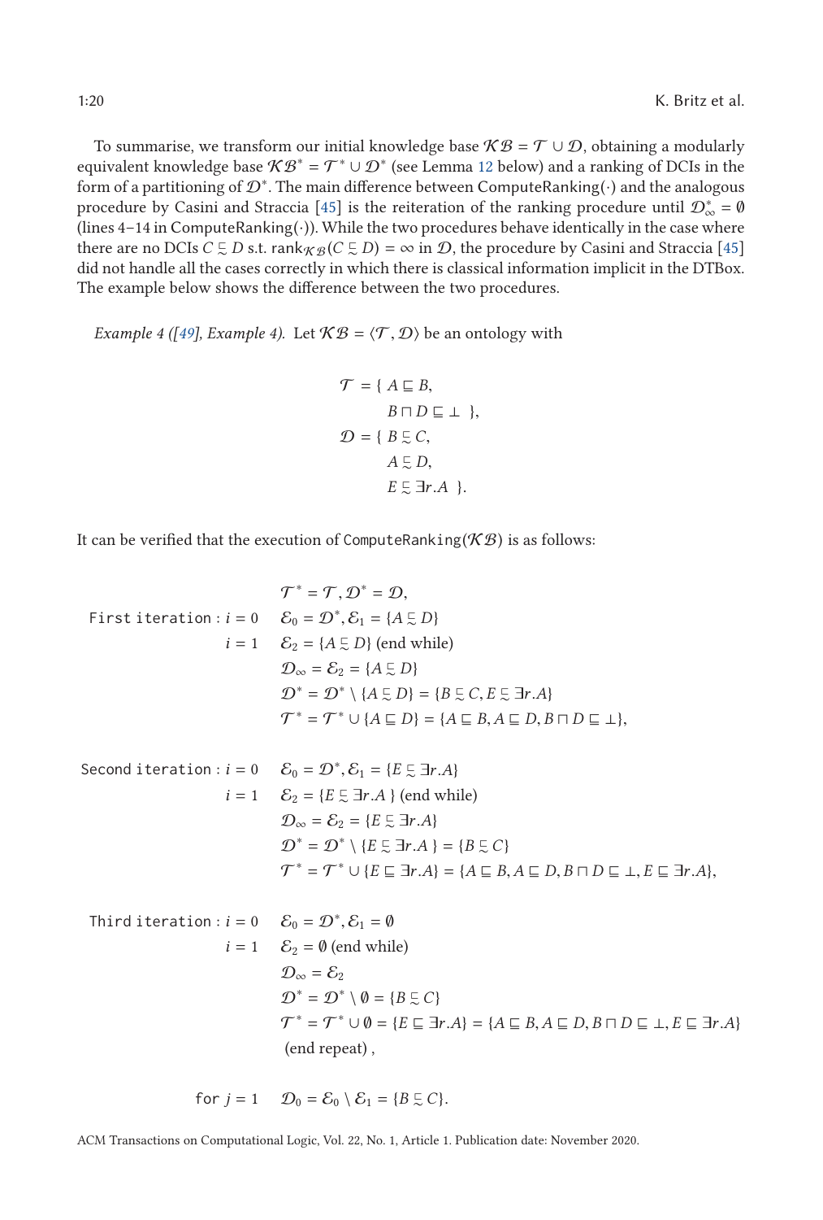To summarise, we transform our initial knowledge base $\mathcal{KB} = \mathcal{T} \cup \mathcal{D}$, obtaining a modularly equivalent knowledge base $\mathcal{KB}^* = \mathcal{T}^* \cup \mathcal{D}^*$ (see Lemma 12 below) and a ranking of DCIs in the form of a partitioning of $\mathcal{D}^*$. The main difference between ComputeRanking($\cdot$) and the analogous procedure by Casini and Straccia [45] is the reiteration of the ranking procedure until $\mathcal{D}^*_\infty = \emptyset$ (lines 4–14 in ComputeRanking($\cdot$)). While the two procedures behave identically in the case where there are no DCIs $C \precsim D$ s.t. $\text{rank}_{\mathcal{KB}}(C \precsim D) = \infty$ in $\mathcal{D}$, the procedure by Casini and Straccia [45] did not handle all the cases correctly in which there is classical information implicit in the DTBox. The example below shows the difference between the two procedures.

*Example 4 ([49], Example 4).* Let $\mathcal{KB} = \langle \mathcal{T}, \mathcal{D} \rangle$ be an ontology with

$$
\begin{aligned}
\mathcal{T} = \{\ & A \sqsubseteq B, \\
& B \sqcap D \sqsubseteq \bot\ \}, \\
\mathcal{D} = \{\ & B \precsim C, \\
& A \precsim D, \\
& E \precsim \exists r.A\ \}.
\end{aligned}
$$

It can be verified that the execution of `ComputeRanking`($\mathcal{KB}$) is as follows:

$$
\begin{aligned}
& \mathcal{T}^* = \mathcal{T}, \mathcal{D}^* = \mathcal{D}, \\
\texttt{First iteration}: i = 0 \quad & \mathcal{E}_0 = \mathcal{D}^*, \mathcal{E}_1 = \{A \precsim D\} \\
i = 1 \quad & \mathcal{E}_2 = \{A \precsim D\} \text{ (end while)} \\
& \mathcal{D}_\infty = \mathcal{E}_2 = \{A \precsim D\} \\
& \mathcal{D}^* = \mathcal{D}^* \setminus \{A \precsim D\} = \{B \precsim C, E \precsim \exists r.A\} \\
& \mathcal{T}^* = \mathcal{T}^* \cup \{A \sqsubseteq D\} = \{A \sqsubseteq B, A \sqsubseteq D, B \sqcap D \sqsubseteq \bot\},
\end{aligned}
$$

$$
\begin{aligned}
\texttt{Second iteration}: i = 0 \quad & \mathcal{E}_0 = \mathcal{D}^*, \mathcal{E}_1 = \{E \precsim \exists r.A\} \\
i = 1 \quad & \mathcal{E}_2 = \{E \precsim \exists r.A\} \text{ (end while)} \\
& \mathcal{D}_\infty = \mathcal{E}_2 = \{E \precsim \exists r.A\} \\
& \mathcal{D}^* = \mathcal{D}^* \setminus \{E \precsim \exists r.A\} = \{B \precsim C\} \\
& \mathcal{T}^* = \mathcal{T}^* \cup \{E \sqsubseteq \exists r.A\} = \{A \sqsubseteq B, A \sqsubseteq D, B \sqcap D \sqsubseteq \bot, E \sqsubseteq \exists r.A\},
\end{aligned}
$$

$$
\begin{aligned}
\texttt{Third iteration}: i = 0 \quad & \mathcal{E}_0 = \mathcal{D}^*, \mathcal{E}_1 = \emptyset \\
i = 1 \quad & \mathcal{E}_2 = \emptyset \text{ (end while)} \\
& \mathcal{D}_\infty = \mathcal{E}_2 \\
& \mathcal{D}^* = \mathcal{D}^* \setminus \emptyset = \{B \precsim C\} \\
& \mathcal{T}^* = \mathcal{T}^* \cup \emptyset = \{E \sqsubseteq \exists r.A\} = \{A \sqsubseteq B, A \sqsubseteq D, B \sqcap D \sqsubseteq \bot, E \sqsubseteq \exists r.A\} \\
& \text{(end repeat)},
\end{aligned}
$$

$$
\texttt{for } j = 1 \quad \mathcal{D}_0 = \mathcal{E}_0 \setminus \mathcal{E}_1 = \{B \precsim C\}.
$$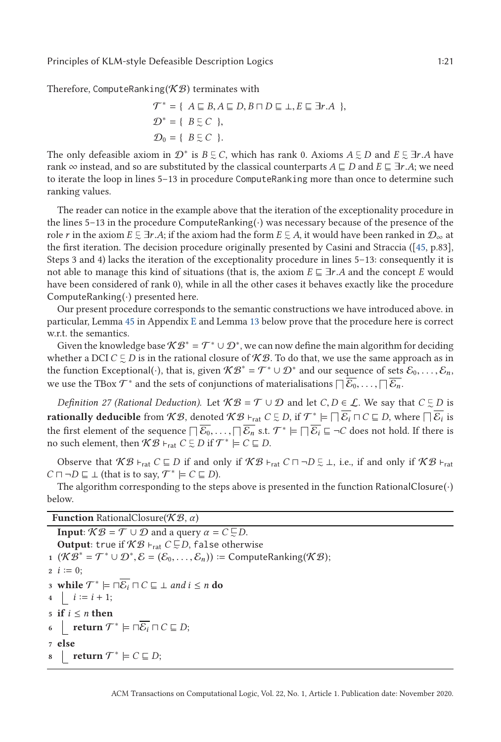Therefore, ComputeRanking($\mathcal{KB}$) terminates with

$$\mathcal{T}^* = \{\ A \sqsubseteq B, A \sqsubseteq D, B \sqcap D \sqsubseteq \bot, E \sqsubseteq \exists r.A\ \},$$
$$\mathcal{D}^* = \{\ B \precsim C\ \},$$
$$\mathcal{D}_0 = \{\ B \precsim C\ \}.$$

The only defeasible axiom in $\mathcal{D}^*$ is $B \precsim C$, which has rank 0. Axioms $A \precsim D$ and $E \precsim \exists r.A$ have rank $\infty$ instead, and so are substituted by the classical counterparts $A \sqsubseteq D$ and $E \sqsubseteq \exists r.A$; we need to iterate the loop in lines 5–13 in procedure ComputeRanking more than once to determine such ranking values.

The reader can notice in the example above that the iteration of the exceptionality procedure in the lines 5–13 in the procedure ComputeRanking($\cdot$) was necessary because of the presence of the role $r$ in the axiom $E \precsim \exists r.A$; if the axiom had the form $E \precsim A$, it would have been ranked in $\mathcal{D}_\infty$ at the first iteration. The decision procedure originally presented by Casini and Straccia ([45, p.83], Steps 3 and 4) lacks the iteration of the exceptionality procedure in lines 5–13: consequently it is not able to manage this kind of situations (that is, the axiom $E \sqsubseteq \exists r.A$ and the concept $E$ would have been considered of rank 0), while in all the other cases it behaves exactly like the procedure ComputeRanking($\cdot$) presented here.

Our present procedure corresponds to the semantic constructions we have introduced above. in particular, Lemma 45 in Appendix E and Lemma 13 below prove that the procedure here is correct w.r.t. the semantics.

Given the knowledge base $\mathcal{KB}^* = \mathcal{T}^* \cup \mathcal{D}^*$, we can now define the main algorithm for deciding whether a DCI $C \precsim D$ is in the rational closure of $\mathcal{KB}$. To do that, we use the same approach as in the function Exceptional($\cdot$), that is, given $\mathcal{KB}^* = \mathcal{T}^* \cup \mathcal{D}^*$ and our sequence of sets $\mathcal{E}_0, \ldots, \mathcal{E}_n$, we use the TBox $\mathcal{T}^*$ and the sets of conjunctions of materialisations $\bigsqcap \overline{\mathcal{E}_0}, \ldots, \bigsqcap \overline{\mathcal{E}_n}$.

*Definition 27 (Rational Deduction).* Let $\mathcal{KB} = \mathcal{T} \cup \mathcal{D}$ and let $C, D \in \mathcal{L}$. We say that $C \precsim D$ is **rationally deducible** from $\mathcal{KB}$, denoted $\mathcal{KB} \vdash_{\mathsf{rat}} C \precsim D$, if $\mathcal{T}^* \models \bigsqcap \overline{\mathcal{E}_i} \sqcap C \sqsubseteq D$, where $\bigsqcap \overline{\mathcal{E}_i}$ is the first element of the sequence $\bigsqcap \overline{\mathcal{E}_0}, \ldots, \bigsqcap \overline{\mathcal{E}_n}$ s.t. $\mathcal{T}^* \models \bigsqcap \overline{\mathcal{E}_i} \sqsubseteq \neg C$ does not hold. If there is no such element, then $\mathcal{KB} \vdash_{\mathsf{rat}} C \precsim D$ if $\mathcal{T}^* \models C \sqsubseteq D$.

Observe that $\mathcal{KB} \vdash_{\mathsf{rat}} C \sqsubseteq D$ if and only if $\mathcal{KB} \vdash_{\mathsf{rat}} C \sqcap \neg D \precsim \bot$, i.e., if and only if $\mathcal{KB} \vdash_{\mathsf{rat}} C \sqcap \neg D \sqsubseteq \bot$ (that is to say, $\mathcal{T}^* \models C \sqsubseteq D$).

The algorithm corresponding to the steps above is presented in the function RationalClosure($\cdot$) below.

**Function** RationalClosure($\mathcal{KB}$, $\alpha$)

**Input**: $\mathcal{KB} = \mathcal{T} \cup \mathcal{D}$ and a query $\alpha = C \precsim D$.
**Output**: `true` if $\mathcal{KB} \vdash_{\mathsf{rat}} C \precsim D$, `false` otherwise

```
1 (KB* = T* ∪ D*, E = (E_0, ..., E_n)) := ComputeRanking(KB);
2 i := 0;
3 while T* ⊨ ⊓Ē_i ⊓ C ⊑ ⊥ and i ≤ n do
4     i := i + 1;
5 if i ≤ n then
6     return T* ⊨ ⊓Ē_i ⊓ C ⊑ D;
7 else
8     return T* ⊨ C ⊑ D;
```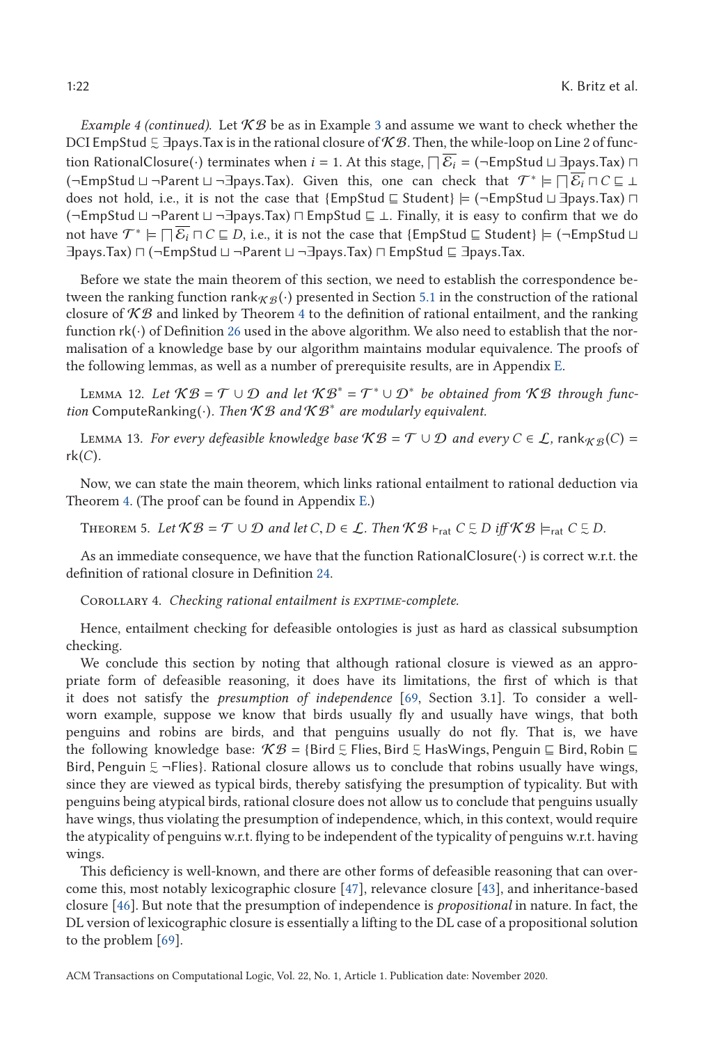*Example 4 (continued).* Let $\mathcal{KB}$ be as in Example 3 and assume we want to check whether the DCI $\mathsf{EmpStud} \precsim \exists \mathsf{pays.Tax}$ is in the rational closure of $\mathcal{KB}$. Then, the while-loop on Line 2 of function RationalClosure(·) terminates when $i = 1$. At this stage, $\bigsqcap \overline{\mathcal{E}_i} = (\neg\mathsf{EmpStud} \sqcup \exists\mathsf{pays.Tax}) \sqcap (\neg\mathsf{EmpStud} \sqcup \neg\mathsf{Parent} \sqcup \neg\exists\mathsf{pays.Tax})$. Given this, one can check that $\mathcal{T}^* \models \bigsqcap \overline{\mathcal{E}_i} \sqcap C \sqsubseteq \bot$ does not hold, i.e., it is not the case that $\{\mathsf{EmpStud} \sqsubseteq \mathsf{Student}\} \models (\neg\mathsf{EmpStud} \sqcup \exists\mathsf{pays.Tax}) \sqcap (\neg\mathsf{EmpStud} \sqcup \neg\mathsf{Parent} \sqcup \neg\exists\mathsf{pays.Tax}) \sqcap \mathsf{EmpStud} \sqsubseteq \bot$. Finally, it is easy to confirm that we do not have $\mathcal{T}^* \models \bigsqcap \overline{\mathcal{E}_i} \sqcap C \sqsubseteq D$, i.e., it is not the case that $\{\mathsf{EmpStud} \sqsubseteq \mathsf{Student}\} \models (\neg\mathsf{EmpStud} \sqcup \exists\mathsf{pays.Tax}) \sqcap (\neg\mathsf{EmpStud} \sqcup \neg\mathsf{Parent} \sqcup \neg\exists\mathsf{pays.Tax}) \sqcap \mathsf{EmpStud} \sqsubseteq \exists\mathsf{pays.Tax}$.

Before we state the main theorem of this section, we need to establish the correspondence between the ranking function $\mathsf{rank}_{\mathcal{KB}}(\cdot)$ presented in Section 5.1 in the construction of the rational closure of $\mathcal{KB}$ and linked by Theorem 4 to the definition of rational entailment, and the ranking function $\mathsf{rk}(\cdot)$ of Definition 26 used in the above algorithm. We also need to establish that the normalisation of a knowledge base by our algorithm maintains modular equivalence. The proofs of the following lemmas, as well as a number of prerequisite results, are in Appendix E.

Lemma 12. *Let $\mathcal{KB} = \mathcal{T} \cup \mathcal{D}$ and let $\mathcal{KB}^* = \mathcal{T}^* \cup \mathcal{D}^*$ be obtained from $\mathcal{KB}$ through function* ComputeRanking(·)*. Then $\mathcal{KB}$ and $\mathcal{KB}^*$ are modularly equivalent.*

Lemma 13. *For every defeasible knowledge base $\mathcal{KB} = \mathcal{T} \cup \mathcal{D}$ and every $C \in \mathcal{L}$, $\mathsf{rank}_{\mathcal{KB}}(C) = \mathsf{rk}(C)$.*

Now, we can state the main theorem, which links rational entailment to rational deduction via Theorem 4. (The proof can be found in Appendix E.)

Theorem 5. *Let $\mathcal{KB} = \mathcal{T} \cup \mathcal{D}$ and let $C, D \in \mathcal{L}$. Then $\mathcal{KB} \vdash_{\mathsf{rat}} C \precsim D$ iff $\mathcal{KB} \models_{\mathsf{rat}} C \precsim D$.*

As an immediate consequence, we have that the function RationalClosure(·) is correct w.r.t. the definition of rational closure in Definition 24.

Corollary 4. *Checking rational entailment is* EXPTIME*-complete.*

Hence, entailment checking for defeasible ontologies is just as hard as classical subsumption checking.

We conclude this section by noting that although rational closure is viewed as an appropriate form of defeasible reasoning, it does have its limitations, the first of which is that it does not satisfy the *presumption of independence* [69, Section 3.1]. To consider a well-worn example, suppose we know that birds usually fly and usually have wings, that both penguins and robins are birds, and that penguins usually do not fly. That is, we have the following knowledge base: $\mathcal{KB} = \{\mathsf{Bird} \precsim \mathsf{Flies}, \mathsf{Bird} \precsim \mathsf{HasWings}, \mathsf{Penguin} \sqsubseteq \mathsf{Bird}, \mathsf{Robin} \sqsubseteq \mathsf{Bird}, \mathsf{Penguin} \precsim \neg\mathsf{Flies}\}$. Rational closure allows us to conclude that robins usually have wings, since they are viewed as typical birds, thereby satisfying the presumption of typicality. But with penguins being atypical birds, rational closure does not allow us to conclude that penguins usually have wings, thus violating the presumption of independence, which, in this context, would require the atypicality of penguins w.r.t. flying to be independent of the typicality of penguins w.r.t. having wings.

This deficiency is well-known, and there are other forms of defeasible reasoning that can overcome this, most notably lexicographic closure [47], relevance closure [43], and inheritance-based closure [46]. But note that the presumption of independence is *propositional* in nature. In fact, the DL version of lexicographic closure is essentially a lifting to the DL case of a propositional solution to the problem [69].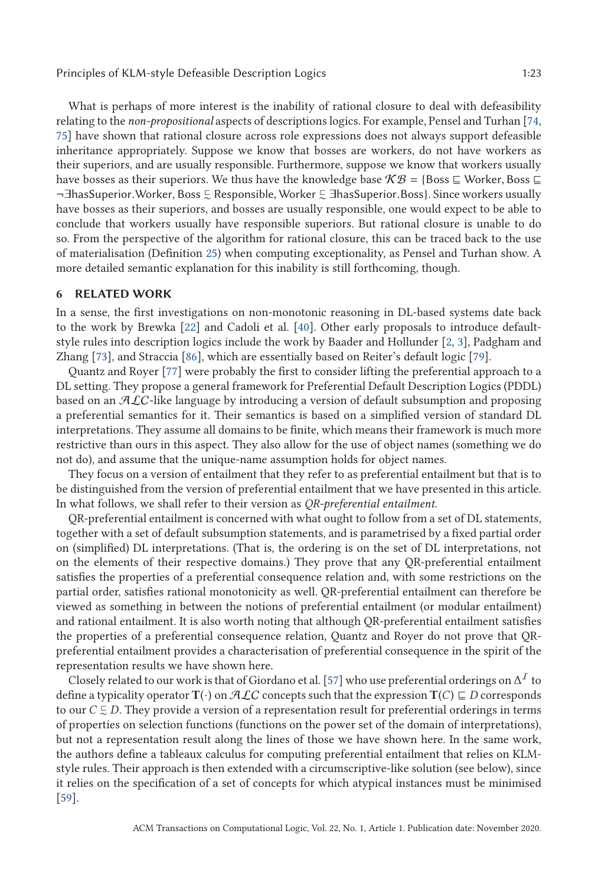What is perhaps of more interest is the inability of rational closure to deal with defeasibility relating to the *non-propositional* aspects of descriptions logics. For example, Pensel and Turhan [74, 75] have shown that rational closure across role expressions does not support defeasible inheritance appropriately. Suppose we know that bosses are workers, do not have workers as their superiors, and are usually responsible. Furthermore, suppose we know that workers usually have bosses as their superiors. We thus have the knowledge base $\mathcal{KB} = \{\mathsf{Boss} \sqsubseteq \mathsf{Worker}, \mathsf{Boss} \sqsubseteq \neg\exists\mathsf{hasSuperior}.\mathsf{Worker}, \mathsf{Boss} \precsim \mathsf{Responsible}, \mathsf{Worker} \precsim \exists\mathsf{hasSuperior}.\mathsf{Boss}\}$. Since workers usually have bosses as their superiors, and bosses are usually responsible, one would expect to be able to conclude that workers usually have responsible superiors. But rational closure is unable to do so. From the perspective of the algorithm for rational closure, this can be traced back to the use of materialisation (Definition 25) when computing exceptionality, as Pensel and Turhan show. A more detailed semantic explanation for this inability is still forthcoming, though.

## 6 RELATED WORK

In a sense, the first investigations on non-monotonic reasoning in DL-based systems date back to the work by Brewka [22] and Cadoli et al. [40]. Other early proposals to introduce default-style rules into description logics include the work by Baader and Hollunder [2, 3], Padgham and Zhang [73], and Straccia [86], which are essentially based on Reiter's default logic [79].

Quantz and Royer [77] were probably the first to consider lifting the preferential approach to a DL setting. They propose a general framework for Preferential Default Description Logics (PDDL) based on an $\mathcal{ALC}$-like language by introducing a version of default subsumption and proposing a preferential semantics for it. Their semantics is based on a simplified version of standard DL interpretations. They assume all domains to be finite, which means their framework is much more restrictive than ours in this aspect. They also allow for the use of object names (something we do not do), and assume that the unique-name assumption holds for object names.

They focus on a version of entailment that they refer to as preferential entailment but that is to be distinguished from the version of preferential entailment that we have presented in this article. In what follows, we shall refer to their version as *QR-preferential entailment*.

QR-preferential entailment is concerned with what ought to follow from a set of DL statements, together with a set of default subsumption statements, and is parametrised by a fixed partial order on (simplified) DL interpretations. (That is, the ordering is on the set of DL interpretations, not on the elements of their respective domains.) They prove that any QR-preferential entailment satisfies the properties of a preferential consequence relation and, with some restrictions on the partial order, satisfies rational monotonicity as well. QR-preferential entailment can therefore be viewed as something in between the notions of preferential entailment (or modular entailment) and rational entailment. It is also worth noting that although QR-preferential entailment satisfies the properties of a preferential consequence relation, Quantz and Royer do not prove that QR-preferential entailment provides a characterisation of preferential consequence in the spirit of the representation results we have shown here.

Closely related to our work is that of Giordano et al. [57] who use preferential orderings on $\Delta^{\mathcal{I}}$ to define a typicality operator $\mathbf{T}(\cdot)$ on $\mathcal{ALC}$ concepts such that the expression $\mathbf{T}(C) \sqsubseteq D$ corresponds to our $C \precsim D$. They provide a version of a representation result for preferential orderings in terms of properties on selection functions (functions on the power set of the domain of interpretations), but not a representation result along the lines of those we have shown here. In the same work, the authors define a tableaux calculus for computing preferential entailment that relies on KLM-style rules. Their approach is then extended with a circumscriptive-like solution (see below), since it relies on the specification of a set of concepts for which atypical instances must be minimised [59].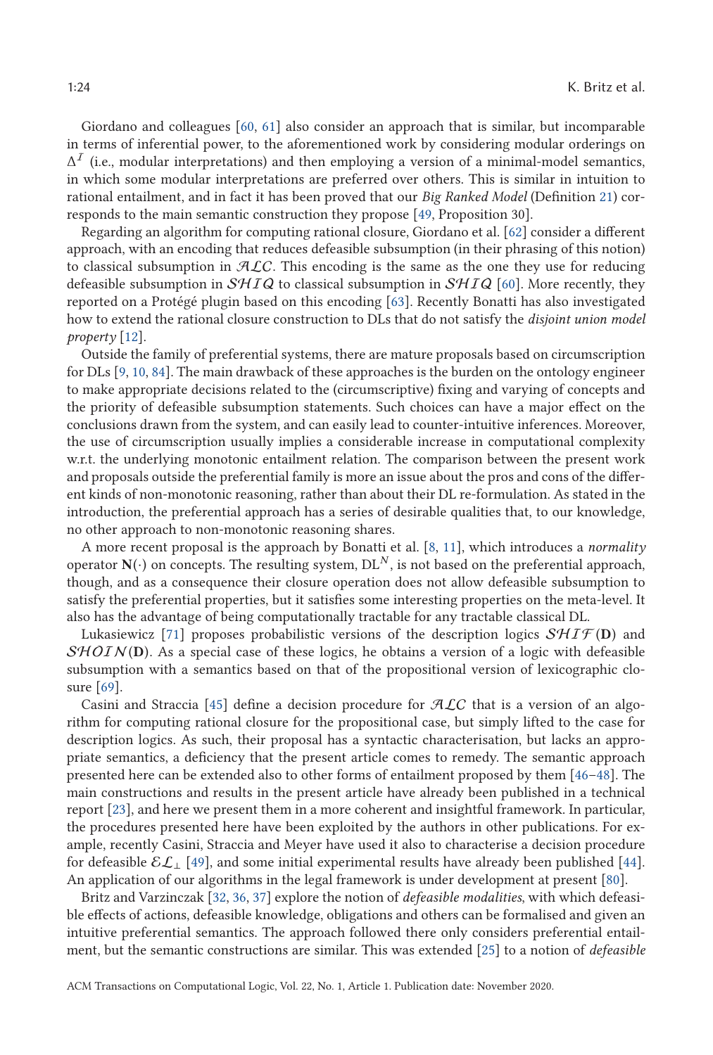Giordano and colleagues [60, 61] also consider an approach that is similar, but incomparable in terms of inferential power, to the aforementioned work by considering modular orderings on $\Delta^{\mathcal{I}}$ (i.e., modular interpretations) and then employing a version of a minimal-model semantics, in which some modular interpretations are preferred over others. This is similar in intuition to rational entailment, and in fact it has been proved that our *Big Ranked Model* (Definition 21) corresponds to the main semantic construction they propose [49, Proposition 30].

Regarding an algorithm for computing rational closure, Giordano et al. [62] consider a different approach, with an encoding that reduces defeasible subsumption (in their phrasing of this notion) to classical subsumption in $\mathcal{ALC}$. This encoding is the same as the one they use for reducing defeasible subsumption in $\mathcal{SHIQ}$ to classical subsumption in $\mathcal{SHIQ}$ [60]. More recently, they reported on a Protégé plugin based on this encoding [63]. Recently Bonatti has also investigated how to extend the rational closure construction to DLs that do not satisfy the *disjoint union model property* [12].

Outside the family of preferential systems, there are mature proposals based on circumscription for DLs [9, 10, 84]. The main drawback of these approaches is the burden on the ontology engineer to make appropriate decisions related to the (circumscriptive) fixing and varying of concepts and the priority of defeasible subsumption statements. Such choices can have a major effect on the conclusions drawn from the system, and can easily lead to counter-intuitive inferences. Moreover, the use of circumscription usually implies a considerable increase in computational complexity w.r.t. the underlying monotonic entailment relation. The comparison between the present work and proposals outside the preferential family is more an issue about the pros and cons of the different kinds of non-monotonic reasoning, rather than about their DL re-formulation. As stated in the introduction, the preferential approach has a series of desirable qualities that, to our knowledge, no other approach to non-monotonic reasoning shares.

A more recent proposal is the approach by Bonatti et al. [8, 11], which introduces a *normality* operator $\mathbf{N}(\cdot)$ on concepts. The resulting system, $\mathrm{DL}^N$, is not based on the preferential approach, though, and as a consequence their closure operation does not allow defeasible subsumption to satisfy the preferential properties, but it satisfies some interesting properties on the meta-level. It also has the advantage of being computationally tractable for any tractable classical DL.

Lukasiewicz [71] proposes probabilistic versions of the description logics $\mathcal{SHIF}(\mathbf{D})$ and $\mathcal{SHOIN}(\mathbf{D})$. As a special case of these logics, he obtains a version of a logic with defeasible subsumption with a semantics based on that of the propositional version of lexicographic closure [69].

Casini and Straccia [45] define a decision procedure for $\mathcal{ALC}$ that is a version of an algorithm for computing rational closure for the propositional case, but simply lifted to the case for description logics. As such, their proposal has a syntactic characterisation, but lacks an appropriate semantics, a deficiency that the present article comes to remedy. The semantic approach presented here can be extended also to other forms of entailment proposed by them [46–48]. The main constructions and results in the present article have already been published in a technical report [23], and here we present them in a more coherent and insightful framework. In particular, the procedures presented here have been exploited by the authors in other publications. For example, recently Casini, Straccia and Meyer have used it also to characterise a decision procedure for defeasible $\mathcal{EL}_{\bot}$ [49], and some initial experimental results have already been published [44]. An application of our algorithms in the legal framework is under development at present [80].

Britz and Varzinczak [32, 36, 37] explore the notion of *defeasible modalities*, with which defeasible effects of actions, defeasible knowledge, obligations and others can be formalised and given an intuitive preferential semantics. The approach followed there only considers preferential entailment, but the semantic constructions are similar. This was extended [25] to a notion of *defeasible*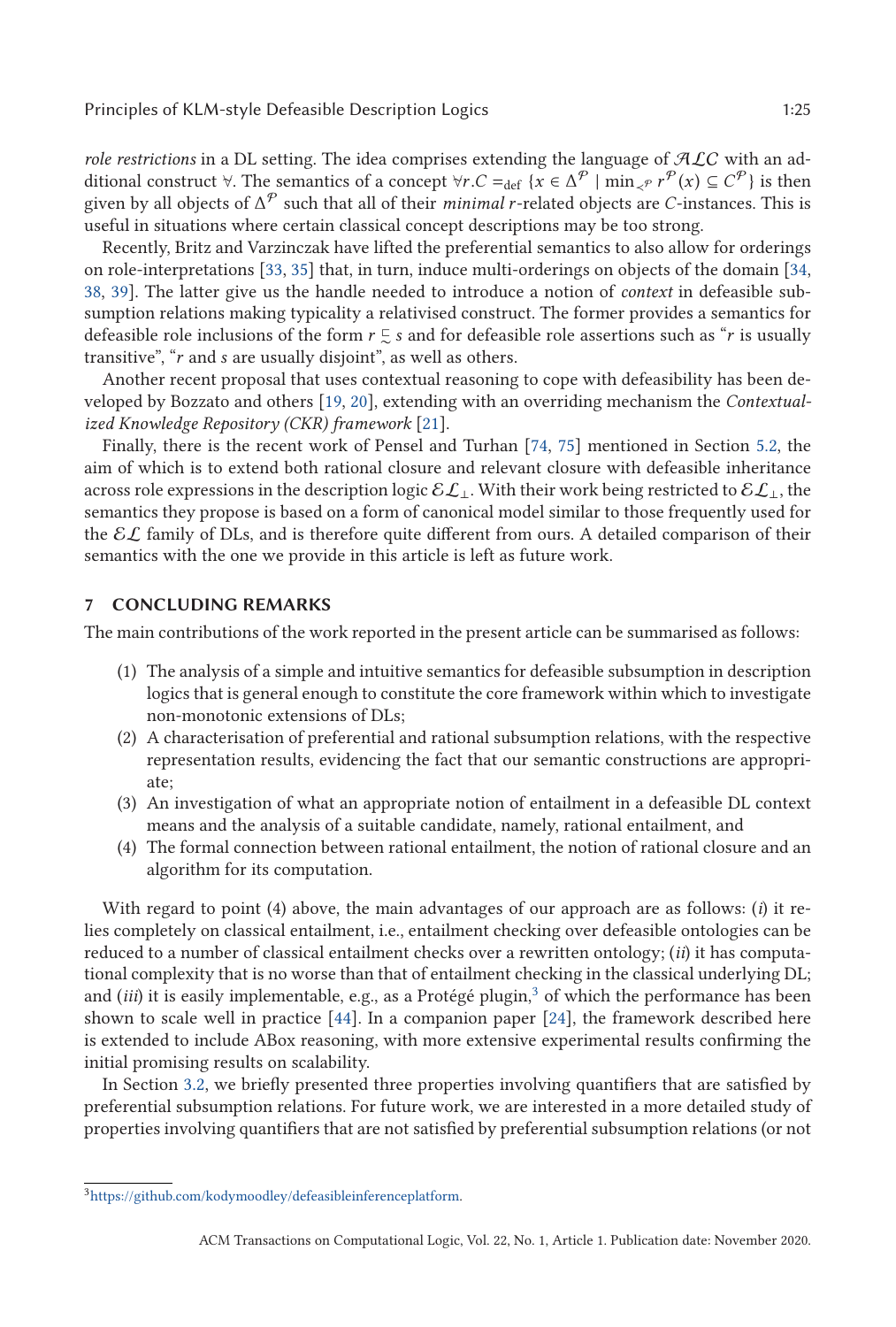*role restrictions* in a DL setting. The idea comprises extending the language of $\mathcal{ALC}$ with an additional construct $\forall\!\!\!\!\sim$. The semantics of a concept $\forall\!\!\!\!\sim r.C =_{\text{def}} \{x \in \Delta^{\mathcal{P}} \mid \min_{\prec^{\mathcal{P}}} r^{\mathcal{P}}(x) \subseteq C^{\mathcal{P}}\}$ is then given by all objects of $\Delta^{\mathcal{P}}$ such that all of their *minimal* $r$-related objects are $C$-instances. This is useful in situations where certain classical concept descriptions may be too strong.

Recently, Britz and Varzinczak have lifted the preferential semantics to also allow for orderings on role-interpretations [33, 35] that, in turn, induce multi-orderings on objects of the domain [34, 38, 39]. The latter give us the handle needed to introduce a notion of *context* in defeasible subsumption relations making typicality a relativised construct. The former provides a semantics for defeasible role inclusions of the form $r \sqsubseteq\!\!\!\!\sim s$ and for defeasible role assertions such as "$r$ is usually transitive", "$r$ and $s$ are usually disjoint", as well as others.

Another recent proposal that uses contextual reasoning to cope with defeasibility has been developed by Bozzato and others [19, 20], extending with an overriding mechanism the *Contextualized Knowledge Repository (CKR) framework* [21].

Finally, there is the recent work of Pensel and Turhan [74, 75] mentioned in Section 5.2, the aim of which is to extend both rational closure and relevant closure with defeasible inheritance across role expressions in the description logic $\mathcal{EL}_{\bot}$. With their work being restricted to $\mathcal{EL}_{\bot}$, the semantics they propose is based on a form of canonical model similar to those frequently used for the $\mathcal{EL}$ family of DLs, and is therefore quite different from ours. A detailed comparison of their semantics with the one we provide in this article is left as future work.

## 7 CONCLUDING REMARKS

The main contributions of the work reported in the present article can be summarised as follows:

1. The analysis of a simple and intuitive semantics for defeasible subsumption in description logics that is general enough to constitute the core framework within which to investigate non-monotonic extensions of DLs;
2. A characterisation of preferential and rational subsumption relations, with the respective representation results, evidencing the fact that our semantic constructions are appropriate;
3. An investigation of what an appropriate notion of entailment in a defeasible DL context means and the analysis of a suitable candidate, namely, rational entailment, and
4. The formal connection between rational entailment, the notion of rational closure and an algorithm for its computation.

With regard to point (4) above, the main advantages of our approach are as follows: (*i*) it relies completely on classical entailment, i.e., entailment checking over defeasible ontologies can be reduced to a number of classical entailment checks over a rewritten ontology; (*ii*) it has computational complexity that is no worse than that of entailment checking in the classical underlying DL; and (*iii*) it is easily implementable, e.g., as a Protégé plugin,[3] of which the performance has been shown to scale well in practice [44]. In a companion paper [24], the framework described here is extended to include ABox reasoning, with more extensive experimental results confirming the initial promising results on scalability.

In Section 3.2, we briefly presented three properties involving quantifiers that are satisfied by preferential subsumption relations. For future work, we are interested in a more detailed study of properties involving quantifiers that are not satisfied by preferential subsumption relations (or not

[3] https://github.com/kodymoodley/defeasibleinferenceplatform.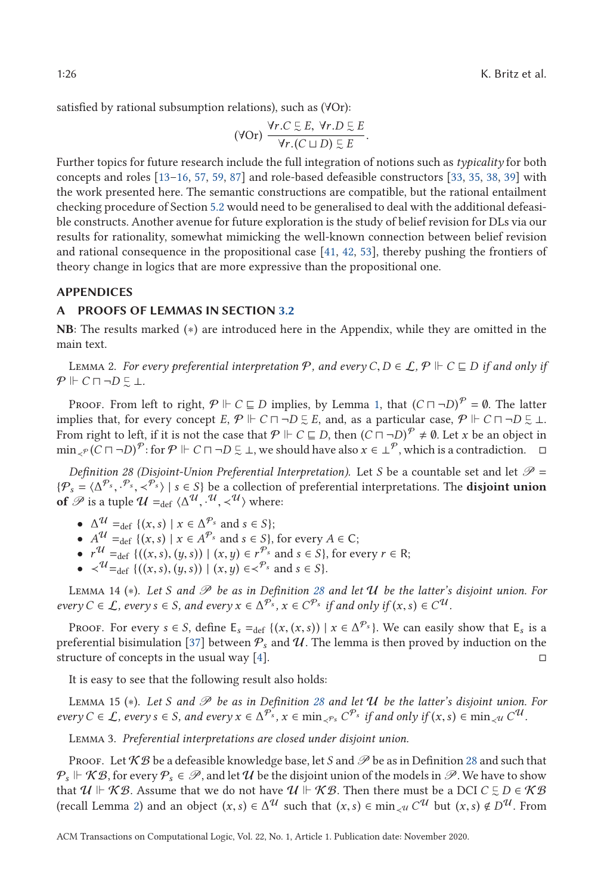satisfied by rational subsumption relations), such as ($\forall$Or):

$$(\forall\text{Or})\ \frac{\forall r.C \precsim E,\ \forall r.D \precsim E}{\forall r.(C \sqcup D) \precsim E}.$$

Further topics for future research include the full integration of notions such as *typicality* for both concepts and roles [13–16, 57, 59, 87] and role-based defeasible constructors [33, 35, 38, 39] with the work presented here. The semantic constructions are compatible, but the rational entailment checking procedure of Section 5.2 would need to be generalised to deal with the additional defeasible constructs. Another avenue for future exploration is the study of belief revision for DLs via our results for rationality, somewhat mimicking the well-known connection between belief revision and rational consequence in the propositional case [41, 42, 53], thereby pushing the frontiers of theory change in logics that are more expressive than the propositional one.

## APPENDICES

## A PROOFS OF LEMMAS IN SECTION 3.2

**NB**: The results marked (∗) are introduced here in the Appendix, while they are omitted in the main text.

Lemma 2. *For every preferential interpretation $\mathcal{P}$, and every $C, D \in \mathcal{L}$, $\mathcal{P} \Vdash C \sqsubseteq D$ if and only if $\mathcal{P} \Vdash C \sqcap \neg D \precsim \bot$.*

Proof. From left to right, $\mathcal{P} \Vdash C \sqsubseteq D$ implies, by Lemma 1, that $(C \sqcap \neg D)^{\mathcal{P}} = \emptyset$. The latter implies that, for every concept $E$, $\mathcal{P} \Vdash C \sqcap \neg D \precsim E$, and, as a particular case, $\mathcal{P} \Vdash C \sqcap \neg D \precsim \bot$. From right to left, if it is not the case that $\mathcal{P} \Vdash C \sqsubseteq D$, then $(C \sqcap \neg D)^{\mathcal{P}} \neq \emptyset$. Let $x$ be an object in $\min_{\prec^{\mathcal{P}}}(C \sqcap \neg D)^{\mathcal{P}}$: for $\mathcal{P} \Vdash C \sqcap \neg D \precsim \bot$, we should have also $x \in \bot^{\mathcal{P}}$, which is a contradiction. □

*Definition 28 (Disjoint-Union Preferential Interpretation).* Let $S$ be a countable set and let $\mathscr{P} = \{\mathcal{P}_s = \langle \Delta^{\mathcal{P}_s}, \cdot^{\mathcal{P}_s}, \prec^{\mathcal{P}_s} \rangle \mid s \in S\}$ be a collection of preferential interpretations. The **disjoint union of** $\mathscr{P}$ is a tuple $\mathcal{U} =_{\text{def}} \langle \Delta^{\mathcal{U}}, \cdot^{\mathcal{U}}, \prec^{\mathcal{U}} \rangle$ where:

- $\Delta^{\mathcal{U}} =_{\text{def}} \{(x, s) \mid x \in \Delta^{\mathcal{P}_s} \text{ and } s \in S\}$;
- $A^{\mathcal{U}} =_{\text{def}} \{(x, s) \mid x \in A^{\mathcal{P}_s} \text{ and } s \in S\}$, for every $A \in \mathsf{C}$;
- $r^{\mathcal{U}} =_{\text{def}} \{((x, s), (y, s)) \mid (x, y) \in r^{\mathcal{P}_s} \text{ and } s \in S\}$, for every $r \in \mathsf{R}$;
- $\prec^{\mathcal{U}} =_{\text{def}} \{((x, s), (y, s)) \mid (x, y) \in \prec^{\mathcal{P}_s} \text{ and } s \in S\}$.

Lemma 14 (∗). *Let $S$ and $\mathscr{P}$ be as in Definition 28 and let $\mathcal{U}$ be the latter's disjoint union. For every $C \in \mathcal{L}$, every $s \in S$, and every $x \in \Delta^{\mathcal{P}_s}$, $x \in C^{\mathcal{P}_s}$ if and only if $(x, s) \in C^{\mathcal{U}}$.*

Proof. For every $s \in S$, define $\mathsf{E}_s =_{\text{def}} \{(x, (x, s)) \mid x \in \Delta^{\mathcal{P}_s}\}$. We can easily show that $\mathsf{E}_s$ is a preferential bisimulation [37] between $\mathcal{P}_s$ and $\mathcal{U}$. The lemma is then proved by induction on the structure of concepts in the usual way [4]. □

It is easy to see that the following result also holds:

Lemma 15 (∗). *Let $S$ and $\mathscr{P}$ be as in Definition 28 and let $\mathcal{U}$ be the latter's disjoint union. For every $C \in \mathcal{L}$, every $s \in S$, and every $x \in \Delta^{\mathcal{P}_s}$, $x \in \min_{\prec^{\mathcal{P}_s}} C^{\mathcal{P}_s}$ if and only if $(x, s) \in \min_{\prec^{\mathcal{U}}} C^{\mathcal{U}}$.*

Lemma 3. *Preferential interpretations are closed under disjoint union.*

Proof. Let $\mathcal{KB}$ be a defeasible knowledge base, let $S$ and $\mathscr{P}$ be as in Definition 28 and such that $\mathcal{P}_s \Vdash \mathcal{KB}$, for every $\mathcal{P}_s \in \mathscr{P}$, and let $\mathcal{U}$ be the disjoint union of the models in $\mathscr{P}$. We have to show that $\mathcal{U} \Vdash \mathcal{KB}$. Assume that we do not have $\mathcal{U} \Vdash \mathcal{KB}$. Then there must be a DCI $C \precsim D \in \mathcal{KB}$ (recall Lemma 2) and an object $(x, s) \in \Delta^{\mathcal{U}}$ such that $(x, s) \in \min_{\prec^{\mathcal{U}}} C^{\mathcal{U}}$ but $(x, s) \notin D^{\mathcal{U}}$. From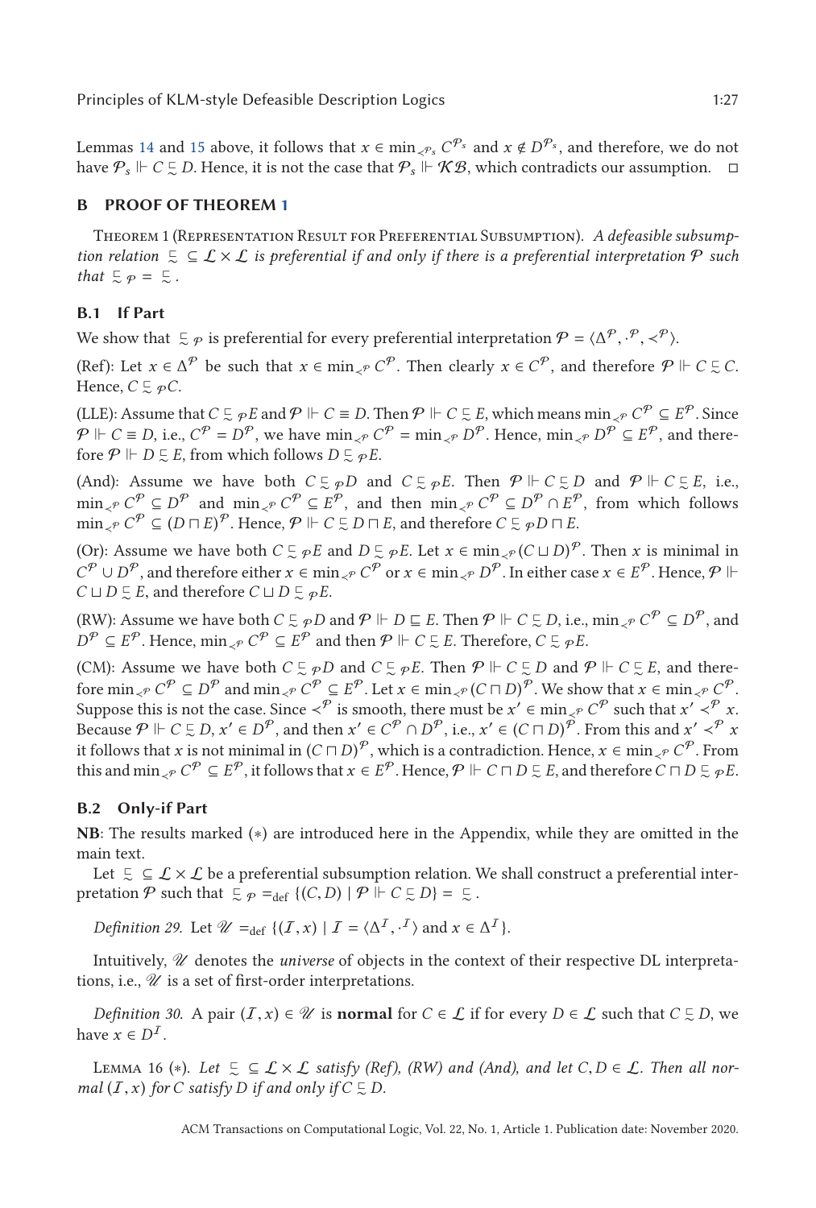Lemmas 14 and 15 above, it follows that $x \in \min_{\prec^{\mathcal{P}_s}} C^{\mathcal{P}_s}$ and $x \notin D^{\mathcal{P}_s}$, and therefore, we do not have $\mathcal{P}_s \Vdash C \precsim D$. Hence, it is not the case that $\mathcal{P}_s \Vdash \mathcal{KB}$, which contradicts our assumption. $\square$

## B PROOF OF THEOREM 1

Theorem 1 (Representation Result for Preferential Subsumption). *A defeasible subsumption relation $\precsim \subseteq \mathcal{L} \times \mathcal{L}$ is preferential if and only if there is a preferential interpretation $\mathcal{P}$ such that $\precsim_{\mathcal{P}} = \precsim$.*

### B.1 If Part

We show that $\precsim_{\mathcal{P}}$ is preferential for every preferential interpretation $\mathcal{P} = \langle \Delta^{\mathcal{P}}, \cdot^{\mathcal{P}}, \prec^{\mathcal{P}} \rangle$.

(Ref): Let $x \in \Delta^{\mathcal{P}}$ be such that $x \in \min_{\prec^{\mathcal{P}}} C^{\mathcal{P}}$. Then clearly $x \in C^{\mathcal{P}}$, and therefore $\mathcal{P} \Vdash C \precsim C$. Hence, $C \precsim_{\mathcal{P}} C$.

(LLE): Assume that $C \precsim_{\mathcal{P}} E$ and $\mathcal{P} \Vdash C \equiv D$. Then $\mathcal{P} \Vdash C \precsim E$, which means $\min_{\prec^{\mathcal{P}}} C^{\mathcal{P}} \subseteq E^{\mathcal{P}}$. Since $\mathcal{P} \Vdash C \equiv D$, i.e., $C^{\mathcal{P}} = D^{\mathcal{P}}$, we have $\min_{\prec^{\mathcal{P}}} C^{\mathcal{P}} = \min_{\prec^{\mathcal{P}}} D^{\mathcal{P}}$. Hence, $\min_{\prec^{\mathcal{P}}} D^{\mathcal{P}} \subseteq E^{\mathcal{P}}$, and therefore $\mathcal{P} \Vdash D \precsim E$, from which follows $D \precsim_{\mathcal{P}} E$.

(And): Assume we have both $C \precsim_{\mathcal{P}} D$ and $C \precsim_{\mathcal{P}} E$. Then $\mathcal{P} \Vdash C \precsim D$ and $\mathcal{P} \Vdash C \precsim E$, i.e., $\min_{\prec^{\mathcal{P}}} C^{\mathcal{P}} \subseteq D^{\mathcal{P}}$ and $\min_{\prec^{\mathcal{P}}} C^{\mathcal{P}} \subseteq E^{\mathcal{P}}$, and then $\min_{\prec^{\mathcal{P}}} C^{\mathcal{P}} \subseteq D^{\mathcal{P}} \cap E^{\mathcal{P}}$, from which follows $\min_{\prec^{\mathcal{P}}} C^{\mathcal{P}} \subseteq (D \sqcap E)^{\mathcal{P}}$. Hence, $\mathcal{P} \Vdash C \precsim D \sqcap E$, and therefore $C \precsim_{\mathcal{P}} D \sqcap E$.

(Or): Assume we have both $C \precsim_{\mathcal{P}} E$ and $D \precsim_{\mathcal{P}} E$. Let $x \in \min_{\prec^{\mathcal{P}}} (C \sqcup D)^{\mathcal{P}}$. Then $x$ is minimal in $C^{\mathcal{P}} \cup D^{\mathcal{P}}$, and therefore either $x \in \min_{\prec^{\mathcal{P}}} C^{\mathcal{P}}$ or $x \in \min_{\prec^{\mathcal{P}}} D^{\mathcal{P}}$. In either case $x \in E^{\mathcal{P}}$. Hence, $\mathcal{P} \Vdash C \sqcup D \precsim E$, and therefore $C \sqcup D \precsim_{\mathcal{P}} E$.

(RW): Assume we have both $C \precsim_{\mathcal{P}} D$ and $\mathcal{P} \Vdash D \sqsubseteq E$. Then $\mathcal{P} \Vdash C \precsim D$, i.e., $\min_{\prec^{\mathcal{P}}} C^{\mathcal{P}} \subseteq D^{\mathcal{P}}$, and $D^{\mathcal{P}} \subseteq E^{\mathcal{P}}$. Hence, $\min_{\prec^{\mathcal{P}}} C^{\mathcal{P}} \subseteq E^{\mathcal{P}}$ and then $\mathcal{P} \Vdash C \precsim E$. Therefore, $C \precsim_{\mathcal{P}} E$.

(CM): Assume we have both $C \precsim_{\mathcal{P}} D$ and $C \precsim_{\mathcal{P}} E$. Then $\mathcal{P} \Vdash C \precsim D$ and $\mathcal{P} \Vdash C \precsim E$, and therefore $\min_{\prec^{\mathcal{P}}} C^{\mathcal{P}} \subseteq D^{\mathcal{P}}$ and $\min_{\prec^{\mathcal{P}}} C^{\mathcal{P}} \subseteq E^{\mathcal{P}}$. Let $x \in \min_{\prec^{\mathcal{P}}} (C \sqcap D)^{\mathcal{P}}$. We show that $x \in \min_{\prec^{\mathcal{P}}} C^{\mathcal{P}}$. Suppose this is not the case. Since $\prec^{\mathcal{P}}$ is smooth, there must be $x' \in \min_{\prec^{\mathcal{P}}} C^{\mathcal{P}}$ such that $x' \prec^{\mathcal{P}} x$. Because $\mathcal{P} \Vdash C \precsim D$, $x' \in D^{\mathcal{P}}$, and then $x' \in C^{\mathcal{P}} \cap D^{\mathcal{P}}$, i.e., $x' \in (C \sqcap D)^{\mathcal{P}}$. From this and $x' \prec^{\mathcal{P}} x$ it follows that $x$ is not minimal in $(C \sqcap D)^{\mathcal{P}}$, which is a contradiction. Hence, $x \in \min_{\prec^{\mathcal{P}}} C^{\mathcal{P}}$. From this and $\min_{\prec^{\mathcal{P}}} C^{\mathcal{P}} \subseteq E^{\mathcal{P}}$, it follows that $x \in E^{\mathcal{P}}$. Hence, $\mathcal{P} \Vdash C \sqcap D \precsim E$, and therefore $C \sqcap D \precsim_{\mathcal{P}} E$.

### B.2 Only-if Part

**NB**: The results marked (∗) are introduced here in the Appendix, while they are omitted in the main text.

Let $\precsim \subseteq \mathcal{L} \times \mathcal{L}$ be a preferential subsumption relation. We shall construct a preferential interpretation $\mathcal{P}$ such that $\precsim_{\mathcal{P}} =_{\text{def}} \{(C, D) \mid \mathcal{P} \Vdash C \precsim D\} = \precsim$.

*Definition 29.* Let $\mathscr{U} =_{\text{def}} \{(\mathcal{I}, x) \mid \mathcal{I} = \langle \Delta^{\mathcal{I}}, \cdot^{\mathcal{I}} \rangle \text{ and } x \in \Delta^{\mathcal{I}}\}$.

Intuitively, $\mathscr{U}$ denotes the *universe* of objects in the context of their respective DL interpretations, i.e., $\mathscr{U}$ is a set of first-order interpretations.

*Definition 30.* A pair $(\mathcal{I}, x) \in \mathscr{U}$ is **normal** for $C \in \mathcal{L}$ if for every $D \in \mathcal{L}$ such that $C \precsim D$, we have $x \in D^{\mathcal{I}}$.

Lemma 16 (∗). *Let $\precsim \subseteq \mathcal{L} \times \mathcal{L}$ satisfy (Ref), (RW) and (And), and let $C, D \in \mathcal{L}$. Then all normal $(\mathcal{I}, x)$ for $C$ satisfy $D$ if and only if $C \precsim D$.*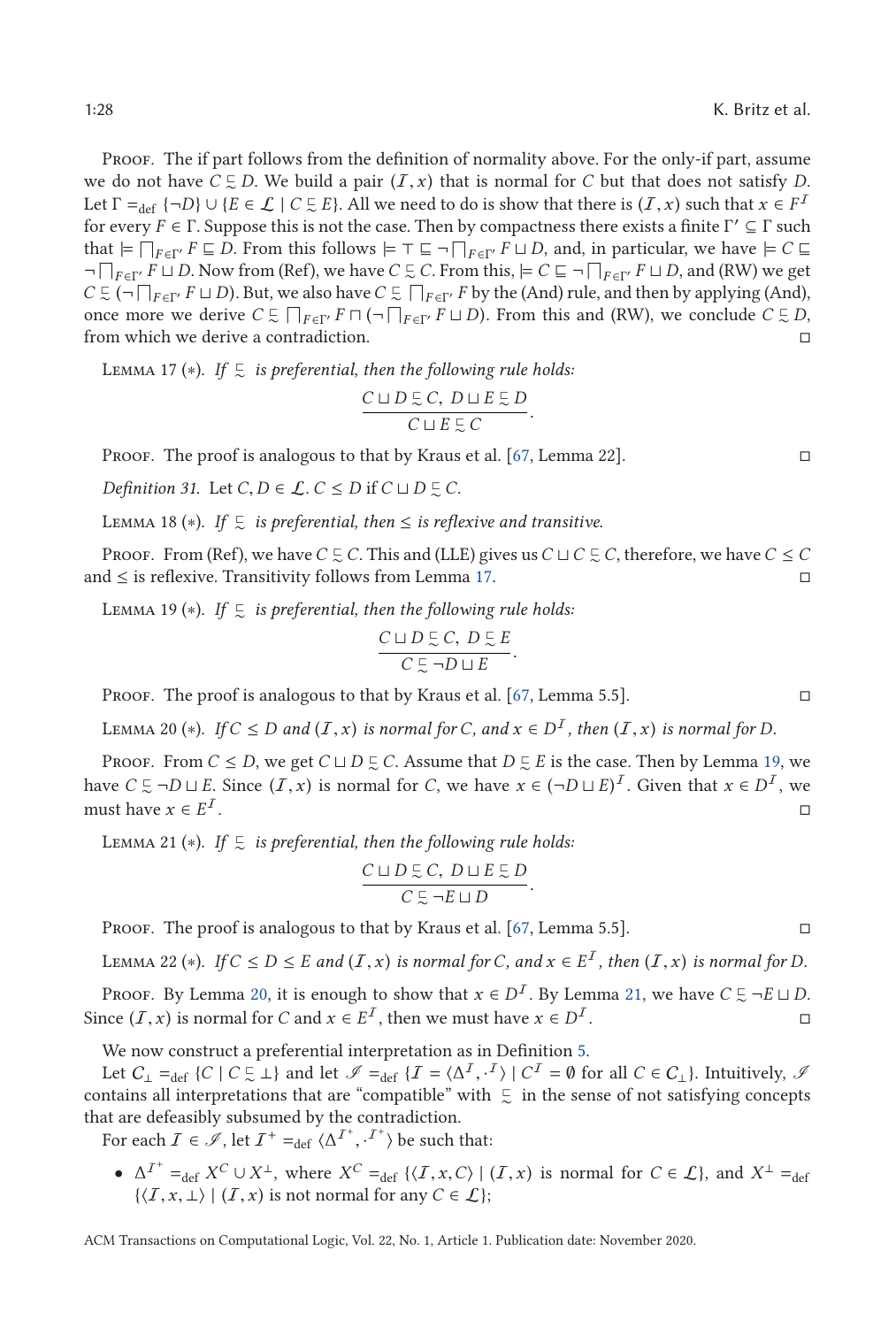Proof. The if part follows from the definition of normality above. For the only-if part, assume we do not have $C \precsim D$. We build a pair $(\mathcal{I}, x)$ that is normal for $C$ but that does not satisfy $D$. Let $\Gamma =_{\text{def}} \{\neg D\} \cup \{E \in \mathcal{L} \mid C \precsim E\}$. All we need to do is show that there is $(\mathcal{I}, x)$ such that $x \in F^{\mathcal{I}}$ for every $F \in \Gamma$. Suppose this is not the case. Then by compactness there exists a finite $\Gamma' \subseteq \Gamma$ such that $\models \bigsqcap_{F \in \Gamma'} F \sqsubseteq D$. From this follows $\models \top \sqsubseteq \neg \bigsqcap_{F \in \Gamma'} F \sqcup D$, and, in particular, we have $\models C \sqsubseteq \neg \bigsqcap_{F \in \Gamma'} F \sqcup D$. Now from (Ref), we have $C \precsim C$. From this, $\models C \sqsubseteq \neg \bigsqcap_{F \in \Gamma'} F \sqcup D$, and (RW) we get $C \precsim (\neg \bigsqcap_{F \in \Gamma'} F \sqcup D)$. But, we also have $C \precsim \bigsqcap_{F \in \Gamma'} F$ by the (And) rule, and then by applying (And), once more we derive $C \precsim \bigsqcap_{F \in \Gamma'} F \sqcap (\neg \bigsqcap_{F \in \Gamma'} F \sqcup D)$. From this and (RW), we conclude $C \precsim D$, from which we derive a contradiction. □

Lemma 17 (∗). *If $\precsim$ is preferential, then the following rule holds:*

$$\frac{C \sqcup D \precsim C,\ D \sqcup E \precsim D}{C \sqcup E \precsim C}.$$

Proof. The proof is analogous to that by Kraus et al. [67, Lemma 22]. □

*Definition 31.* Let $C, D \in \mathcal{L}$. $C \leq D$ if $C \sqcup D \precsim C$.

Lemma 18 (∗). *If $\precsim$ is preferential, then $\leq$ is reflexive and transitive.*

Proof. From (Ref), we have $C \precsim C$. This and (LLE) gives us $C \sqcup C \precsim C$, therefore, we have $C \leq C$ and $\leq$ is reflexive. Transitivity follows from Lemma 17. □

Lemma 19 (∗). *If $\precsim$ is preferential, then the following rule holds:*

$$\frac{C \sqcup D \precsim C,\ D \precsim E}{C \precsim \neg D \sqcup E}.$$

Proof. The proof is analogous to that by Kraus et al. [67, Lemma 5.5]. □

Lemma 20 (∗). *If $C \leq D$ and $(\mathcal{I}, x)$ is normal for $C$, and $x \in D^{\mathcal{I}}$, then $(\mathcal{I}, x)$ is normal for $D$.*

Proof. From $C \leq D$, we get $C \sqcup D \precsim C$. Assume that $D \precsim E$ is the case. Then by Lemma 19, we have $C \precsim \neg D \sqcup E$. Since $(\mathcal{I}, x)$ is normal for $C$, we have $x \in (\neg D \sqcup E)^{\mathcal{I}}$. Given that $x \in D^{\mathcal{I}}$, we must have $x \in E^{\mathcal{I}}$. □

Lemma 21 (∗). *If $\precsim$ is preferential, then the following rule holds:*

$$\frac{C \sqcup D \precsim C,\ D \sqcup E \precsim D}{C \precsim \neg E \sqcup D}.$$

Proof. The proof is analogous to that by Kraus et al. [67, Lemma 5.5]. □

Lemma 22 (∗). *If $C \leq D \leq E$ and $(\mathcal{I}, x)$ is normal for $C$, and $x \in E^{\mathcal{I}}$, then $(\mathcal{I}, x)$ is normal for $D$.*

Proof. By Lemma 20, it is enough to show that $x \in D^{\mathcal{I}}$. By Lemma 21, we have $C \precsim \neg E \sqcup D$. Since $(\mathcal{I}, x)$ is normal for $C$ and $x \in E^{\mathcal{I}}$, then we must have $x \in D^{\mathcal{I}}$. □

We now construct a preferential interpretation as in Definition 5.

Let $C_{\perp} =_{\text{def}} \{C \mid C \precsim \perp\}$ and let $\mathscr{I} =_{\text{def}} \{\mathcal{I} = \langle \Delta^{\mathcal{I}}, \cdot^{\mathcal{I}} \rangle \mid C^{\mathcal{I}} = \emptyset \text{ for all } C \in C_{\perp}\}$. Intuitively, $\mathscr{I}$ contains all interpretations that are "compatible" with $\precsim$ in the sense of not satisfying concepts that are defeasibly subsumed by the contradiction.

For each $\mathcal{I} \in \mathscr{I}$, let $\mathcal{I}^{+} =_{\text{def}} \langle \Delta^{\mathcal{I}^{+}}, \cdot^{\mathcal{I}^{+}} \rangle$ be such that:

- $\Delta^{\mathcal{I}^{+}} =_{\text{def}} X^{C} \cup X^{\perp}$, where $X^{C} =_{\text{def}} \{\langle \mathcal{I}, x, C \rangle \mid (\mathcal{I}, x) \text{ is normal for } C \in \mathcal{L}\}$, and $X^{\perp} =_{\text{def}} \{\langle \mathcal{I}, x, \perp \rangle \mid (\mathcal{I}, x) \text{ is not normal for any } C \in \mathcal{L}\}$;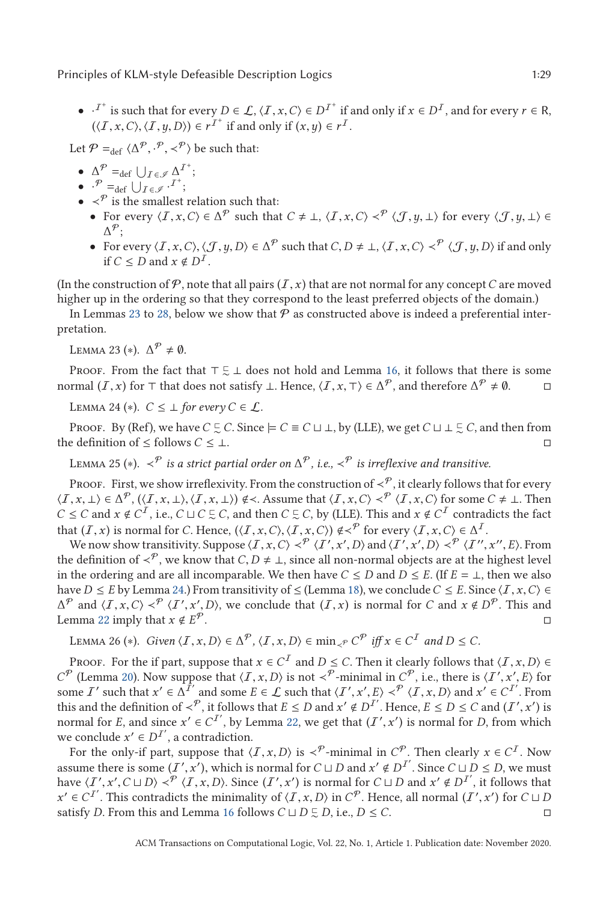- $\cdot^{\mathcal{I}^+}$ is such that for every $D \in \mathcal{L}$, $\langle \mathcal{I}, x, C \rangle \in D^{\mathcal{I}^+}$ if and only if $x \in D^{\mathcal{I}}$, and for every $r \in \mathsf{R}$, $(\langle \mathcal{I}, x, C \rangle, \langle \mathcal{I}, y, D \rangle) \in r^{\mathcal{I}^+}$ if and only if $(x, y) \in r^{\mathcal{I}}$.

Let $\mathcal{P} =_{\text{def}} \langle \Delta^{\mathcal{P}}, \cdot^{\mathcal{P}}, \prec^{\mathcal{P}} \rangle$ be such that:

- $\Delta^{\mathcal{P}} =_{\text{def}} \bigcup_{\mathcal{I} \in \mathscr{I}} \Delta^{\mathcal{I}^+}$;
- $\cdot^{\mathcal{P}} =_{\text{def}} \bigcup_{\mathcal{I} \in \mathscr{I}} \cdot^{\mathcal{I}^+}$;
- $\prec^{\mathcal{P}}$ is the smallest relation such that:
  - For every $\langle \mathcal{I}, x, C \rangle \in \Delta^{\mathcal{P}}$ such that $C \neq \bot$, $\langle \mathcal{I}, x, C \rangle \prec^{\mathcal{P}} \langle \mathcal{J}, y, \bot \rangle$ for every $\langle \mathcal{J}, y, \bot \rangle \in \Delta^{\mathcal{P}}$;
  - For every $\langle \mathcal{I}, x, C \rangle, \langle \mathcal{J}, y, D \rangle \in \Delta^{\mathcal{P}}$ such that $C, D \neq \bot$, $\langle \mathcal{I}, x, C \rangle \prec^{\mathcal{P}} \langle \mathcal{J}, y, D \rangle$ if and only if $C \leq D$ and $x \notin D^{\mathcal{I}}$.

(In the construction of $\mathcal{P}$, note that all pairs $(\mathcal{I}, x)$ that are not normal for any concept $C$ are moved higher up in the ordering so that they correspond to the least preferred objects of the domain.)

In Lemmas 23 to 28, below we show that $\mathcal{P}$ as constructed above is indeed a preferential interpretation.

Lemma 23 (∗). *$\Delta^{\mathcal{P}} \neq \emptyset$.*

Proof. From the fact that $\top \mathrel{\sim\!\!\!\!\sqsubset} \bot$ does not hold and Lemma 16, it follows that there is some normal $(\mathcal{I}, x)$ for $\top$ that does not satisfy $\bot$. Hence, $\langle \mathcal{I}, x, \top \rangle \in \Delta^{\mathcal{P}}$, and therefore $\Delta^{\mathcal{P}} \neq \emptyset$. □

Lemma 24 (∗). *$C \leq \bot$ for every $C \in \mathcal{L}$.*

Proof. By (Ref), we have $C \mathrel{\sim\!\!\!\!\sqsubset} C$. Since $\models C \equiv C \sqcup \bot$, by (LLE), we get $C \sqcup \bot \mathrel{\sim\!\!\!\!\sqsubset} C$, and then from the definition of $\leq$ follows $C \leq \bot$. □

Lemma 25 (∗). *$\prec^{\mathcal{P}}$ is a strict partial order on $\Delta^{\mathcal{P}}$, i.e., $\prec^{\mathcal{P}}$ is irreflexive and transitive.*

Proof. First, we show irreflexivity. From the construction of $\prec^{\mathcal{P}}$, it clearly follows that for every $\langle \mathcal{I}, x, \bot \rangle \in \Delta^{\mathcal{P}}$, $(\langle \mathcal{I}, x, \bot \rangle, \langle \mathcal{I}, x, \bot \rangle) \notin \prec$. Assume that $\langle \mathcal{I}, x, C \rangle \prec^{\mathcal{P}} \langle \mathcal{I}, x, C \rangle$ for some $C \neq \bot$. Then $C \leq C$ and $x \notin C^{\mathcal{I}}$, i.e., $C \sqcup C \mathrel{\sim\!\!\!\!\sqsubset} C$, and then $C \mathrel{\sim\!\!\!\!\sqsubset} C$, by (LLE). This and $x \notin C^{\mathcal{I}}$ contradicts the fact that $(\mathcal{I}, x)$ is normal for $C$. Hence, $(\langle \mathcal{I}, x, C \rangle, \langle \mathcal{I}, x, C \rangle) \notin \prec^{\mathcal{P}}$ for every $\langle \mathcal{I}, x, C \rangle \in \Delta^{\mathcal{I}}$.

We now show transitivity. Suppose $\langle \mathcal{I}, x, C \rangle \prec^{\mathcal{P}} \langle \mathcal{I}', x', D \rangle$ and $\langle \mathcal{I}', x', D \rangle \prec^{\mathcal{P}} \langle \mathcal{I}'', x'', E \rangle$. From the definition of $\prec^{\mathcal{P}}$, we know that $C, D \neq \bot$, since all non-normal objects are at the highest level in the ordering and are all incomparable. We then have $C \leq D$ and $D \leq E$. (If $E = \bot$, then we also have $D \leq E$ by Lemma 24.) From transitivity of $\leq$ (Lemma 18), we conclude $C \leq E$. Since $\langle \mathcal{I}, x, C \rangle \in \Delta^{\mathcal{P}}$ and $\langle \mathcal{I}, x, C \rangle \prec^{\mathcal{P}} \langle \mathcal{I}', x', D \rangle$, we conclude that $(\mathcal{I}, x)$ is normal for $C$ and $x \notin D^{\mathcal{P}}$. This and Lemma 22 imply that $x \notin E^{\mathcal{P}}$. □

Lemma 26 (∗). *Given $\langle \mathcal{I}, x, D \rangle \in \Delta^{\mathcal{P}}$, $\langle \mathcal{I}, x, D \rangle \in \min_{\prec^{\mathcal{P}}} C^{\mathcal{P}}$ iff $x \in C^{\mathcal{I}}$ and $D \leq C$.*

Proof. For the if part, suppose that $x \in C^{\mathcal{I}}$ and $D \leq C$. Then it clearly follows that $\langle \mathcal{I}, x, D \rangle \in C^{\mathcal{P}}$ (Lemma 20). Now suppose that $\langle \mathcal{I}, x, D \rangle$ is not $\prec^{\mathcal{P}}$-minimal in $C^{\mathcal{P}}$, i.e., there is $\langle \mathcal{I}', x', E \rangle$ for some $\mathcal{I}'$ such that $x' \in \Delta^{\mathcal{I}'}$ and some $E \in \mathcal{L}$ such that $\langle \mathcal{I}', x', E \rangle \prec^{\mathcal{P}} \langle \mathcal{I}, x, D \rangle$ and $x' \in C^{\mathcal{I}'}$. From this and the definition of $\prec^{\mathcal{P}}$, it follows that $E \leq D$ and $x' \notin D^{\mathcal{I}'}$. Hence, $E \leq D \leq C$ and $(\mathcal{I}', x')$ is normal for $E$, and since $x' \in C^{\mathcal{I}'}$, by Lemma 22, we get that $(\mathcal{I}', x')$ is normal for $D$, from which we conclude $x' \in D^{\mathcal{I}'}$, a contradiction.

For the only-if part, suppose that $\langle \mathcal{I}, x, D \rangle$ is $\prec^{\mathcal{P}}$-minimal in $C^{\mathcal{P}}$. Then clearly $x \in C^{\mathcal{I}}$. Now assume there is some $(\mathcal{I}', x')$, which is normal for $C \sqcup D$ and $x' \notin D^{\mathcal{I}'}$. Since $C \sqcup D \leq D$, we must have $\langle \mathcal{I}', x', C \sqcup D \rangle \prec^{\mathcal{P}} \langle \mathcal{I}, x, D \rangle$. Since $(\mathcal{I}', x')$ is normal for $C \sqcup D$ and $x' \notin D^{\mathcal{I}'}$, it follows that $x' \in C^{\mathcal{I}'}$. This contradicts the minimality of $\langle \mathcal{I}, x, D \rangle$ in $C^{\mathcal{P}}$. Hence, all normal $(\mathcal{I}', x')$ for $C \sqcup D$ satisfy $D$. From this and Lemma 16 follows $C \sqcup D \mathrel{\sim\!\!\!\!\sqsubset} D$, i.e., $D \leq C$. □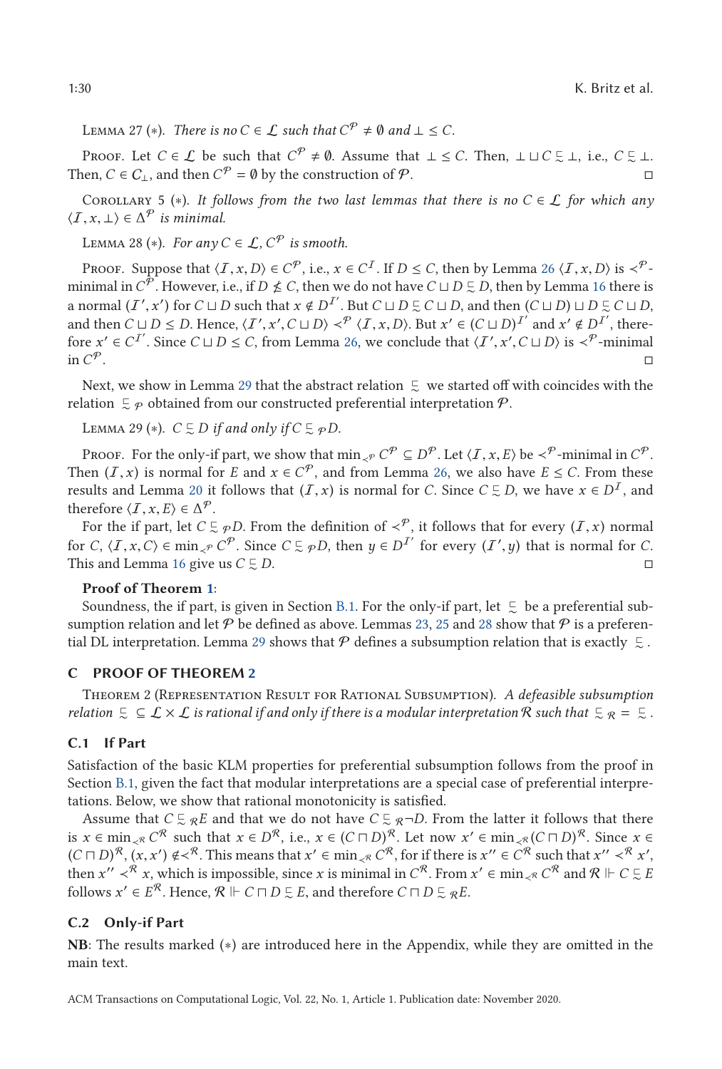Lemma 27 (*). *There is no $C \in \mathcal{L}$ such that $C^{\mathcal{P}} \neq \emptyset$ and $\bot \leq C$.*

Proof. Let $C \in \mathcal{L}$ be such that $C^{\mathcal{P}} \neq \emptyset$. Assume that $\bot \leq C$. Then, $\bot \sqcup C \precsim \bot$, i.e., $C \precsim \bot$. Then, $C \in \mathcal{C}_{\bot}$, and then $C^{\mathcal{P}} = \emptyset$ by the construction of $\mathcal{P}$. □

Corollary 5 (*). *It follows from the two last lemmas that there is no $C \in \mathcal{L}$ for which any $\langle \mathcal{I}, x, \bot \rangle \in \Delta^{\mathcal{P}}$ is minimal.*

Lemma 28 (*). *For any $C \in \mathcal{L}$, $C^{\mathcal{P}}$ is smooth.*

Proof. Suppose that $\langle \mathcal{I}, x, D \rangle \in C^{\mathcal{P}}$, i.e., $x \in C^{\mathcal{I}}$. If $D \leq C$, then by Lemma 26 $\langle \mathcal{I}, x, D \rangle$ is $\prec^{\mathcal{P}}$-minimal in $C^{\mathcal{P}}$. However, i.e., if $D \not\leq C$, then we do not have $C \sqcup D \precsim D$, then by Lemma 16 there is a normal $(\mathcal{I}', x')$ for $C \sqcup D$ such that $x \notin D^{\mathcal{I}'}$. But $C \sqcup D \precsim C \sqcup D$, and then $(C \sqcup D) \sqcup D \precsim C \sqcup D$, and then $C \sqcup D \leq D$. Hence, $\langle \mathcal{I}', x', C \sqcup D \rangle \prec^{\mathcal{P}} \langle \mathcal{I}, x, D \rangle$. But $x' \in (C \sqcup D)^{\mathcal{I}'}$ and $x' \notin D^{\mathcal{I}'}$, therefore $x' \in C^{\mathcal{I}'}$. Since $C \sqcup D \leq C$, from Lemma 26, we conclude that $\langle \mathcal{I}', x', C \sqcup D \rangle$ is $\prec^{\mathcal{P}}$-minimal in $C^{\mathcal{P}}$. □

Next, we show in Lemma 29 that the abstract relation $\precsim$ we started off with coincides with the relation $\precsim_{\mathcal{P}}$ obtained from our constructed preferential interpretation $\mathcal{P}$.

Lemma 29 (*). *$C \precsim D$ if and only if $C \precsim_{\mathcal{P}} D$.*

Proof. For the only-if part, we show that $\min_{\prec^{\mathcal{P}}} C^{\mathcal{P}} \subseteq D^{\mathcal{P}}$. Let $\langle \mathcal{I}, x, E \rangle$ be $\prec^{\mathcal{P}}$-minimal in $C^{\mathcal{P}}$. Then $(\mathcal{I}, x)$ is normal for $E$ and $x \in C^{\mathcal{P}}$, and from Lemma 26, we also have $E \leq C$. From these results and Lemma 20 it follows that $(\mathcal{I}, x)$ is normal for $C$. Since $C \precsim D$, we have $x \in D^{\mathcal{I}}$, and therefore $\langle \mathcal{I}, x, E \rangle \in \Delta^{\mathcal{P}}$.

For the if part, let $C \precsim_{\mathcal{P}} D$. From the definition of $\prec^{\mathcal{P}}$, it follows that for every $(\mathcal{I}, x)$ normal for $C$, $\langle \mathcal{I}, x, C \rangle \in \min_{\prec^{\mathcal{P}}} C^{\mathcal{P}}$. Since $C \precsim_{\mathcal{P}} D$, then $y \in D^{\mathcal{I}'}$ for every $(\mathcal{I}', y)$ that is normal for $C$. This and Lemma 16 give us $C \precsim D$. □

**Proof of Theorem 1**:

Soundness, the if part, is given in Section B.1. For the only-if part, let $\precsim$ be a preferential subsumption relation and let $\mathcal{P}$ be defined as above. Lemmas 23, 25 and 28 show that $\mathcal{P}$ is a preferential DL interpretation. Lemma 29 shows that $\mathcal{P}$ defines a subsumption relation that is exactly $\precsim$.

## C PROOF OF THEOREM 2

Theorem 2 (Representation Result for Rational Subsumption). *A defeasible subsumption relation $\precsim \subseteq \mathcal{L} \times \mathcal{L}$ is rational if and only if there is a modular interpretation $\mathcal{R}$ such that $\precsim_{\mathcal{R}} = \precsim$.*

### C.1 If Part

Satisfaction of the basic KLM properties for preferential subsumption follows from the proof in Section B.1, given the fact that modular interpretations are a special case of preferential interpretations. Below, we show that rational monotonicity is satisfied.

Assume that $C \precsim_{\mathcal{R}} E$ and that we do not have $C \precsim_{\mathcal{R}} \neg D$. From the latter it follows that there is $x \in \min_{\prec^{\mathcal{R}}} C^{\mathcal{R}}$ such that $x \in D^{\mathcal{R}}$, i.e., $x \in (C \sqcap D)^{\mathcal{R}}$. Let now $x' \in \min_{\prec^{\mathcal{R}}} (C \sqcap D)^{\mathcal{R}}$. Since $x \in (C \sqcap D)^{\mathcal{R}}$, $(x, x') \notin \prec^{\mathcal{R}}$. This means that $x' \in \min_{\prec^{\mathcal{R}}} C^{\mathcal{R}}$, for if there is $x'' \in C^{\mathcal{R}}$ such that $x'' \prec^{\mathcal{R}} x'$, then $x'' \prec^{\mathcal{R}} x$, which is impossible, since $x$ is minimal in $C^{\mathcal{R}}$. From $x' \in \min_{\prec^{\mathcal{R}}} C^{\mathcal{R}}$ and $\mathcal{R} \Vdash C \precsim E$ follows $x' \in E^{\mathcal{R}}$. Hence, $\mathcal{R} \Vdash C \sqcap D \precsim E$, and therefore $C \sqcap D \precsim_{\mathcal{R}} E$.

### C.2 Only-if Part

**NB**: The results marked (*) are introduced here in the Appendix, while they are omitted in the main text.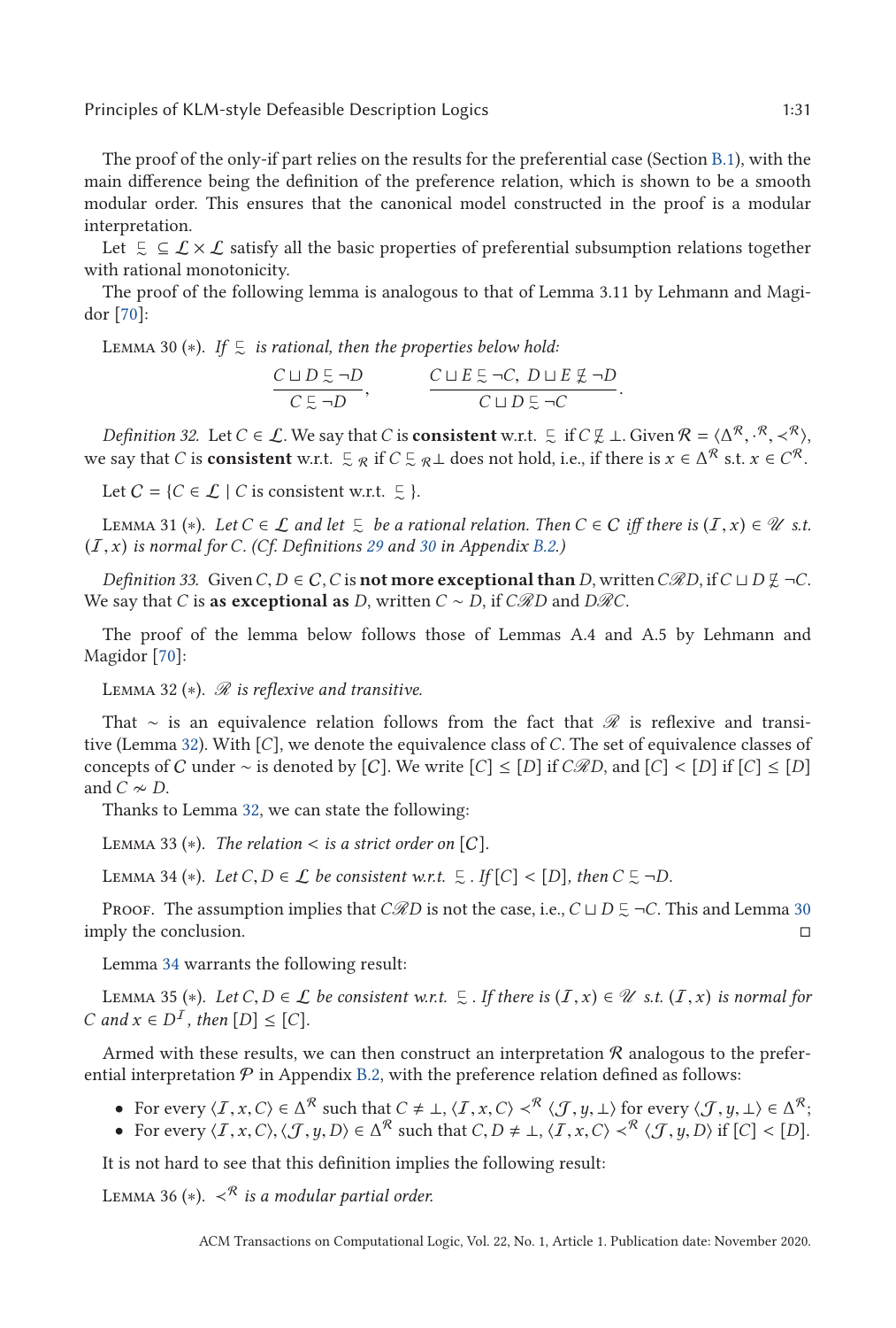The proof of the only-if part relies on the results for the preferential case (Section B.1), with the main difference being the definition of the preference relation, which is shown to be a smooth modular order. This ensures that the canonical model constructed in the proof is a modular interpretation.

Let $\precsim \subseteq \mathcal{L} \times \mathcal{L}$ satisfy all the basic properties of preferential subsumption relations together with rational monotonicity.

The proof of the following lemma is analogous to that of Lemma 3.11 by Lehmann and Magidor [70]:

Lemma 30 (∗). *If* $\precsim$ *is rational, then the properties below hold:*

$$\frac{C \sqcup D \precsim \neg D}{C \precsim \neg D}, \qquad \frac{C \sqcup E \precsim \neg C,\ D \sqcup E \not\precsim \neg D}{C \sqcup D \precsim \neg C}.$$

*Definition 32.* Let $C \in \mathcal{L}$. We say that $C$ is **consistent** w.r.t. $\precsim$ if $C \not\precsim \bot$. Given $\mathcal{R} = \langle \Delta^{\mathcal{R}}, \cdot^{\mathcal{R}}, \prec^{\mathcal{R}} \rangle$, we say that $C$ is **consistent** w.r.t. $\precsim_{\mathcal{R}}$ if $C \precsim_{\mathcal{R}} \bot$ does not hold, i.e., if there is $x \in \Delta^{\mathcal{R}}$ s.t. $x \in C^{\mathcal{R}}$.

Let $\mathcal{C} = \{C \in \mathcal{L} \mid C \text{ is consistent w.r.t. } \precsim\}$.

Lemma 31 (∗). *Let* $C \in \mathcal{L}$ *and let* $\precsim$ *be a rational relation. Then* $C \in \mathcal{C}$ *iff there is* $(\mathcal{I}, x) \in \mathscr{U}$ *s.t.* $(\mathcal{I}, x)$ *is normal for* $C$*. (Cf. Definitions 29 and 30 in Appendix B.2.)*

*Definition 33.* Given $C, D \in \mathcal{C}$, $C$ is **not more exceptional than** $D$, written $C\mathscr{R}D$, if $C \sqcup D \not\precsim \neg C$. We say that $C$ is **as exceptional as** $D$, written $C \sim D$, if $C\mathscr{R}D$ and $D\mathscr{R}C$.

The proof of the lemma below follows those of Lemmas A.4 and A.5 by Lehmann and Magidor [70]:

Lemma 32 (∗). *$\mathscr{R}$ is reflexive and transitive.*

That $\sim$ is an equivalence relation follows from the fact that $\mathscr{R}$ is reflexive and transitive (Lemma 32). With $[C]$, we denote the equivalence class of $C$. The set of equivalence classes of concepts of $\mathcal{C}$ under $\sim$ is denoted by $[\mathcal{C}]$. We write $[C] \leq [D]$ if $C\mathscr{R}D$, and $[C] < [D]$ if $[C] \leq [D]$ and $C \nsim D$.

Thanks to Lemma 32, we can state the following:

Lemma 33 (∗). *The relation $<$ is a strict order on* $[\mathcal{C}]$.

Lemma 34 (∗). *Let* $C, D \in \mathcal{L}$ *be consistent w.r.t.* $\precsim$*. If* $[C] < [D]$*, then* $C \precsim \neg D$.

Proof. The assumption implies that $C\mathscr{R}D$ is not the case, i.e., $C \sqcup D \precsim \neg C$. This and Lemma 30 imply the conclusion. □

Lemma 34 warrants the following result:

Lemma 35 (∗). *Let* $C, D \in \mathcal{L}$ *be consistent w.r.t.* $\precsim$*. If there is* $(\mathcal{I}, x) \in \mathscr{U}$ *s.t.* $(\mathcal{I}, x)$ *is normal for* $C$ *and* $x \in D^{\mathcal{I}}$*, then* $[D] \leq [C]$.

Armed with these results, we can then construct an interpretation $\mathcal{R}$ analogous to the preferential interpretation $\mathcal{P}$ in Appendix B.2, with the preference relation defined as follows:

- For every $\langle \mathcal{I}, x, C \rangle \in \Delta^{\mathcal{R}}$ such that $C \neq \bot$, $\langle \mathcal{I}, x, C \rangle \prec^{\mathcal{R}} \langle \mathcal{J}, y, \bot \rangle$ for every $\langle \mathcal{J}, y, \bot \rangle \in \Delta^{\mathcal{R}}$;
- For every $\langle \mathcal{I}, x, C \rangle, \langle \mathcal{J}, y, D \rangle \in \Delta^{\mathcal{R}}$ such that $C, D \neq \bot$, $\langle \mathcal{I}, x, C \rangle \prec^{\mathcal{R}} \langle \mathcal{J}, y, D \rangle$ if $[C] < [D]$.

It is not hard to see that this definition implies the following result:

Lemma 36 (∗). *$\prec^{\mathcal{R}}$ is a modular partial order.*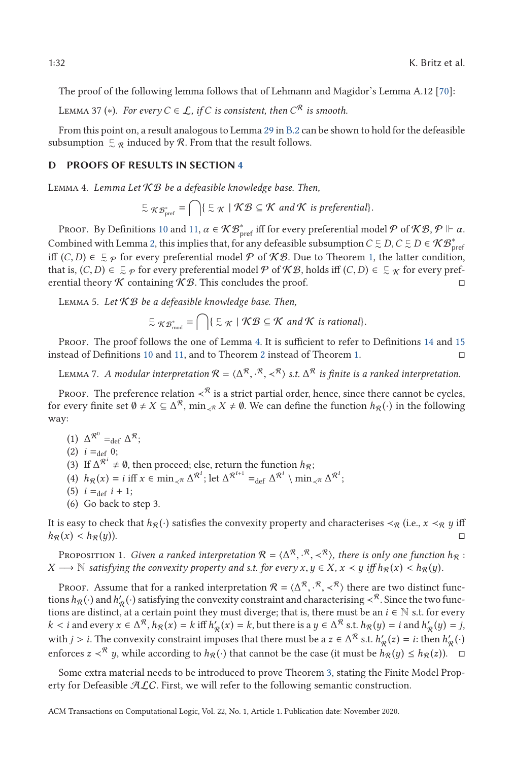The proof of the following lemma follows that of Lehmann and Magidor's Lemma A.12 [70]:

Lemma 37 (*). *For every $C \in \mathcal{L}$, if $C$ is consistent, then $C^{\mathcal{R}}$ is smooth.*

From this point on, a result analogous to Lemma 29 in B.2 can be shown to hold for the defeasible subsumption $\precsim_{\mathcal{R}}$ induced by $\mathcal{R}$. From that the result follows.

## D PROOFS OF RESULTS IN SECTION 4

Lemma 4. *Lemma Let $\mathcal{KB}$ be a defeasible knowledge base. Then,*

$$\precsim_{\mathcal{KB}^*_{\text{pref}}} = \bigcap \{ \precsim_{\mathcal{K}} \mid \mathcal{KB} \subseteq \mathcal{K} \text{ and } \mathcal{K} \text{ is preferential}\}.$$

Proof. By Definitions 10 and 11, $\alpha \in \mathcal{KB}^*_{\text{pref}}$ iff for every preferential model $\mathcal{P}$ of $\mathcal{KB}$, $\mathcal{P} \Vdash \alpha$. Combined with Lemma 2, this implies that, for any defeasible subsumption $C \precsim D$, $C \precsim D \in \mathcal{KB}^*_{\text{pref}}$ iff $(C, D) \in \precsim_{\mathcal{P}}$ for every preferential model $\mathcal{P}$ of $\mathcal{KB}$. Due to Theorem 1, the latter condition, that is, $(C, D) \in \precsim_{\mathcal{P}}$ for every preferential model $\mathcal{P}$ of $\mathcal{KB}$, holds iff $(C, D) \in \precsim_{\mathcal{K}}$ for every preferential theory $\mathcal{K}$ containing $\mathcal{KB}$. This concludes the proof. □

Lemma 5. *Let $\mathcal{KB}$ be a defeasible knowledge base. Then,*

$$\precsim_{\mathcal{KB}^*_{\text{mod}}} = \bigcap \{ \precsim_{\mathcal{K}} \mid \mathcal{KB} \subseteq \mathcal{K} \text{ and } \mathcal{K} \text{ is rational}\}.$$

Proof. The proof follows the one of Lemma 4. It is sufficient to refer to Definitions 14 and 15 instead of Definitions 10 and 11, and to Theorem 2 instead of Theorem 1. □

Lemma 7. *A modular interpretation $\mathcal{R} = \langle \Delta^{\mathcal{R}}, \cdot^{\mathcal{R}}, \prec^{\mathcal{R}} \rangle$ s.t. $\Delta^{\mathcal{R}}$ is finite is a ranked interpretation.*

Proof. The preference relation $\prec^{\mathcal{R}}$ is a strict partial order, hence, since there cannot be cycles, for every finite set $\emptyset \neq X \subseteq \Delta^{\mathcal{R}}$, $\min_{\prec^{\mathcal{R}}} X \neq \emptyset$. We can define the function $h_{\mathcal{R}}(\cdot)$ in the following way:

(1) $\Delta^{\mathcal{R}^0} =_{\text{def}} \Delta^{\mathcal{R}}$;
(2) $i =_{\text{def}} 0$;
(3) If $\Delta^{\mathcal{R}^i} \neq \emptyset$, then proceed; else, return the function $h_{\mathcal{R}}$;
(4) $h_{\mathcal{R}}(x) = i$ iff $x \in \min_{\prec^{\mathcal{R}}} \Delta^{\mathcal{R}^i}$; let $\Delta^{\mathcal{R}^{i+1}} =_{\text{def}} \Delta^{\mathcal{R}^i} \setminus \min_{\prec^{\mathcal{R}}} \Delta^{\mathcal{R}^i}$;
(5) $i =_{\text{def}} i + 1$;
(6) Go back to step 3.

It is easy to check that $h_{\mathcal{R}}(\cdot)$ satisfies the convexity property and characterises $\prec_{\mathcal{R}}$ (i.e., $x \prec_{\mathcal{R}} y$ iff $h_{\mathcal{R}}(x) < h_{\mathcal{R}}(y)$). □

Proposition 1. *Given a ranked interpretation $\mathcal{R} = \langle \Delta^{\mathcal{R}}, \cdot^{\mathcal{R}}, \prec^{\mathcal{R}} \rangle$, there is only one function $h_{\mathcal{R}} : X \longrightarrow \mathbb{N}$ satisfying the convexity property and s.t. for every $x, y \in X$, $x \prec y$ iff $h_{\mathcal{R}}(x) < h_{\mathcal{R}}(y)$.*

Proof. Assume that for a ranked interpretation $\mathcal{R} = \langle \Delta^{\mathcal{R}}, \cdot^{\mathcal{R}}, \prec^{\mathcal{R}} \rangle$ there are two distinct functions $h_{\mathcal{R}}(\cdot)$ and $h'_{\mathcal{R}}(\cdot)$ satisfying the convexity constraint and characterising $\prec^{\mathcal{R}}$. Since the two functions are distinct, at a certain point they must diverge; that is, there must be an $i \in \mathbb{N}$ s.t. for every $k < i$ and every $x \in \Delta^{\mathcal{R}}$, $h_{\mathcal{R}}(x) = k$ iff $h'_{\mathcal{R}}(x) = k$, but there is a $y \in \Delta^{\mathcal{R}}$ s.t. $h_{\mathcal{R}}(y) = i$ and $h'_{\mathcal{R}}(y) = j$, with $j > i$. The convexity constraint imposes that there must be a $z \in \Delta^{\mathcal{R}}$ s.t. $h'_{\mathcal{R}}(z) = i$: then $h'_{\mathcal{R}}(\cdot)$ enforces $z \prec^{\mathcal{R}} y$, while according to $h_{\mathcal{R}}(\cdot)$ that cannot be the case (it must be $h_{\mathcal{R}}(y) \leq h_{\mathcal{R}}(z)$). □

Some extra material needs to be introduced to prove Theorem 3, stating the Finite Model Property for Defeasible $\mathcal{ALC}$. First, we will refer to the following semantic construction.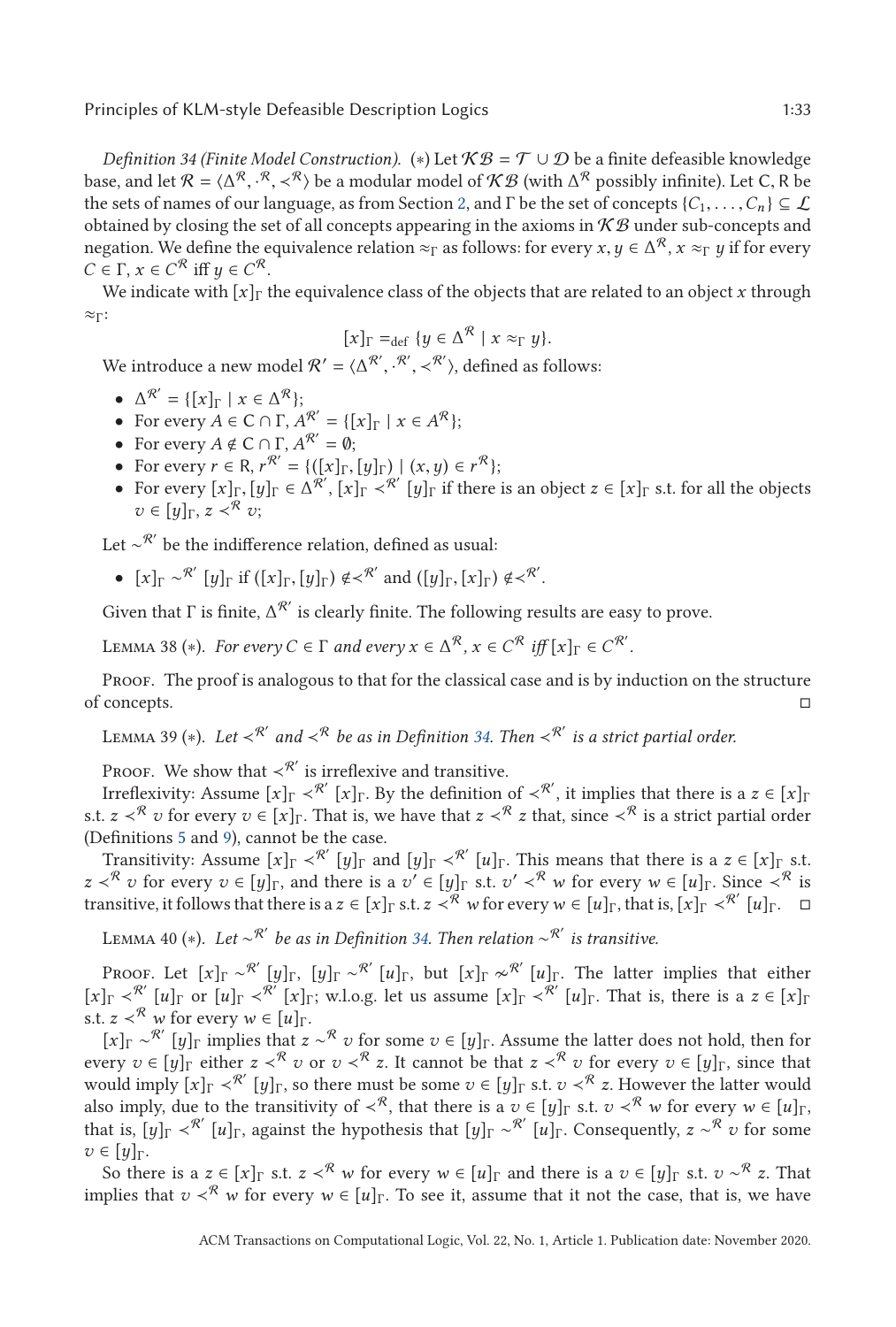*Definition 34 (Finite Model Construction).* (∗) Let $\mathcal{KB} = \mathcal{T} \cup \mathcal{D}$ be a finite defeasible knowledge base, and let $\mathcal{R} = \langle \Delta^{\mathcal{R}}, \cdot^{\mathcal{R}}, \prec^{\mathcal{R}} \rangle$ be a modular model of $\mathcal{KB}$ (with $\Delta^{\mathcal{R}}$ possibly infinite). Let C, R be the sets of names of our language, as from Section 2, and $\Gamma$ be the set of concepts $\{C_1, \ldots, C_n\} \subseteq \mathcal{L}$ obtained by closing the set of all concepts appearing in the axioms in $\mathcal{KB}$ under sub-concepts and negation. We define the equivalence relation $\approx_\Gamma$ as follows: for every $x, y \in \Delta^{\mathcal{R}}$, $x \approx_\Gamma y$ if for every $C \in \Gamma$, $x \in C^{\mathcal{R}}$ iff $y \in C^{\mathcal{R}}$.

We indicate with $[x]_\Gamma$ the equivalence class of the objects that are related to an object $x$ through $\approx_\Gamma$:

$$[x]_\Gamma =_{\text{def}} \{y \in \Delta^{\mathcal{R}} \mid x \approx_\Gamma y\}.$$

We introduce a new model $\mathcal{R}' = \langle \Delta^{\mathcal{R}'}, \cdot^{\mathcal{R}'}, \prec^{\mathcal{R}'} \rangle$, defined as follows:

- $\Delta^{\mathcal{R}'} = \{[x]_\Gamma \mid x \in \Delta^{\mathcal{R}}\}$;
- For every $A \in \mathsf{C} \cap \Gamma$, $A^{\mathcal{R}'} = \{[x]_\Gamma \mid x \in A^{\mathcal{R}}\}$;
- For every $A \notin \mathsf{C} \cap \Gamma$, $A^{\mathcal{R}'} = \emptyset$;
- For every $r \in \mathsf{R}$, $r^{\mathcal{R}'} = \{([x]_\Gamma, [y]_\Gamma) \mid (x, y) \in r^{\mathcal{R}}\}$;
- For every $[x]_\Gamma, [y]_\Gamma \in \Delta^{\mathcal{R}'}$, $[x]_\Gamma \prec^{\mathcal{R}'} [y]_\Gamma$ if there is an object $z \in [x]_\Gamma$ s.t. for all the objects $v \in [y]_\Gamma$, $z \prec^{\mathcal{R}} v$;

Let $\sim^{\mathcal{R}'}$ be the indifference relation, defined as usual:

- $[x]_\Gamma \sim^{\mathcal{R}'} [y]_\Gamma$ if $([x]_\Gamma, [y]_\Gamma) \notin \prec^{\mathcal{R}'}$ and $([y]_\Gamma, [x]_\Gamma) \notin \prec^{\mathcal{R}'}$.

Given that $\Gamma$ is finite, $\Delta^{\mathcal{R}'}$ is clearly finite. The following results are easy to prove.

Lemma 38 (∗). *For every $C \in \Gamma$ and every $x \in \Delta^{\mathcal{R}}$, $x \in C^{\mathcal{R}}$ iff $[x]_\Gamma \in C^{\mathcal{R}'}$.*

Proof. The proof is analogous to that for the classical case and is by induction on the structure of concepts. □

Lemma 39 (∗). *Let $\prec^{\mathcal{R}'}$ and $\prec^{\mathcal{R}}$ be as in Definition 34. Then $\prec^{\mathcal{R}'}$ is a strict partial order.*

Proof. We show that $\prec^{\mathcal{R}'}$ is irreflexive and transitive.

Irreflexivity: Assume $[x]_\Gamma \prec^{\mathcal{R}'} [x]_\Gamma$. By the definition of $\prec^{\mathcal{R}'}$, it implies that there is a $z \in [x]_\Gamma$ s.t. $z \prec^{\mathcal{R}} v$ for every $v \in [x]_\Gamma$. That is, we have that $z \prec^{\mathcal{R}} z$ that, since $\prec^{\mathcal{R}}$ is a strict partial order (Definitions 5 and 9), cannot be the case.

Transitivity: Assume $[x]_\Gamma \prec^{\mathcal{R}'} [y]_\Gamma$ and $[y]_\Gamma \prec^{\mathcal{R}'} [u]_\Gamma$. This means that there is a $z \in [x]_\Gamma$ s.t. $z \prec^{\mathcal{R}} v$ for every $v \in [y]_\Gamma$, and there is a $v' \in [y]_\Gamma$ s.t. $v' \prec^{\mathcal{R}} w$ for every $w \in [u]_\Gamma$. Since $\prec^{\mathcal{R}}$ is transitive, it follows that there is a $z \in [x]_\Gamma$ s.t. $z \prec^{\mathcal{R}} w$ for every $w \in [u]_\Gamma$, that is, $[x]_\Gamma \prec^{\mathcal{R}'} [u]_\Gamma$. □

Lemma 40 (∗). *Let $\sim^{\mathcal{R}'}$ be as in Definition 34. Then relation $\sim^{\mathcal{R}'}$ is transitive.*

Proof. Let $[x]_\Gamma \sim^{\mathcal{R}'} [y]_\Gamma$, $[y]_\Gamma \sim^{\mathcal{R}'} [u]_\Gamma$, but $[x]_\Gamma \nsim^{\mathcal{R}'} [u]_\Gamma$. The latter implies that either $[x]_\Gamma \prec^{\mathcal{R}'} [u]_\Gamma$ or $[u]_\Gamma \prec^{\mathcal{R}'} [x]_\Gamma$; w.l.o.g. let us assume $[x]_\Gamma \prec^{\mathcal{R}'} [u]_\Gamma$. That is, there is a $z \in [x]_\Gamma$ s.t. $z \prec^{\mathcal{R}} w$ for every $w \in [u]_\Gamma$.

$[x]_\Gamma \sim^{\mathcal{R}'} [y]_\Gamma$ implies that $z \sim^{\mathcal{R}} v$ for some $v \in [y]_\Gamma$. Assume the latter does not hold, then for every $v \in [y]_\Gamma$ either $z \prec^{\mathcal{R}} v$ or $v \prec^{\mathcal{R}} z$. It cannot be that $z \prec^{\mathcal{R}} v$ for every $v \in [y]_\Gamma$, since that would imply $[x]_\Gamma \prec^{\mathcal{R}'} [y]_\Gamma$, so there must be some $v \in [y]_\Gamma$ s.t. $v \prec^{\mathcal{R}} z$. However the latter would also imply, due to the transitivity of $\prec^{\mathcal{R}}$, that there is a $v \in [y]_\Gamma$ s.t. $v \prec^{\mathcal{R}} w$ for every $w \in [u]_\Gamma$, that is, $[y]_\Gamma \prec^{\mathcal{R}'} [u]_\Gamma$, against the hypothesis that $[y]_\Gamma \sim^{\mathcal{R}'} [u]_\Gamma$. Consequently, $z \sim^{\mathcal{R}} v$ for some $v \in [y]_\Gamma$.

So there is a $z \in [x]_\Gamma$ s.t. $z \prec^{\mathcal{R}} w$ for every $w \in [u]_\Gamma$ and there is a $v \in [y]_\Gamma$ s.t. $v \sim^{\mathcal{R}} z$. That implies that $v \prec^{\mathcal{R}} w$ for every $w \in [u]_\Gamma$. To see it, assume that it not the case, that is, we have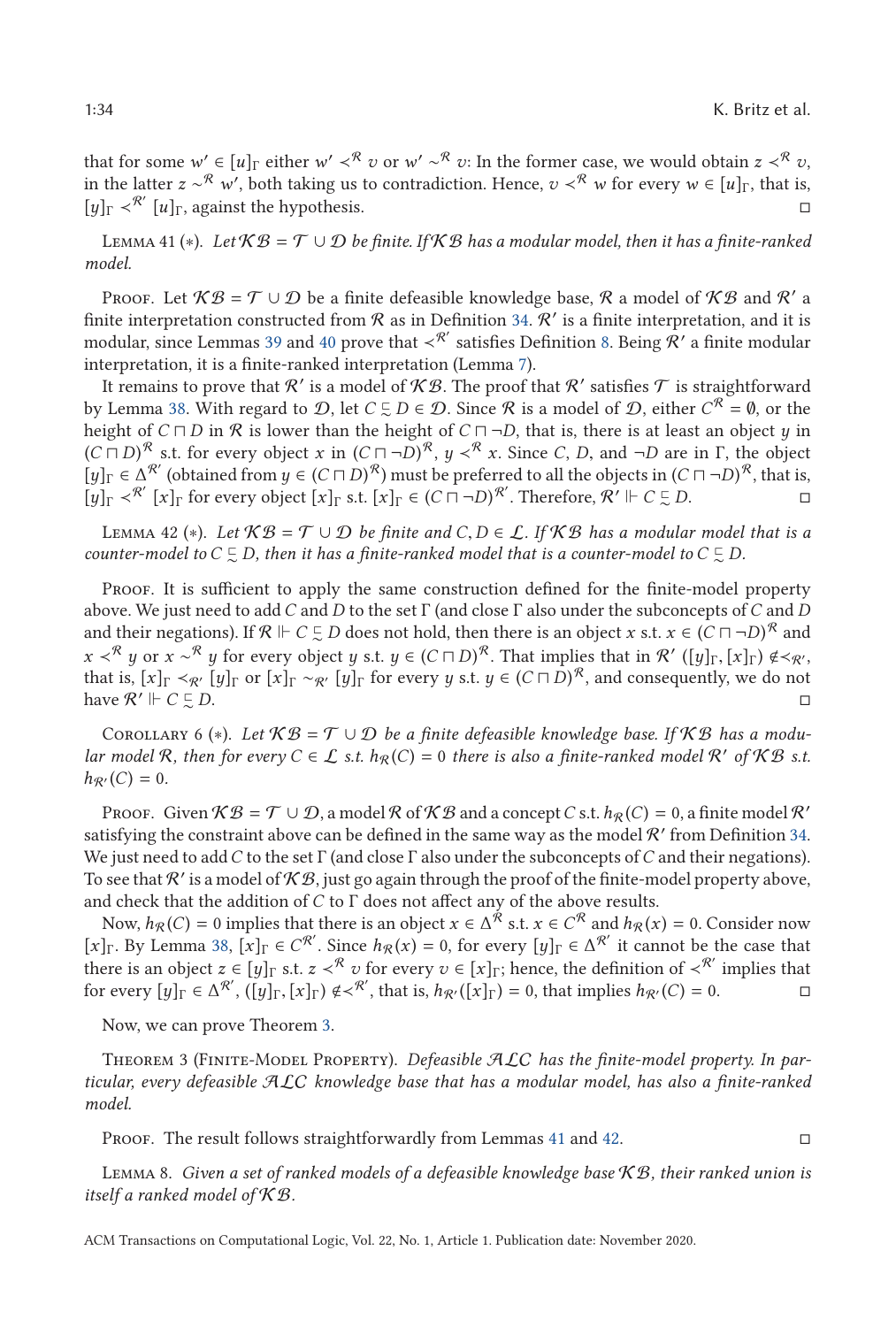that for some $w' \in [u]_\Gamma$ either $w' \prec^{\mathcal{R}} v$ or $w' \sim^{\mathcal{R}} v$: In the former case, we would obtain $z \prec^{\mathcal{R}} v$, in the latter $z \sim^{\mathcal{R}} w'$, both taking us to contradiction. Hence, $v \prec^{\mathcal{R}} w$ for every $w \in [u]_\Gamma$, that is, $[y]_\Gamma \prec^{\mathcal{R}'} [u]_\Gamma$, against the hypothesis. □

Lemma 41 (∗). *Let $\mathcal{KB} = \mathcal{T} \cup \mathcal{D}$ be finite. If $\mathcal{KB}$ has a modular model, then it has a finite-ranked model.*

Proof. Let $\mathcal{KB} = \mathcal{T} \cup \mathcal{D}$ be a finite defeasible knowledge base, $\mathcal{R}$ a model of $\mathcal{KB}$ and $\mathcal{R}'$ a finite interpretation constructed from $\mathcal{R}$ as in Definition 34. $\mathcal{R}'$ is a finite interpretation, and it is modular, since Lemmas 39 and 40 prove that $\prec^{\mathcal{R}'}$ satisfies Definition 8. Being $\mathcal{R}'$ a finite modular interpretation, it is a finite-ranked interpretation (Lemma 7).

It remains to prove that $\mathcal{R}'$ is a model of $\mathcal{KB}$. The proof that $\mathcal{R}'$ satisfies $\mathcal{T}$ is straightforward by Lemma 38. With regard to $\mathcal{D}$, let $C \sqsubsetsim D \in \mathcal{D}$. Since $\mathcal{R}$ is a model of $\mathcal{D}$, either $C^{\mathcal{R}} = \emptyset$, or the height of $C \sqcap D$ in $\mathcal{R}$ is lower than the height of $C \sqcap \neg D$, that is, there is at least an object $y$ in $(C \sqcap D)^{\mathcal{R}}$ s.t. for every object $x$ in $(C \sqcap \neg D)^{\mathcal{R}}$, $y \prec^{\mathcal{R}} x$. Since $C$, $D$, and $\neg D$ are in $\Gamma$, the object $[y]_\Gamma \in \Delta^{\mathcal{R}'}$ (obtained from $y \in (C \sqcap D)^{\mathcal{R}}$) must be preferred to all the objects in $(C \sqcap \neg D)^{\mathcal{R}}$, that is, $[y]_\Gamma \prec^{\mathcal{R}'} [x]_\Gamma$ for every object $[x]_\Gamma$ s.t. $[x]_\Gamma \in (C \sqcap \neg D)^{\mathcal{R}'}$. Therefore, $\mathcal{R}' \Vdash C \sqsubsetsim D$. □

Lemma 42 (∗). *Let $\mathcal{KB} = \mathcal{T} \cup \mathcal{D}$ be finite and $C, D \in \mathcal{L}$. If $\mathcal{KB}$ has a modular model that is a counter-model to $C \sqsubsetsim D$, then it has a finite-ranked model that is a counter-model to $C \sqsubsetsim D$.*

Proof. It is sufficient to apply the same construction defined for the finite-model property above. We just need to add $C$ and $D$ to the set $\Gamma$ (and close $\Gamma$ also under the subconcepts of $C$ and $D$ and their negations). If $\mathcal{R} \Vdash C \sqsubsetsim D$ does not hold, then there is an object $x$ s.t. $x \in (C \sqcap \neg D)^{\mathcal{R}}$ and $x \prec^{\mathcal{R}} y$ or $x \sim^{\mathcal{R}} y$ for every object $y$ s.t. $y \in (C \sqcap D)^{\mathcal{R}}$. That implies that in $\mathcal{R}'$ $([y]_\Gamma, [x]_\Gamma) \notin \prec_{\mathcal{R}'}$, that is, $[x]_\Gamma \prec_{\mathcal{R}'} [y]_\Gamma$ or $[x]_\Gamma \sim_{\mathcal{R}'} [y]_\Gamma$ for every $y$ s.t. $y \in (C \sqcap D)^{\mathcal{R}}$, and consequently, we do not have $\mathcal{R}' \Vdash C \sqsubsetsim D$. □

Corollary 6 (∗). *Let $\mathcal{KB} = \mathcal{T} \cup \mathcal{D}$ be a finite defeasible knowledge base. If $\mathcal{KB}$ has a modular model $\mathcal{R}$, then for every $C \in \mathcal{L}$ s.t. $h_{\mathcal{R}}(C) = 0$ there is also a finite-ranked model $\mathcal{R}'$ of $\mathcal{KB}$ s.t. $h_{\mathcal{R}'}(C) = 0$.*

Proof. Given $\mathcal{KB} = \mathcal{T} \cup \mathcal{D}$, a model $\mathcal{R}$ of $\mathcal{KB}$ and a concept $C$ s.t. $h_{\mathcal{R}}(C) = 0$, a finite model $\mathcal{R}'$ satisfying the constraint above can be defined in the same way as the model $\mathcal{R}'$ from Definition 34. We just need to add $C$ to the set $\Gamma$ (and close $\Gamma$ also under the subconcepts of $C$ and their negations). To see that $\mathcal{R}'$ is a model of $\mathcal{KB}$, just go again through the proof of the finite-model property above, and check that the addition of $C$ to $\Gamma$ does not affect any of the above results.

Now, $h_{\mathcal{R}}(C) = 0$ implies that there is an object $x \in \Delta^{\mathcal{R}}$ s.t. $x \in C^{\mathcal{R}}$ and $h_{\mathcal{R}}(x) = 0$. Consider now $[x]_\Gamma$. By Lemma 38, $[x]_\Gamma \in C^{\mathcal{R}'}$. Since $h_{\mathcal{R}}(x) = 0$, for every $[y]_\Gamma \in \Delta^{\mathcal{R}'}$ it cannot be the case that there is an object $z \in [y]_\Gamma$ s.t. $z \prec^{\mathcal{R}} v$ for every $v \in [x]_\Gamma$; hence, the definition of $\prec^{\mathcal{R}'}$ implies that for every $[y]_\Gamma \in \Delta^{\mathcal{R}'}$, $([y]_\Gamma, [x]_\Gamma) \notin \prec^{\mathcal{R}'}$, that is, $h_{\mathcal{R}'}([x]_\Gamma) = 0$, that implies $h_{\mathcal{R}'}(C) = 0$. □

Now, we can prove Theorem 3.

Theorem 3 (Finite-Model Property). *Defeasible $\mathcal{ALC}$ has the finite-model property. In particular, every defeasible $\mathcal{ALC}$ knowledge base that has a modular model, has also a finite-ranked model.*

Proof. The result follows straightforwardly from Lemmas 41 and 42. □

Lemma 8. *Given a set of ranked models of a defeasible knowledge base $\mathcal{KB}$, their ranked union is itself a ranked model of $\mathcal{KB}$.*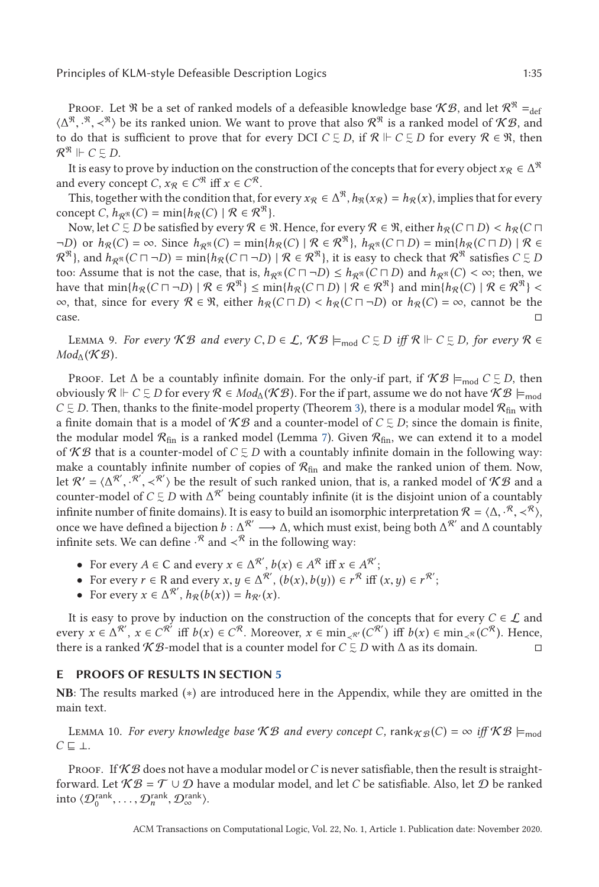Proof. Let $\mathfrak{R}$ be a set of ranked models of a defeasible knowledge base $\mathcal{KB}$, and let $\mathcal{R}^{\mathfrak{R}} =_{\text{def}} \langle \Delta^{\mathfrak{R}}, \cdot^{\mathfrak{R}}, \prec^{\mathfrak{R}} \rangle$ be its ranked union. We want to prove that also $\mathcal{R}^{\mathfrak{R}}$ is a ranked model of $\mathcal{KB}$, and to do that is sufficient to prove that for every DCI $C \sqsubset\!\!\!\sim D$, if $\mathcal{R} \Vdash C \sqsubset\!\!\!\sim D$ for every $\mathcal{R} \in \mathfrak{R}$, then $\mathcal{R}^{\mathfrak{R}} \Vdash C \sqsubset\!\!\!\sim D$.

It is easy to prove by induction on the construction of the concepts that for every object $x_{\mathcal{R}} \in \Delta^{\mathfrak{R}}$ and every concept $C$, $x_{\mathcal{R}} \in C^{\mathfrak{R}}$ iff $x \in C^{\mathcal{R}}$.

This, together with the condition that, for every $x_{\mathcal{R}} \in \Delta^{\mathfrak{R}}$, $h_{\mathfrak{R}}(x_{\mathcal{R}}) = h_{\mathcal{R}}(x)$, implies that for every concept $C$, $h_{\mathcal{R}^{\mathfrak{R}}}(C) = \min\{h_{\mathcal{R}}(C) \mid \mathcal{R} \in \mathcal{R}^{\mathfrak{R}}\}$.

Now, let $C \sqsubset\!\!\!\sim D$ be satisfied by every $\mathcal{R} \in \mathfrak{R}$. Hence, for every $\mathcal{R} \in \mathfrak{R}$, either $h_{\mathcal{R}}(C \sqcap D) < h_{\mathcal{R}}(C \sqcap \neg D)$ or $h_{\mathcal{R}}(C) = \infty$. Since $h_{\mathcal{R}^{\mathfrak{R}}}(C) = \min\{h_{\mathcal{R}}(C) \mid \mathcal{R} \in \mathcal{R}^{\mathfrak{R}}\}$, $h_{\mathcal{R}^{\mathfrak{R}}}(C \sqcap D) = \min\{h_{\mathcal{R}}(C \sqcap D) \mid \mathcal{R} \in \mathcal{R}^{\mathfrak{R}}\}$, and $h_{\mathcal{R}^{\mathfrak{R}}}(C \sqcap \neg D) = \min\{h_{\mathcal{R}}(C \sqcap \neg D) \mid \mathcal{R} \in \mathcal{R}^{\mathfrak{R}}\}$, it is easy to check that $\mathcal{R}^{\mathfrak{R}}$ satisfies $C \sqsubset\!\!\!\sim D$ too: Assume that is not the case, that is, $h_{\mathcal{R}^{\mathfrak{R}}}(C \sqcap \neg D) \leq h_{\mathcal{R}^{\mathfrak{R}}}(C \sqcap D)$ and $h_{\mathcal{R}^{\mathfrak{R}}}(C) < \infty$; then, we have that $\min\{h_{\mathcal{R}}(C \sqcap \neg D) \mid \mathcal{R} \in \mathcal{R}^{\mathfrak{R}}\} \leq \min\{h_{\mathcal{R}}(C \sqcap D) \mid \mathcal{R} \in \mathcal{R}^{\mathfrak{R}}\}$ and $\min\{h_{\mathcal{R}}(C) \mid \mathcal{R} \in \mathcal{R}^{\mathfrak{R}}\} < \infty$, that, since for every $\mathcal{R} \in \mathfrak{R}$, either $h_{\mathcal{R}}(C \sqcap D) < h_{\mathcal{R}}(C \sqcap \neg D)$ or $h_{\mathcal{R}}(C) = \infty$, cannot be the case. ◻

Lemma 9. *For every $\mathcal{KB}$ and every $C, D \in \mathcal{L}$, $\mathcal{KB} \models_{\text{mod}} C \sqsubset\!\!\!\sim D$ iff $\mathcal{R} \Vdash C \sqsubset\!\!\!\sim D$, for every $\mathcal{R} \in Mod_{\Delta}(\mathcal{KB})$.*

Proof. Let $\Delta$ be a countably infinite domain. For the only-if part, if $\mathcal{KB} \models_{\text{mod}} C \sqsubset\!\!\!\sim D$, then obviously $\mathcal{R} \Vdash C \sqsubset\!\!\!\sim D$ for every $\mathcal{R} \in Mod_{\Delta}(\mathcal{KB})$. For the if part, assume we do not have $\mathcal{KB} \models_{\text{mod}} C \sqsubset\!\!\!\sim D$. Then, thanks to the finite-model property (Theorem 3), there is a modular model $\mathcal{R}_{\text{fin}}$ with a finite domain that is a model of $\mathcal{KB}$ and a counter-model of $C \sqsubset\!\!\!\sim D$; since the domain is finite, the modular model $\mathcal{R}_{\text{fin}}$ is a ranked model (Lemma 7). Given $\mathcal{R}_{\text{fin}}$, we can extend it to a model of $\mathcal{KB}$ that is a counter-model of $C \sqsubset\!\!\!\sim D$ with a countably infinite domain in the following way: make a countably infinite number of copies of $\mathcal{R}_{\text{fin}}$ and make the ranked union of them. Now, let $\mathcal{R}' = \langle \Delta^{\mathcal{R}'}, \cdot^{\mathcal{R}'}, \prec^{\mathcal{R}'} \rangle$ be the result of such ranked union, that is, a ranked model of $\mathcal{KB}$ and a counter-model of $C \sqsubset\!\!\!\sim D$ with $\Delta^{\mathcal{R}'}$ being countably infinite (it is the disjoint union of a countably infinite number of finite domains). It is easy to build an isomorphic interpretation $\mathcal{R} = \langle \Delta, \cdot^{\mathcal{R}}, \prec^{\mathcal{R}} \rangle$, once we have defined a bijection $b : \Delta^{\mathcal{R}'} \longrightarrow \Delta$, which must exist, being both $\Delta^{\mathcal{R}'}$ and $\Delta$ countably infinite sets. We can define $\cdot^{\mathcal{R}}$ and $\prec^{\mathcal{R}}$ in the following way:

- For every $A \in \mathsf{C}$ and every $x \in \Delta^{\mathcal{R}'}$, $b(x) \in A^{\mathcal{R}}$ iff $x \in A^{\mathcal{R}'}$;
- For every $r \in \mathsf{R}$ and every $x, y \in \Delta^{\mathcal{R}'}$, $(b(x), b(y)) \in r^{\mathcal{R}}$ iff $(x, y) \in r^{\mathcal{R}'}$;
- For every $x \in \Delta^{\mathcal{R}'}$, $h_{\mathcal{R}}(b(x)) = h_{\mathcal{R}'}(x)$.

It is easy to prove by induction on the construction of the concepts that for every $C \in \mathcal{L}$ and every $x \in \Delta^{\mathcal{R}'}$, $x \in C^{\mathcal{R}'}$ iff $b(x) \in C^{\mathcal{R}}$. Moreover, $x \in \min_{\prec^{\mathcal{R}'}}(C^{\mathcal{R}'})$ iff $b(x) \in \min_{\prec^{\mathcal{R}}}(C^{\mathcal{R}})$. Hence, there is a ranked $\mathcal{KB}$-model that is a counter model for $C \sqsubset\!\!\!\sim D$ with $\Delta$ as its domain. ◻

## E PROOFS OF RESULTS IN SECTION 5

**NB**: The results marked (∗) are introduced here in the Appendix, while they are omitted in the main text.

Lemma 10. *For every knowledge base $\mathcal{KB}$ and every concept $C$, $\text{rank}_{\mathcal{KB}}(C) = \infty$ iff $\mathcal{KB} \models_{\text{mod}} C \sqsubseteq \bot$.*

Proof. If $\mathcal{KB}$ does not have a modular model or $C$ is never satisfiable, then the result is straightforward. Let $\mathcal{KB} = \mathcal{T} \cup \mathcal{D}$ have a modular model, and let $C$ be satisfiable. Also, let $\mathcal{D}$ be ranked into $\langle \mathcal{D}_0^{\text{rank}}, \ldots, \mathcal{D}_n^{\text{rank}}, \mathcal{D}_\infty^{\text{rank}} \rangle$.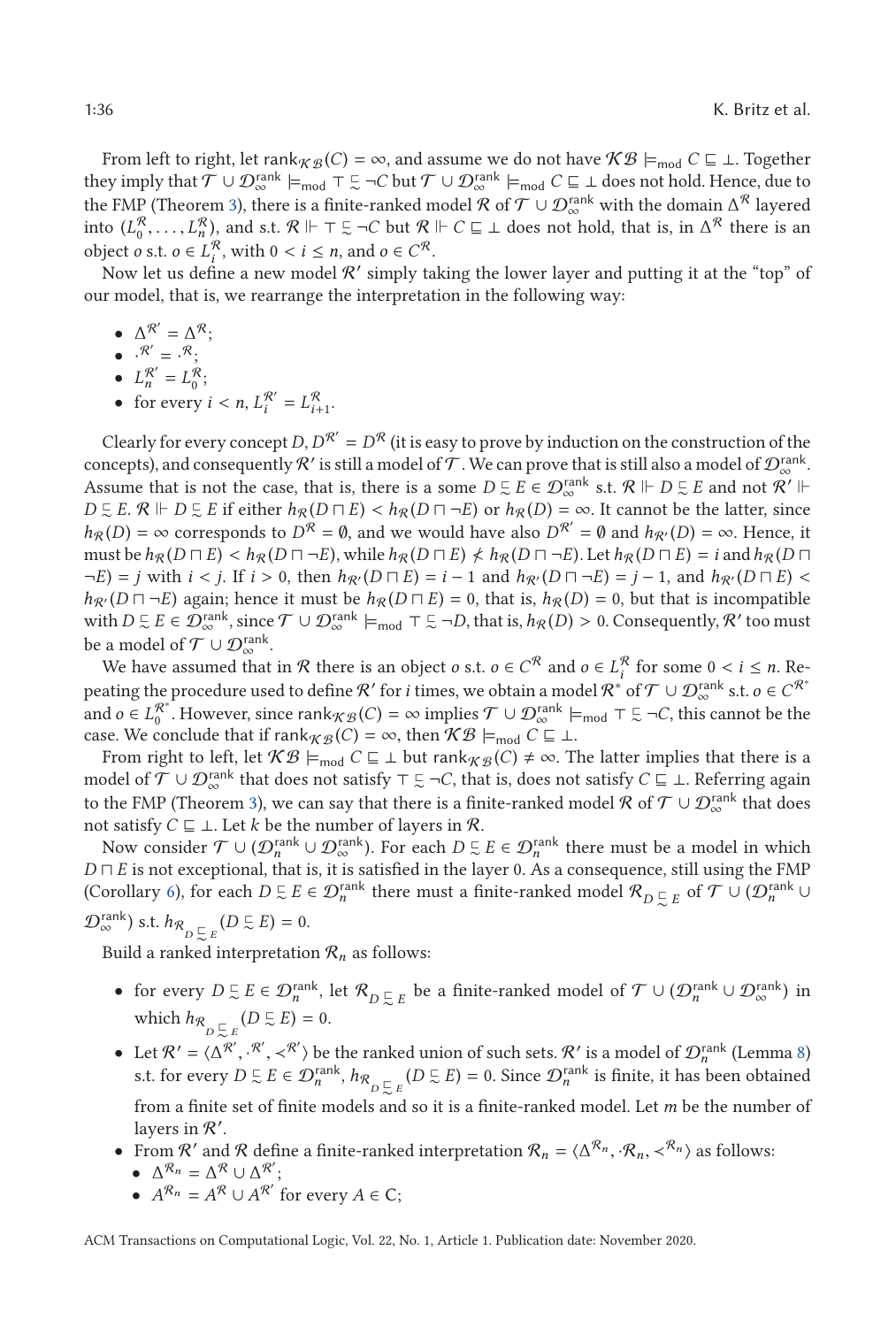From left to right, let $\text{rank}_{\mathcal{KB}}(C) = \infty$, and assume we do not have $\mathcal{KB} \models_{\text{mod}} C \sqsubseteq \bot$. Together they imply that $\mathcal{T} \cup \mathcal{D}^{\text{rank}}_{\infty} \models_{\text{mod}} \top \precsim \neg C$ but $\mathcal{T} \cup \mathcal{D}^{\text{rank}}_{\infty} \models_{\text{mod}} C \sqsubseteq \bot$ does not hold. Hence, due to the FMP (Theorem 3), there is a finite-ranked model $\mathcal{R}$ of $\mathcal{T} \cup \mathcal{D}^{\text{rank}}_{\infty}$ with the domain $\Delta^{\mathcal{R}}$ layered into $(L^{\mathcal{R}}_0, \ldots, L^{\mathcal{R}}_n)$, and s.t. $\mathcal{R} \Vdash \top \precsim \neg C$ but $\mathcal{R} \Vdash C \sqsubseteq \bot$ does not hold, that is, in $\Delta^{\mathcal{R}}$ there is an object $o$ s.t. $o \in L^{\mathcal{R}}_i$, with $0 < i \leq n$, and $o \in C^{\mathcal{R}}$.

Now let us define a new model $\mathcal{R}'$ simply taking the lower layer and putting it at the "top" of our model, that is, we rearrange the interpretation in the following way:

- $\Delta^{\mathcal{R}'} = \Delta^{\mathcal{R}}$;
- $\cdot^{\mathcal{R}'} = \cdot^{\mathcal{R}}$;
- $L^{\mathcal{R}'}_n = L^{\mathcal{R}}_0$;
- for every $i < n$, $L^{\mathcal{R}'}_i = L^{\mathcal{R}}_{i+1}$.

Clearly for every concept $D$, $D^{\mathcal{R}'} = D^{\mathcal{R}}$ (it is easy to prove by induction on the construction of the concepts), and consequently $\mathcal{R}'$ is still a model of $\mathcal{T}$. We can prove that is still also a model of $\mathcal{D}^{\text{rank}}_{\infty}$. Assume that is not the case, that is, there is a some $D \precsim E \in \mathcal{D}^{\text{rank}}_{\infty}$ s.t. $\mathcal{R} \Vdash D \precsim E$ and not $\mathcal{R}' \Vdash D \precsim E$. $\mathcal{R} \Vdash D \precsim E$ if either $h_{\mathcal{R}}(D \sqcap E) < h_{\mathcal{R}}(D \sqcap \neg E)$ or $h_{\mathcal{R}}(D) = \infty$. It cannot be the latter, since $h_{\mathcal{R}}(D) = \infty$ corresponds to $D^{\mathcal{R}} = \emptyset$, and we would have also $D^{\mathcal{R}'} = \emptyset$ and $h_{\mathcal{R}'}(D) = \infty$. Hence, it must be $h_{\mathcal{R}}(D \sqcap E) < h_{\mathcal{R}}(D \sqcap \neg E)$, while $h_{\mathcal{R}}(D \sqcap E) \not< h_{\mathcal{R}}(D \sqcap \neg E)$. Let $h_{\mathcal{R}}(D \sqcap E) = i$ and $h_{\mathcal{R}}(D \sqcap \neg E) = j$ with $i < j$. If $i > 0$, then $h_{\mathcal{R}'}(D \sqcap E) = i - 1$ and $h_{\mathcal{R}'}(D \sqcap \neg E) = j - 1$, and $h_{\mathcal{R}'}(D \sqcap E) < h_{\mathcal{R}'}(D \sqcap \neg E)$ again; hence it must be $h_{\mathcal{R}}(D \sqcap E) = 0$, that is, $h_{\mathcal{R}}(D) = 0$, but that is incompatible with $D \precsim E \in \mathcal{D}^{\text{rank}}_{\infty}$, since $\mathcal{T} \cup \mathcal{D}^{\text{rank}}_{\infty} \models_{\text{mod}} \top \precsim \neg D$, that is, $h_{\mathcal{R}}(D) > 0$. Consequently, $\mathcal{R}'$ too must be a model of $\mathcal{T} \cup \mathcal{D}^{\text{rank}}_{\infty}$.

We have assumed that in $\mathcal{R}$ there is an object $o$ s.t. $o \in C^{\mathcal{R}}$ and $o \in L^{\mathcal{R}}_i$ for some $0 < i \leq n$. Repeating the procedure used to define $\mathcal{R}'$ for $i$ times, we obtain a model $\mathcal{R}^*$ of $\mathcal{T} \cup \mathcal{D}^{\text{rank}}_{\infty}$ s.t. $o \in C^{\mathcal{R}^*}$ and $o \in L^{\mathcal{R}^*}_0$. However, since $\text{rank}_{\mathcal{KB}}(C) = \infty$ implies $\mathcal{T} \cup \mathcal{D}^{\text{rank}}_{\infty} \models_{\text{mod}} \top \precsim \neg C$, this cannot be the case. We conclude that if $\text{rank}_{\mathcal{KB}}(C) = \infty$, then $\mathcal{KB} \models_{\text{mod}} C \sqsubseteq \bot$.

From right to left, let $\mathcal{KB} \models_{\text{mod}} C \sqsubseteq \bot$ but $\text{rank}_{\mathcal{KB}}(C) \neq \infty$. The latter implies that there is a model of $\mathcal{T} \cup \mathcal{D}^{\text{rank}}_{\infty}$ that does not satisfy $\top \precsim \neg C$, that is, does not satisfy $C \sqsubseteq \bot$. Referring again to the FMP (Theorem 3), we can say that there is a finite-ranked model $\mathcal{R}$ of $\mathcal{T} \cup \mathcal{D}^{\text{rank}}_{\infty}$ that does not satisfy $C \sqsubseteq \bot$. Let $k$ be the number of layers in $\mathcal{R}$.

Now consider $\mathcal{T} \cup (\mathcal{D}^{\text{rank}}_n \cup \mathcal{D}^{\text{rank}}_{\infty})$. For each $D \precsim E \in \mathcal{D}^{\text{rank}}_n$ there must be a model in which $D \sqcap E$ is not exceptional, that is, it is satisfied in the layer 0. As a consequence, still using the FMP (Corollary 6), for each $D \precsim E \in \mathcal{D}^{\text{rank}}_n$ there must be a finite-ranked model $\mathcal{R}_{D \precsim E}$ of $\mathcal{T} \cup (\mathcal{D}^{\text{rank}}_n \cup \mathcal{D}^{\text{rank}}_{\infty})$ s.t. $h_{\mathcal{R}_{D \precsim E}}(D \precsim E) = 0$.

Build a ranked interpretation $\mathcal{R}_n$ as follows:

- for every $D \precsim E \in \mathcal{D}^{\text{rank}}_n$, let $\mathcal{R}_{D \precsim E}$ be a finite-ranked model of $\mathcal{T} \cup (\mathcal{D}^{\text{rank}}_n \cup \mathcal{D}^{\text{rank}}_{\infty})$ in which $h_{\mathcal{R}_{D \precsim E}}(D \precsim E) = 0$.
- Let $\mathcal{R}' = \langle \Delta^{\mathcal{R}'}, \cdot^{\mathcal{R}'}, \prec^{\mathcal{R}'} \rangle$ be the ranked union of such sets. $\mathcal{R}'$ is a model of $\mathcal{D}^{\text{rank}}_n$ (Lemma 8) s.t. for every $D \precsim E \in \mathcal{D}^{\text{rank}}_n$, $h_{\mathcal{R}_{D \precsim E}}(D \precsim E) = 0$. Since $\mathcal{D}^{\text{rank}}_n$ is finite, it has been obtained from a finite set of finite models and so it is a finite-ranked model. Let $m$ be the number of layers in $\mathcal{R}'$.
- From $\mathcal{R}'$ and $\mathcal{R}$ define a finite-ranked interpretation $\mathcal{R}_n = \langle \Delta^{\mathcal{R}_n}, \cdot^{\mathcal{R}_n}, \prec^{\mathcal{R}_n} \rangle$ as follows:
  - $\Delta^{\mathcal{R}_n} = \Delta^{\mathcal{R}} \cup \Delta^{\mathcal{R}'}$;
  - $A^{\mathcal{R}_n} = A^{\mathcal{R}} \cup A^{\mathcal{R}'}$ for every $A \in \mathsf{C}$;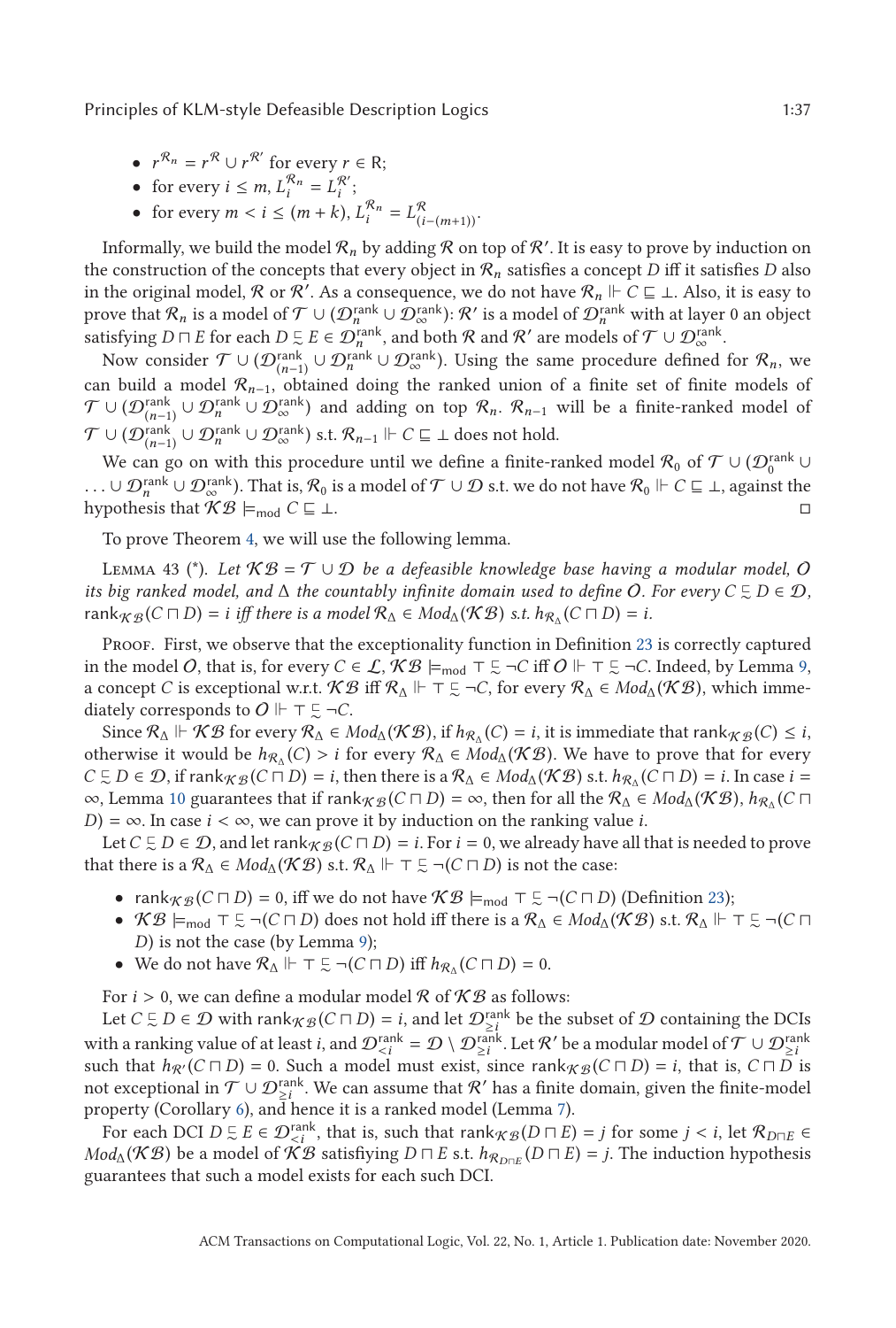- $r^{\mathcal{R}_n} = r^{\mathcal{R}} \cup r^{\mathcal{R}'}$ for every $r \in \mathsf{R}$;
- for every $i \leq m$, $L_i^{\mathcal{R}_n} = L_i^{\mathcal{R}'}$;
- for every $m < i \leq (m+k)$, $L_i^{\mathcal{R}_n} = L_{(i-(m+1))}^{\mathcal{R}}$.

Informally, we build the model $\mathcal{R}_n$ by adding $\mathcal{R}$ on top of $\mathcal{R}'$. It is easy to prove by induction on the construction of the concepts that every object in $\mathcal{R}_n$ satisfies a concept $D$ iff it satisfies $D$ also in the original model, $\mathcal{R}$ or $\mathcal{R}'$. As a consequence, we do not have $\mathcal{R}_n \Vdash C \sqsubseteq \bot$. Also, it is easy to prove that $\mathcal{R}_n$ is a model of $\mathcal{T} \cup (\mathcal{D}_n^{\mathsf{rank}} \cup \mathcal{D}_\infty^{\mathsf{rank}})$: $\mathcal{R}'$ is a model of $\mathcal{D}_n^{\mathsf{rank}}$ with at layer 0 an object satisfying $D \sqcap E$ for each $D \precsim E \in \mathcal{D}_n^{\mathsf{rank}}$, and both $\mathcal{R}$ and $\mathcal{R}'$ are models of $\mathcal{T} \cup \mathcal{D}_\infty^{\mathsf{rank}}$.

Now consider $\mathcal{T} \cup (\mathcal{D}_{(n-1)}^{\mathsf{rank}} \cup \mathcal{D}_n^{\mathsf{rank}} \cup \mathcal{D}_\infty^{\mathsf{rank}})$. Using the same procedure defined for $\mathcal{R}_n$, we can build a model $\mathcal{R}_{n-1}$, obtained doing the ranked union of a finite set of finite models of $\mathcal{T} \cup (\mathcal{D}_{(n-1)}^{\mathsf{rank}} \cup \mathcal{D}_n^{\mathsf{rank}} \cup \mathcal{D}_\infty^{\mathsf{rank}})$ and adding on top $\mathcal{R}_n$. $\mathcal{R}_{n-1}$ will be a finite-ranked model of $\mathcal{T} \cup (\mathcal{D}_{(n-1)}^{\mathsf{rank}} \cup \mathcal{D}_n^{\mathsf{rank}} \cup \mathcal{D}_\infty^{\mathsf{rank}})$ s.t. $\mathcal{R}_{n-1} \Vdash C \sqsubseteq \bot$ does not hold.

We can go on with this procedure until we define a finite-ranked model $\mathcal{R}_0$ of $\mathcal{T} \cup (\mathcal{D}_0^{\mathsf{rank}} \cup \ldots \cup \mathcal{D}_n^{\mathsf{rank}} \cup \mathcal{D}_\infty^{\mathsf{rank}})$. That is, $\mathcal{R}_0$ is a model of $\mathcal{T} \cup \mathcal{D}$ s.t. we do not have $\mathcal{R}_0 \Vdash C \sqsubseteq \bot$, against the hypothesis that $\mathcal{KB} \models_{\mathsf{mod}} C \sqsubseteq \bot$. ◻

To prove Theorem 4, we will use the following lemma.

Lemma 43 (\*). *Let $\mathcal{KB} = \mathcal{T} \cup \mathcal{D}$ be a defeasible knowledge base having a modular model, $\mathcal{O}$ its big ranked model, and $\Delta$ the countably infinite domain used to define $\mathcal{O}$. For every $C \precsim D \in \mathcal{D}$, $\mathsf{rank}_{\mathcal{KB}}(C \sqcap D) = i$ iff there is a model $\mathcal{R}_\Delta \in Mod_\Delta(\mathcal{KB})$ s.t. $h_{\mathcal{R}_\Delta}(C \sqcap D) = i$.*

Proof. First, we observe that the exceptionality function in Definition 23 is correctly captured in the model $\mathcal{O}$, that is, for every $C \in \mathcal{L}$, $\mathcal{KB} \models_{\mathsf{mod}} \top \precsim \neg C$ iff $\mathcal{O} \Vdash \top \precsim \neg C$. Indeed, by Lemma 9, a concept $C$ is exceptional w.r.t. $\mathcal{KB}$ iff $\mathcal{R}_\Delta \Vdash \top \precsim \neg C$, for every $\mathcal{R}_\Delta \in Mod_\Delta(\mathcal{KB})$, which immediately corresponds to $\mathcal{O} \Vdash \top \precsim \neg C$.

Since $\mathcal{R}_\Delta \Vdash \mathcal{KB}$ for every $\mathcal{R}_\Delta \in Mod_\Delta(\mathcal{KB})$, if $h_{\mathcal{R}_\Delta}(C) = i$, it is immediate that $\mathsf{rank}_{\mathcal{KB}}(C) \leq i$, otherwise it would be $h_{\mathcal{R}_\Delta}(C) > i$ for every $\mathcal{R}_\Delta \in Mod_\Delta(\mathcal{KB})$. We have to prove that for every $C \precsim D \in \mathcal{D}$, if $\mathsf{rank}_{\mathcal{KB}}(C \sqcap D) = i$, then there is a $\mathcal{R}_\Delta \in Mod_\Delta(\mathcal{KB})$ s.t. $h_{\mathcal{R}_\Delta}(C \sqcap D) = i$. In case $i = \infty$, Lemma 10 guarantees that if $\mathsf{rank}_{\mathcal{KB}}(C \sqcap D) = \infty$, then for all the $\mathcal{R}_\Delta \in Mod_\Delta(\mathcal{KB})$, $h_{\mathcal{R}_\Delta}(C \sqcap D) = \infty$. In case $i < \infty$, we can prove it by induction on the ranking value $i$.

Let $C \precsim D \in \mathcal{D}$, and let $\mathsf{rank}_{\mathcal{KB}}(C \sqcap D) = i$. For $i = 0$, we already have all that is needed to prove that there is a $\mathcal{R}_\Delta \in Mod_\Delta(\mathcal{KB})$ s.t. $\mathcal{R}_\Delta \Vdash \top \precsim \neg(C \sqcap D)$ is not the case:

- $\mathsf{rank}_{\mathcal{KB}}(C \sqcap D) = 0$, iff we do not have $\mathcal{KB} \models_{\mathsf{mod}} \top \precsim \neg(C \sqcap D)$ (Definition 23);
- $\mathcal{KB} \models_{\mathsf{mod}} \top \precsim \neg(C \sqcap D)$ does not hold iff there is a $\mathcal{R}_\Delta \in Mod_\Delta(\mathcal{KB})$ s.t. $\mathcal{R}_\Delta \Vdash \top \precsim \neg(C \sqcap D)$ is not the case (by Lemma 9);
- We do not have $\mathcal{R}_\Delta \Vdash \top \precsim \neg(C \sqcap D)$ iff $h_{\mathcal{R}_\Delta}(C \sqcap D) = 0$.

For $i > 0$, we can define a modular model $\mathcal{R}$ of $\mathcal{KB}$ as follows:

Let $C \precsim D \in \mathcal{D}$ with $\mathsf{rank}_{\mathcal{KB}}(C \sqcap D) = i$, and let $\mathcal{D}_{\geq i}^{\mathsf{rank}}$ be the subset of $\mathcal{D}$ containing the DCIs with a ranking value of at least $i$, and $\mathcal{D}_{<i}^{\mathsf{rank}} = \mathcal{D} \setminus \mathcal{D}_{\geq i}^{\mathsf{rank}}$. Let $\mathcal{R}'$ be a modular model of $\mathcal{T} \cup \mathcal{D}_{\geq i}^{\mathsf{rank}}$ such that $h_{\mathcal{R}'}(C \sqcap D) = 0$. Such a model must exist, since $\mathsf{rank}_{\mathcal{KB}}(C \sqcap D) = i$, that is, $C \sqcap D$ is not exceptional in $\mathcal{T} \cup \mathcal{D}_{\geq i}^{\mathsf{rank}}$. We can assume that $\mathcal{R}'$ has a finite domain, given the finite-model property (Corollary 6), and hence it is a ranked model (Lemma 7).

For each DCI $D \precsim E \in \mathcal{D}_{<i}^{\mathsf{rank}}$, that is, such that $\mathsf{rank}_{\mathcal{KB}}(D \sqcap E) = j$ for some $j < i$, let $\mathcal{R}_{D \sqcap E} \in Mod_\Delta(\mathcal{KB})$ be a model of $\mathcal{KB}$ satisfying $D \sqcap E$ s.t. $h_{\mathcal{R}_{D \sqcap E}}(D \sqcap E) = j$. The induction hypothesis guarantees that such a model exists for each such DCI.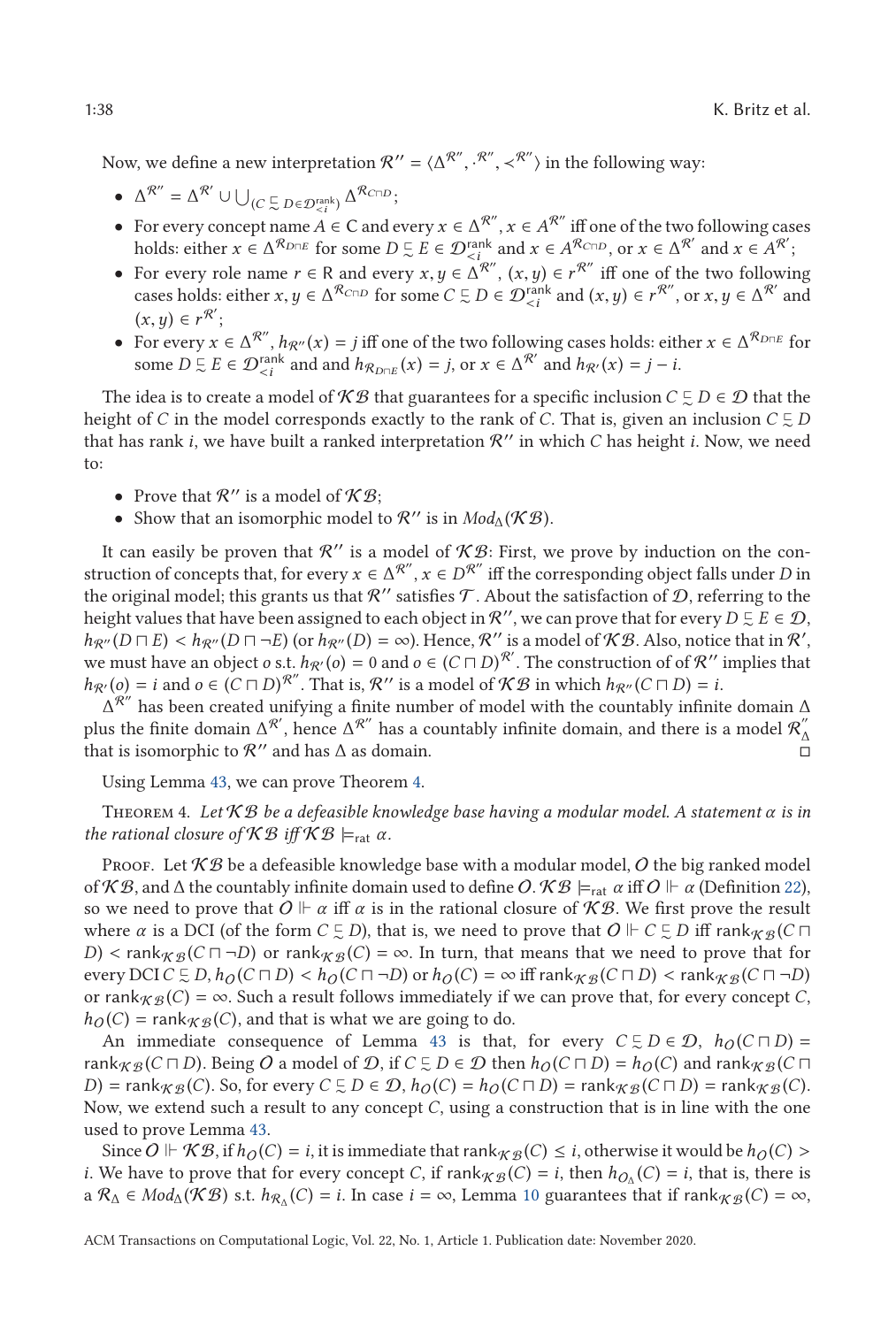Now, we define a new interpretation $\mathcal{R}'' = \langle \Delta^{\mathcal{R}''}, \cdot^{\mathcal{R}''}, \prec^{\mathcal{R}''} \rangle$ in the following way:

- $\Delta^{\mathcal{R}''} = \Delta^{\mathcal{R}'} \cup \bigcup_{(C \mathrel{\tilde{\sqsubseteq}} D \in \mathcal{D}^{\text{rank}}_{<i})} \Delta^{\mathcal{R}_{C \sqcap D}}$;
- For every concept name $A \in \mathsf{C}$ and every $x \in \Delta^{\mathcal{R}''}$, $x \in A^{\mathcal{R}''}$ iff one of the two following cases holds: either $x \in \Delta^{\mathcal{R}_{D \sqcap E}}$ for some $D \mathrel{\tilde{\sqsubseteq}} E \in \mathcal{D}^{\text{rank}}_{<i}$ and $x \in A^{\mathcal{R}_{C \sqcap D}}$, or $x \in \Delta^{\mathcal{R}'}$ and $x \in A^{\mathcal{R}'}$;
- For every role name $r \in \mathsf{R}$ and every $x, y \in \Delta^{\mathcal{R}''}$, $(x, y) \in r^{\mathcal{R}''}$ iff one of the two following cases holds: either $x, y \in \Delta^{\mathcal{R}_{C \sqcap D}}$ for some $C \mathrel{\tilde{\sqsubseteq}} D \in \mathcal{D}^{\text{rank}}_{<i}$ and $(x, y) \in r^{\mathcal{R}''}$, or $x, y \in \Delta^{\mathcal{R}'}$ and $(x, y) \in r^{\mathcal{R}'}$;
- For every $x \in \Delta^{\mathcal{R}''}$, $h_{\mathcal{R}''}(x) = j$ iff one of the two following cases holds: either $x \in \Delta^{\mathcal{R}_{D \sqcap E}}$ for some $D \mathrel{\tilde{\sqsubseteq}} E \in \mathcal{D}^{\text{rank}}_{<i}$ and and $h_{\mathcal{R}_{D \sqcap E}}(x) = j$, or $x \in \Delta^{\mathcal{R}'}$ and $h_{\mathcal{R}'}(x) = j - i$.

The idea is to create a model of $\mathcal{KB}$ that guarantees for a specific inclusion $C \mathrel{\tilde{\sqsubseteq}} D \in \mathcal{D}$ that the height of $C$ in the model corresponds exactly to the rank of $C$. That is, given an inclusion $C \mathrel{\tilde{\sqsubseteq}} D$ that has rank $i$, we have built a ranked interpretation $\mathcal{R}''$ in which $C$ has height $i$. Now, we need to:

- Prove that $\mathcal{R}''$ is a model of $\mathcal{KB}$;
- Show that an isomorphic model to $\mathcal{R}''$ is in $Mod_{\Delta}(\mathcal{KB})$.

It can easily be proven that $\mathcal{R}''$ is a model of $\mathcal{KB}$: First, we prove by induction on the construction of concepts that, for every $x \in \Delta^{\mathcal{R}''}$, $x \in D^{\mathcal{R}''}$ iff the corresponding object falls under $D$ in the original model; this grants us that $\mathcal{R}''$ satisfies $\mathcal{T}$. About the satisfaction of $\mathcal{D}$, referring to the height values that have been assigned to each object in $\mathcal{R}''$, we can prove that for every $D \mathrel{\tilde{\sqsubseteq}} E \in \mathcal{D}$, $h_{\mathcal{R}''}(D \sqcap E) < h_{\mathcal{R}''}(D \sqcap \neg E)$ (or $h_{\mathcal{R}''}(D) = \infty$). Hence, $\mathcal{R}''$ is a model of $\mathcal{KB}$. Also, notice that in $\mathcal{R}'$, we must have an object $o$ s.t. $h_{\mathcal{R}'}(o) = 0$ and $o \in (C \sqcap D)^{\mathcal{R}'}$. The construction of of $\mathcal{R}''$ implies that $h_{\mathcal{R}'}(o) = i$ and $o \in (C \sqcap D)^{\mathcal{R}''}$. That is, $\mathcal{R}''$ is a model of $\mathcal{KB}$ in which $h_{\mathcal{R}''}(C \sqcap D) = i$.

$\Delta^{\mathcal{R}''}$ has been created unifying a finite number of model with the countably infinite domain $\Delta$ plus the finite domain $\Delta^{\mathcal{R}'}$, hence $\Delta^{\mathcal{R}''}$ has a countably infinite domain, and there is a model $\mathcal{R}''_{\Delta}$ that is isomorphic to $\mathcal{R}''$ and has $\Delta$ as domain. ◻

Using Lemma 43, we can prove Theorem 4.

Theorem 4. *Let $\mathcal{KB}$ be a defeasible knowledge base having a modular model. A statement $\alpha$ is in the rational closure of $\mathcal{KB}$ iff $\mathcal{KB} \models_{\text{rat}} \alpha$.*

Proof. Let $\mathcal{KB}$ be a defeasible knowledge base with a modular model, $\mathcal{O}$ the big ranked model of $\mathcal{KB}$, and $\Delta$ the countably infinite domain used to define $\mathcal{O}$. $\mathcal{KB} \models_{\text{rat}} \alpha$ iff $\mathcal{O} \Vdash \alpha$ (Definition 22), so we need to prove that $\mathcal{O} \Vdash \alpha$ iff $\alpha$ is in the rational closure of $\mathcal{KB}$. We first prove the result where $\alpha$ is a DCI (of the form $C \mathrel{\tilde{\sqsubseteq}} D$), that is, we need to prove that $\mathcal{O} \Vdash C \mathrel{\tilde{\sqsubseteq}} D$ iff $\text{rank}_{\mathcal{KB}}(C \sqcap D) < \text{rank}_{\mathcal{KB}}(C \sqcap \neg D)$ or $\text{rank}_{\mathcal{KB}}(C) = \infty$. In turn, that means that we need to prove that for every DCI $C \mathrel{\tilde{\sqsubseteq}} D$, $h_{\mathcal{O}}(C \sqcap D) < h_{\mathcal{O}}(C \sqcap \neg D)$ or $h_{\mathcal{O}}(C) = \infty$ iff $\text{rank}_{\mathcal{KB}}(C \sqcap D) < \text{rank}_{\mathcal{KB}}(C \sqcap \neg D)$ or $\text{rank}_{\mathcal{KB}}(C) = \infty$. Such a result follows immediately if we can prove that, for every concept $C$, $h_{\mathcal{O}}(C) = \text{rank}_{\mathcal{KB}}(C)$, and that is what we are going to do.

An immediate consequence of Lemma 43 is that, for every $C \mathrel{\tilde{\sqsubseteq}} D \in \mathcal{D}$, $h_{\mathcal{O}}(C \sqcap D) = \text{rank}_{\mathcal{KB}}(C \sqcap D)$. Being $\mathcal{O}$ a model of $\mathcal{D}$, if $C \mathrel{\tilde{\sqsubseteq}} D \in \mathcal{D}$ then $h_{\mathcal{O}}(C \sqcap D) = h_{\mathcal{O}}(C)$ and $\text{rank}_{\mathcal{KB}}(C \sqcap D) = \text{rank}_{\mathcal{KB}}(C)$. So, for every $C \mathrel{\tilde{\sqsubseteq}} D \in \mathcal{D}$, $h_{\mathcal{O}}(C) = h_{\mathcal{O}}(C \sqcap D) = \text{rank}_{\mathcal{KB}}(C \sqcap D) = \text{rank}_{\mathcal{KB}}(C)$. Now, we extend such a result to any concept $C$, using a construction that is in line with the one used to prove Lemma 43.

Since $\mathcal{O} \Vdash \mathcal{KB}$, if $h_{\mathcal{O}}(C) = i$, it is immediate that $\text{rank}_{\mathcal{KB}}(C) \leq i$, otherwise it would be $h_{\mathcal{O}}(C) > i$. We have to prove that for every concept $C$, if $\text{rank}_{\mathcal{KB}}(C) = i$, then $h_{\mathcal{O}_{\Delta}}(C) = i$, that is, there is a $\mathcal{R}_{\Delta} \in Mod_{\Delta}(\mathcal{KB})$ s.t. $h_{\mathcal{R}_{\Delta}}(C) = i$. In case $i = \infty$, Lemma 10 guarantees that if $\text{rank}_{\mathcal{KB}}(C) = \infty$,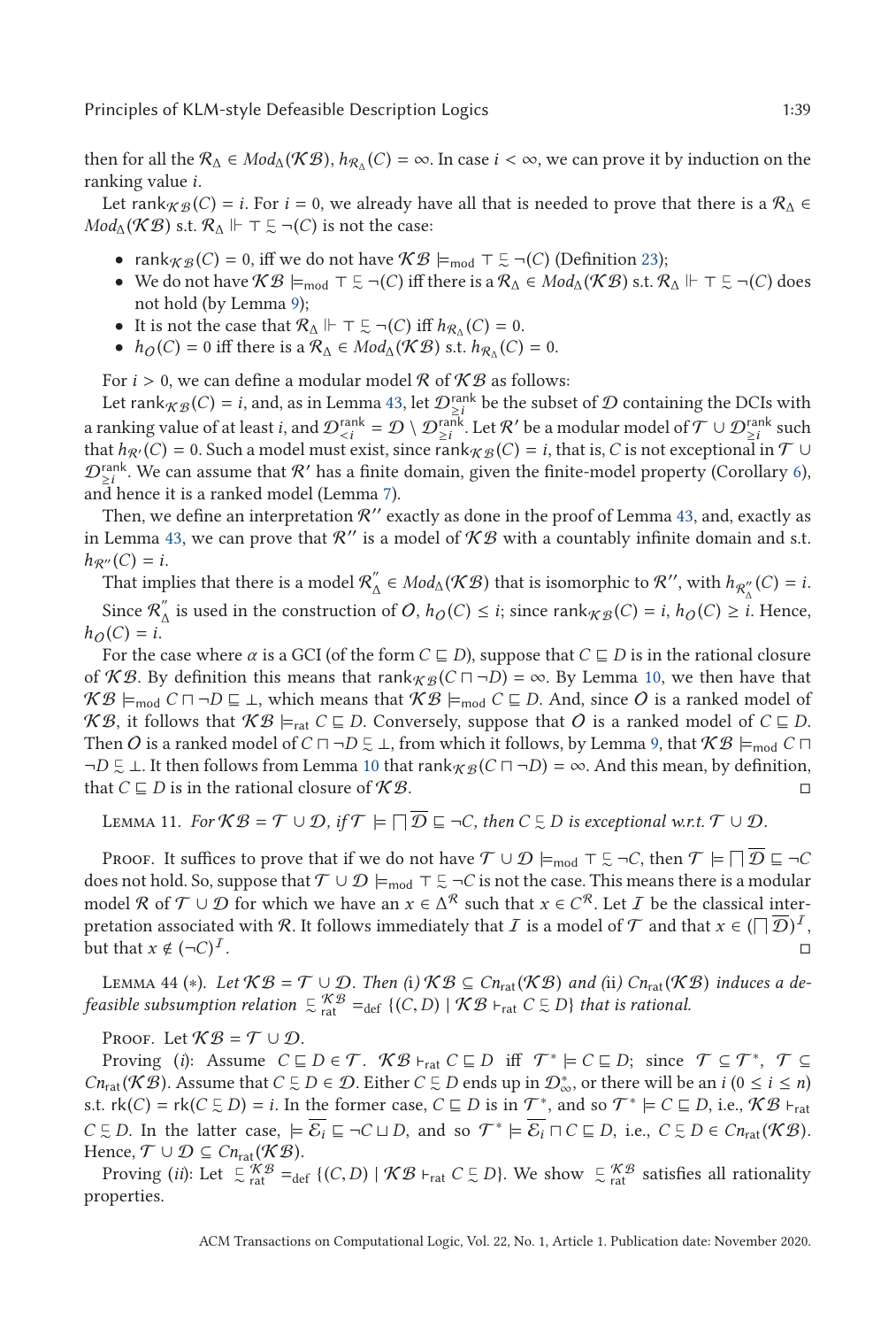then for all the $\mathcal{R}_\Delta \in Mod_\Delta(\mathcal{KB})$, $h_{\mathcal{R}_\Delta}(C) = \infty$. In case $i < \infty$, we can prove it by induction on the ranking value $i$.

Let $\text{rank}_{\mathcal{KB}}(C) = i$. For $i = 0$, we already have all that is needed to prove that there is a $\mathcal{R}_\Delta \in Mod_\Delta(\mathcal{KB})$ s.t. $\mathcal{R}_\Delta \Vdash \top \precsim \neg(C)$ is not the case:

- $\text{rank}_{\mathcal{KB}}(C) = 0$, iff we do not have $\mathcal{KB} \models_{\text{mod}} \top \precsim \neg(C)$ (Definition 23);
- We do not have $\mathcal{KB} \models_{\text{mod}} \top \precsim \neg(C)$ iff there is a $\mathcal{R}_\Delta \in Mod_\Delta(\mathcal{KB})$ s.t. $\mathcal{R}_\Delta \Vdash \top \precsim \neg(C)$ does not hold (by Lemma 9);
- It is not the case that $\mathcal{R}_\Delta \Vdash \top \precsim \neg(C)$ iff $h_{\mathcal{R}_\Delta}(C) = 0$.
- $h_{\mathcal{O}}(C) = 0$ iff there is a $\mathcal{R}_\Delta \in Mod_\Delta(\mathcal{KB})$ s.t. $h_{\mathcal{R}_\Delta}(C) = 0$.

For $i > 0$, we can define a modular model $\mathcal{R}$ of $\mathcal{KB}$ as follows:

Let $\text{rank}_{\mathcal{KB}}(C) = i$, and, as in Lemma 43, let $\mathcal{D}^{\text{rank}}_{\geq i}$ be the subset of $\mathcal{D}$ containing the DCIs with a ranking value of at least $i$, and $\mathcal{D}^{\text{rank}}_{<i} = \mathcal{D} \setminus \mathcal{D}^{\text{rank}}_{\geq i}$. Let $\mathcal{R}'$ be a modular model of $\mathcal{T} \cup \mathcal{D}^{\text{rank}}_{\geq i}$ such that $h_{\mathcal{R}'}(C) = 0$. Such a model must exist, since $\text{rank}_{\mathcal{KB}}(C) = i$, that is, $C$ is not exceptional in $\mathcal{T} \cup \mathcal{D}^{\text{rank}}_{\geq i}$. We can assume that $\mathcal{R}'$ has a finite domain, given the finite-model property (Corollary 6), and hence it is a ranked model (Lemma 7).

Then, we define an interpretation $\mathcal{R}''$ exactly as done in the proof of Lemma 43, and, exactly as in Lemma 43, we can prove that $\mathcal{R}''$ is a model of $\mathcal{KB}$ with a countably infinite domain and s.t. $h_{\mathcal{R}''}(C) = i$.

That implies that there is a model $\mathcal{R}''_\Delta \in Mod_\Delta(\mathcal{KB})$ that is isomorphic to $\mathcal{R}''$, with $h_{\mathcal{R}''_\Delta}(C) = i$. Since $\mathcal{R}''_\Delta$ is used in the construction of $\mathcal{O}$, $h_{\mathcal{O}}(C) \leq i$; since $\text{rank}_{\mathcal{KB}}(C) = i$, $h_{\mathcal{O}}(C) \geq i$. Hence, $h_{\mathcal{O}}(C) = i$.

For the case where $\alpha$ is a GCI (of the form $C \sqsubseteq D$), suppose that $C \sqsubseteq D$ is in the rational closure of $\mathcal{KB}$. By definition this means that $\text{rank}_{\mathcal{KB}}(C \sqcap \neg D) = \infty$. By Lemma 10, we then have that $\mathcal{KB} \models_{\text{mod}} C \sqcap \neg D \sqsubseteq \bot$, which means that $\mathcal{KB} \models_{\text{mod}} C \sqsubseteq D$. And, since $\mathcal{O}$ is a ranked model of $\mathcal{KB}$, it follows that $\mathcal{KB} \models_{\text{rat}} C \sqsubseteq D$. Conversely, suppose that $\mathcal{O}$ is a ranked model of $C \sqsubseteq D$. Then $\mathcal{O}$ is a ranked model of $C \sqcap \neg D \precsim \bot$, from which it follows, by Lemma 9, that $\mathcal{KB} \models_{\text{mod}} C \sqcap \neg D \precsim \bot$. It then follows from Lemma 10 that $\text{rank}_{\mathcal{KB}}(C \sqcap \neg D) = \infty$. And this mean, by definition, that $C \sqsubseteq D$ is in the rational closure of $\mathcal{KB}$. ◻

Lemma 11. *For $\mathcal{KB} = \mathcal{T} \cup \mathcal{D}$, if $\mathcal{T} \models \bigsqcap \overline{\mathcal{D}} \sqsubseteq \neg C$, then $C \precsim D$ is exceptional w.r.t. $\mathcal{T} \cup \mathcal{D}$.*

Proof. It suffices to prove that if we do not have $\mathcal{T} \cup \mathcal{D} \models_{\text{mod}} \top \precsim \neg C$, then $\mathcal{T} \models \bigsqcap \overline{\mathcal{D}} \sqsubseteq \neg C$ does not hold. So, suppose that $\mathcal{T} \cup \mathcal{D} \models_{\text{mod}} \top \precsim \neg C$ is not the case. This means there is a modular model $\mathcal{R}$ of $\mathcal{T} \cup \mathcal{D}$ for which we have an $x \in \Delta^{\mathcal{R}}$ such that $x \in C^{\mathcal{R}}$. Let $\mathcal{I}$ be the classical interpretation associated with $\mathcal{R}$. It follows immediately that $\mathcal{I}$ is a model of $\mathcal{T}$ and that $x \in (\bigsqcap \overline{\mathcal{D}})^{\mathcal{I}}$, but that $x \notin (\neg C)^{\mathcal{I}}$. ◻

Lemma 44 (∗). *Let $\mathcal{KB} = \mathcal{T} \cup \mathcal{D}$. Then (i) $\mathcal{KB} \subseteq Cn_{\text{rat}}(\mathcal{KB})$ and (ii) $Cn_{\text{rat}}(\mathcal{KB})$ induces a defeasible subsumption relation $\precsim^{\mathcal{KB}}_{\text{rat}} =_{\text{def}} \{(C, D) \mid \mathcal{KB} \vdash_{\text{rat}} C \precsim D\}$ that is rational.*

Proof. Let $\mathcal{KB} = \mathcal{T} \cup \mathcal{D}$.

Proving (*i*): Assume $C \sqsubseteq D \in \mathcal{T}$. $\mathcal{KB} \vdash_{\text{rat}} C \sqsubseteq D$ iff $\mathcal{T}^* \models C \sqsubseteq D$; since $\mathcal{T} \subseteq \mathcal{T}^*$, $\mathcal{T} \subseteq Cn_{\text{rat}}(\mathcal{KB})$. Assume that $C \precsim D \in \mathcal{D}$. Either $C \precsim D$ ends up in $\mathcal{D}^*_\infty$, or there will be an $i$ $(0 \leq i \leq n)$ s.t. $\text{rk}(C) = \text{rk}(C \precsim D) = i$. In the former case, $C \sqsubseteq D$ is in $\mathcal{T}^*$, and so $\mathcal{T}^* \models C \sqsubseteq D$, i.e., $\mathcal{KB} \vdash_{\text{rat}} C \precsim D$. In the latter case, $\models \overline{\mathcal{E}_i} \sqsubseteq \neg C \sqcup D$, and so $\mathcal{T}^* \models \overline{\mathcal{E}_i} \sqcap C \sqsubseteq D$, i.e., $C \precsim D \in Cn_{\text{rat}}(\mathcal{KB})$. Hence, $\mathcal{T} \cup \mathcal{D} \subseteq Cn_{\text{rat}}(\mathcal{KB})$.

Proving (*ii*): Let $\precsim^{\mathcal{KB}}_{\text{rat}} =_{\text{def}} \{(C, D) \mid \mathcal{KB} \vdash_{\text{rat}} C \precsim D\}$. We show $\precsim^{\mathcal{KB}}_{\text{rat}}$ satisfies all rationality properties.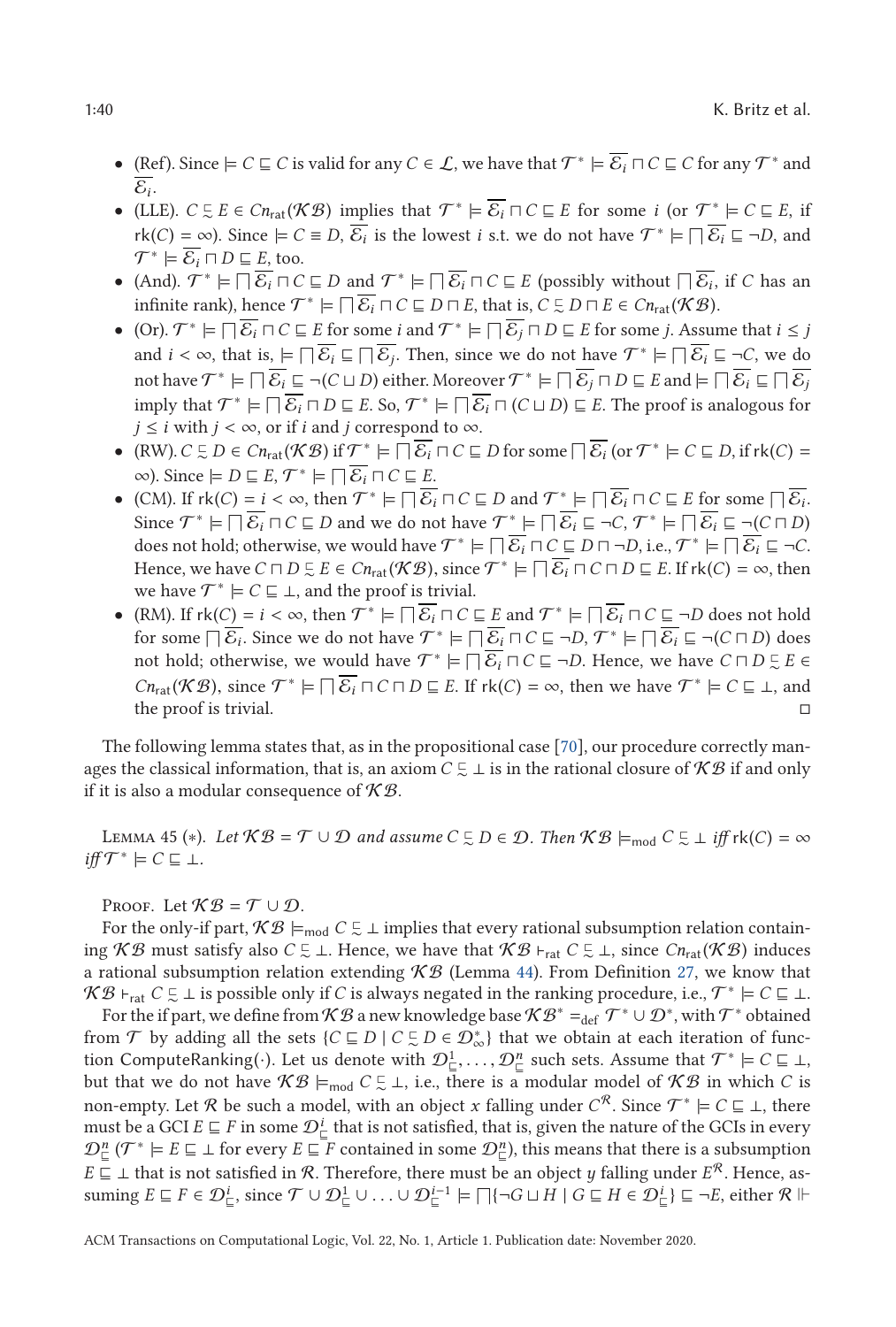- (Ref). Since $\models C \sqsubseteq C$ is valid for any $C \in \mathcal{L}$, we have that $\mathcal{T}^* \models \overline{\mathcal{E}_i} \sqcap C \sqsubseteq C$ for any $\mathcal{T}^*$ and $\overline{\mathcal{E}_i}$.
- (LLE). $C \precsim E \in Cn_{\text{rat}}(\mathcal{KB})$ implies that $\mathcal{T}^* \models \overline{\mathcal{E}_i} \sqcap C \sqsubseteq E$ for some $i$ (or $\mathcal{T}^* \models C \sqsubseteq E$, if $\text{rk}(C) = \infty$). Since $\models C \equiv D$, $\overline{\mathcal{E}_i}$ is the lowest $i$ s.t. we do not have $\mathcal{T}^* \models \bigsqcap \overline{\mathcal{E}_i} \sqsubseteq \neg D$, and $\mathcal{T}^* \models \overline{\mathcal{E}_i} \sqcap D \sqsubseteq E$, too.
- (And). $\mathcal{T}^* \models \bigsqcap \overline{\mathcal{E}_i} \sqcap C \sqsubseteq D$ and $\mathcal{T}^* \models \bigsqcap \overline{\mathcal{E}_i} \sqcap C \sqsubseteq E$ (possibly without $\bigsqcap \overline{\mathcal{E}_i}$, if $C$ has an infinite rank), hence $\mathcal{T}^* \models \bigsqcap \overline{\mathcal{E}_i} \sqcap C \sqsubseteq D \sqcap E$, that is, $C \precsim D \sqcap E \in Cn_{\text{rat}}(\mathcal{KB})$.
- (Or). $\mathcal{T}^* \models \bigsqcap \overline{\mathcal{E}_i} \sqcap C \sqsubseteq E$ for some $i$ and $\mathcal{T}^* \models \bigsqcap \overline{\mathcal{E}_j} \sqcap D \sqsubseteq E$ for some $j$. Assume that $i \leq j$ and $i < \infty$, that is, $\models \bigsqcap \overline{\mathcal{E}_i} \sqsubseteq \bigsqcap \overline{\mathcal{E}_j}$. Then, since we do not have $\mathcal{T}^* \models \bigsqcap \overline{\mathcal{E}_i} \sqsubseteq \neg C$, we do not have $\mathcal{T}^* \models \bigsqcap \overline{\mathcal{E}_i} \sqsubseteq \neg(C \sqcup D)$ either. Moreover $\mathcal{T}^* \models \bigsqcap \overline{\mathcal{E}_j} \sqcap D \sqsubseteq E$ and $\models \bigsqcap \overline{\mathcal{E}_i} \sqsubseteq \bigsqcap \overline{\mathcal{E}_j}$ imply that $\mathcal{T}^* \models \bigsqcap \overline{\mathcal{E}_i} \sqcap D \sqsubseteq E$. So, $\mathcal{T}^* \models \bigsqcap \overline{\mathcal{E}_i} \sqcap (C \sqcup D) \sqsubseteq E$. The proof is analogous for $j \leq i$ with $j < \infty$, or if $i$ and $j$ correspond to $\infty$.
- (RW). $C \precsim D \in Cn_{\text{rat}}(\mathcal{KB})$ if $\mathcal{T}^* \models \bigsqcap \overline{\mathcal{E}_i} \sqcap C \sqsubseteq D$ for some $\bigsqcap \overline{\mathcal{E}_i}$ (or $\mathcal{T}^* \models C \sqsubseteq D$, if $\text{rk}(C) = \infty$). Since $\models D \sqsubseteq E$, $\mathcal{T}^* \models \bigsqcap \overline{\mathcal{E}_i} \sqcap C \sqsubseteq E$.
- (CM). If $\text{rk}(C) = i < \infty$, then $\mathcal{T}^* \models \bigsqcap \overline{\mathcal{E}_i} \sqcap C \sqsubseteq D$ and $\mathcal{T}^* \models \bigsqcap \overline{\mathcal{E}_i} \sqcap C \sqsubseteq E$ for some $\bigsqcap \overline{\mathcal{E}_i}$. Since $\mathcal{T}^* \models \bigsqcap \overline{\mathcal{E}_i} \sqcap C \sqsubseteq D$ and we do not have $\mathcal{T}^* \models \bigsqcap \overline{\mathcal{E}_i} \sqsubseteq \neg C$, $\mathcal{T}^* \models \bigsqcap \overline{\mathcal{E}_i} \sqsubseteq \neg(C \sqcap D)$ does not hold; otherwise, we would have $\mathcal{T}^* \models \bigsqcap \overline{\mathcal{E}_i} \sqcap C \sqsubseteq D \sqcap \neg D$, i.e., $\mathcal{T}^* \models \bigsqcap \overline{\mathcal{E}_i} \sqsubseteq \neg C$. Hence, we have $C \sqcap D \precsim E \in Cn_{\text{rat}}(\mathcal{KB})$, since $\mathcal{T}^* \models \bigsqcap \overline{\mathcal{E}_i} \sqcap C \sqcap D \sqsubseteq E$. If $\text{rk}(C) = \infty$, then we have $\mathcal{T}^* \models C \sqsubseteq \bot$, and the proof is trivial.
- (RM). If $\text{rk}(C) = i < \infty$, then $\mathcal{T}^* \models \bigsqcap \overline{\mathcal{E}_i} \sqcap C \sqsubseteq E$ and $\mathcal{T}^* \models \bigsqcap \overline{\mathcal{E}_i} \sqcap C \sqsubseteq \neg D$ does not hold for some $\bigsqcap \overline{\mathcal{E}_i}$. Since we do not have $\mathcal{T}^* \models \bigsqcap \overline{\mathcal{E}_i} \sqcap C \sqsubseteq \neg D$, $\mathcal{T}^* \models \bigsqcap \overline{\mathcal{E}_i} \sqsubseteq \neg(C \sqcap D)$ does not hold; otherwise, we would have $\mathcal{T}^* \models \bigsqcap \overline{\mathcal{E}_i} \sqcap C \sqsubseteq \neg D$. Hence, we have $C \sqcap D \precsim E \in Cn_{\text{rat}}(\mathcal{KB})$, since $\mathcal{T}^* \models \bigsqcap \overline{\mathcal{E}_i} \sqcap C \sqcap D \sqsubseteq E$. If $\text{rk}(C) = \infty$, then we have $\mathcal{T}^* \models C \sqsubseteq \bot$, and the proof is trivial. □

The following lemma states that, as in the propositional case [70], our procedure correctly manages the classical information, that is, an axiom $C \precsim \bot$ is in the rational closure of $\mathcal{KB}$ if and only if it is also a modular consequence of $\mathcal{KB}$.

Lemma 45 (∗). *Let $\mathcal{KB} = \mathcal{T} \cup \mathcal{D}$ and assume $C \precsim D \in \mathcal{D}$. Then $\mathcal{KB} \models_{\text{mod}} C \precsim \bot$ iff $\text{rk}(C) = \infty$ iff $\mathcal{T}^* \models C \sqsubseteq \bot$.*

Proof. Let $\mathcal{KB} = \mathcal{T} \cup \mathcal{D}$.

For the only-if part, $\mathcal{KB} \models_{\text{mod}} C \precsim \bot$ implies that every rational subsumption relation containing $\mathcal{KB}$ must satisfy also $C \precsim \bot$. Hence, we have that $\mathcal{KB} \vdash_{\text{rat}} C \precsim \bot$, since $Cn_{\text{rat}}(\mathcal{KB})$ induces a rational subsumption relation extending $\mathcal{KB}$ (Lemma 44). From Definition 27, we know that $\mathcal{KB} \vdash_{\text{rat}} C \precsim \bot$ is possible only if $C$ is always negated in the ranking procedure, i.e., $\mathcal{T}^* \models C \sqsubseteq \bot$.

For the if part, we define from $\mathcal{KB}$ a new knowledge base $\mathcal{KB}^* =_{\text{def}} \mathcal{T}^* \cup \mathcal{D}^*$, with $\mathcal{T}^*$ obtained from $\mathcal{T}$ by adding all the sets $\{C \sqsubseteq D \mid C \precsim D \in \mathcal{D}^*_\infty\}$ that we obtain at each iteration of function ComputeRanking(·). Let us denote with $\mathcal{D}^1_\sqsubseteq, \ldots, \mathcal{D}^n_\sqsubseteq$ such sets. Assume that $\mathcal{T}^* \models C \sqsubseteq \bot$, but that we do not have $\mathcal{KB} \models_{\text{mod}} C \precsim \bot$, i.e., there is a modular model of $\mathcal{KB}$ in which $C$ is non-empty. Let $\mathcal{R}$ be such a model, with an object $x$ falling under $C^{\mathcal{R}}$. Since $\mathcal{T}^* \models C \sqsubseteq \bot$, there must be a GCI $E \sqsubseteq F$ in some $\mathcal{D}^i_\sqsubseteq$ that is not satisfied, that is, given the nature of the GCIs in every $\mathcal{D}^n_\sqsubseteq$ ($\mathcal{T}^* \models E \sqsubseteq \bot$ for every $E \sqsubseteq F$ contained in some $\mathcal{D}^n_\sqsubseteq$), this means that there is a subsumption $E \sqsubseteq \bot$ that is not satisfied in $\mathcal{R}$. Therefore, there must be an object $y$ falling under $E^{\mathcal{R}}$. Hence, assuming $E \sqsubseteq F \in \mathcal{D}^i_\sqsubseteq$, since $\mathcal{T} \cup \mathcal{D}^1_\sqsubseteq \cup \ldots \cup \mathcal{D}^{i-1}_\sqsubseteq \models \bigsqcap\{\neg G \sqcup H \mid G \sqsubseteq H \in \mathcal{D}^i_\sqsubseteq\} \sqsubseteq \neg E$, either $\mathcal{R} \Vdash$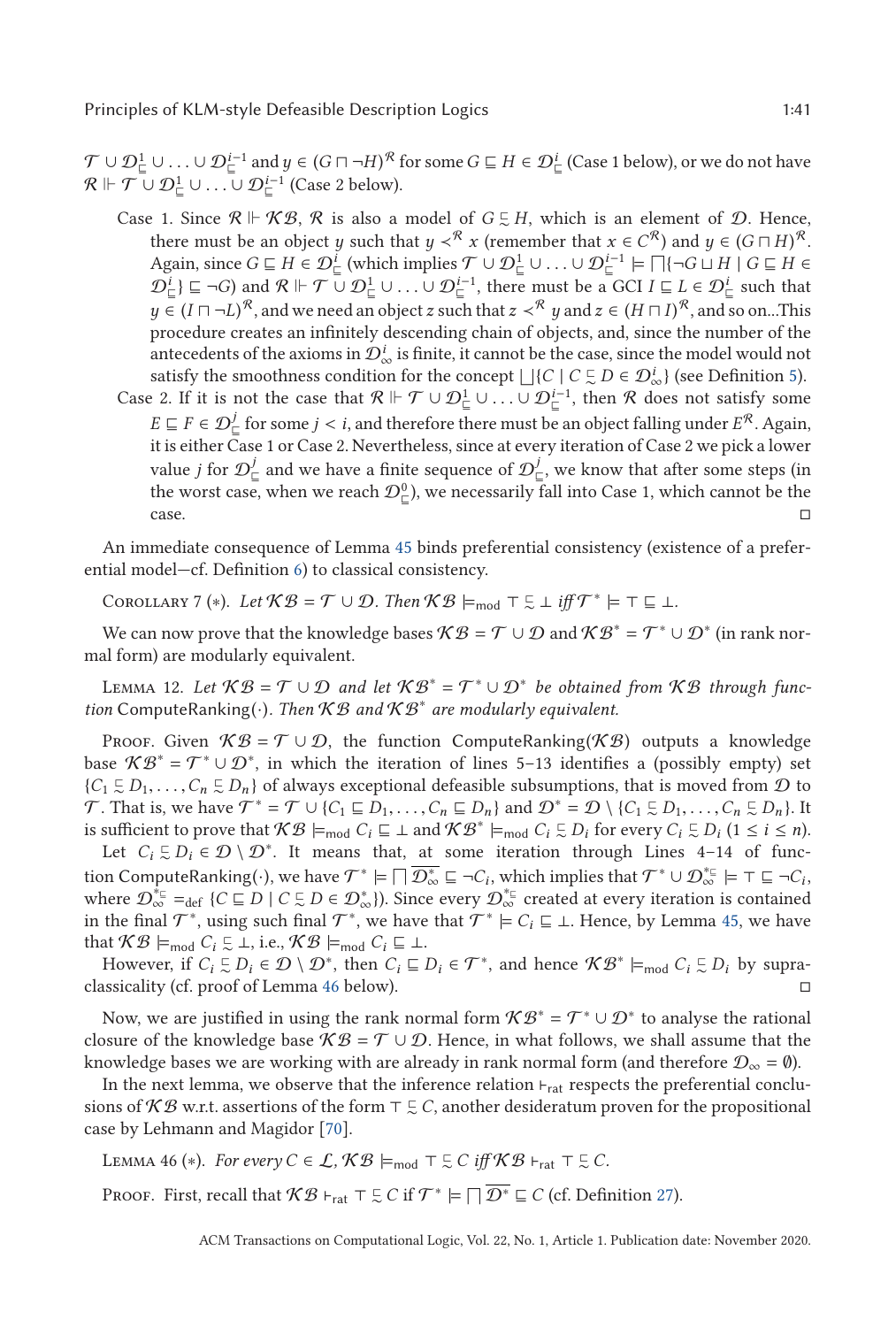$\mathcal{T} \cup \mathcal{D}^1_{\sqsubseteq} \cup \ldots \cup \mathcal{D}^{i-1}_{\sqsubseteq}$ and $y \in (G \sqcap \neg H)^{\mathcal{R}}$ for some $G \sqsubseteq H \in \mathcal{D}^i_{\sqsubseteq}$ (Case 1 below), or we do not have $\mathcal{R} \Vdash \mathcal{T} \cup \mathcal{D}^1_{\sqsubseteq} \cup \ldots \cup \mathcal{D}^{i-1}_{\sqsubseteq}$ (Case 2 below).

Case 1. Since $\mathcal{R} \Vdash \mathcal{KB}$, $\mathcal{R}$ is also a model of $G \precsim H$, which is an element of $\mathcal{D}$. Hence, there must be an object $y$ such that $y \prec^{\mathcal{R}} x$ (remember that $x \in C^{\mathcal{R}}$) and $y \in (G \sqcap H)^{\mathcal{R}}$. Again, since $G \sqsubseteq H \in \mathcal{D}^i_{\sqsubseteq}$ (which implies $\mathcal{T} \cup \mathcal{D}^1_{\sqsubseteq} \cup \ldots \cup \mathcal{D}^{i-1}_{\sqsubseteq} \models \bigsqcap\{\neg G \sqcup H \mid G \sqsubseteq H \in \mathcal{D}^i_{\sqsubseteq}\} \sqsubseteq \neg G$) and $\mathcal{R} \Vdash \mathcal{T} \cup \mathcal{D}^1_{\sqsubseteq} \cup \ldots \cup \mathcal{D}^{i-1}_{\sqsubseteq}$, there must be a GCI $I \sqsubseteq L \in \mathcal{D}^i_{\sqsubseteq}$ such that $y \in (I \sqcap \neg L)^{\mathcal{R}}$, and we need an object $z$ such that $z \prec^{\mathcal{R}} y$ and $z \in (H \sqcap I)^{\mathcal{R}}$, and so on...This procedure creates an infinitely descending chain of objects, and, since the number of the antecedents of the axioms in $\mathcal{D}^i_{\infty}$ is finite, it cannot be the case, since the model would not satisfy the smoothness condition for the concept $\bigsqcup\{C \mid C \precsim D \in \mathcal{D}^i_{\infty}\}$ (see Definition 5).

Case 2. If it is not the case that $\mathcal{R} \Vdash \mathcal{T} \cup \mathcal{D}^1_{\sqsubseteq} \cup \ldots \cup \mathcal{D}^{i-1}_{\sqsubseteq}$, then $\mathcal{R}$ does not satisfy some $E \sqsubseteq F \in \mathcal{D}^j_{\sqsubseteq}$ for some $j < i$, and therefore there must be an object falling under $E^{\mathcal{R}}$. Again, it is either Case 1 or Case 2. Nevertheless, since at every iteration of Case 2 we pick a lower value $j$ for $\mathcal{D}^j_{\sqsubseteq}$ and we have a finite sequence of $\mathcal{D}^j_{\sqsubseteq}$, we know that after some steps (in the worst case, when we reach $\mathcal{D}^0_{\sqsubseteq}$), we necessarily fall into Case 1, which cannot be the case. ◻

An immediate consequence of Lemma 45 binds preferential consistency (existence of a preferential model—cf. Definition 6) to classical consistency.

Corollary 7 (∗). *Let $\mathcal{KB} = \mathcal{T} \cup \mathcal{D}$. Then $\mathcal{KB} \models_{\text{mod}} \top \precsim \bot$ iff $\mathcal{T}^* \models \top \sqsubseteq \bot$.*

We can now prove that the knowledge bases $\mathcal{KB} = \mathcal{T} \cup \mathcal{D}$ and $\mathcal{KB}^* = \mathcal{T}^* \cup \mathcal{D}^*$ (in rank normal form) are modularly equivalent.

Lemma 12. *Let $\mathcal{KB} = \mathcal{T} \cup \mathcal{D}$ and let $\mathcal{KB}^* = \mathcal{T}^* \cup \mathcal{D}^*$ be obtained from $\mathcal{KB}$ through function* ComputeRanking(·). *Then $\mathcal{KB}$ and $\mathcal{KB}^*$ are modularly equivalent.*

Proof. Given $\mathcal{KB} = \mathcal{T} \cup \mathcal{D}$, the function ComputeRanking($\mathcal{KB}$) outputs a knowledge base $\mathcal{KB}^* = \mathcal{T}^* \cup \mathcal{D}^*$, in which the iteration of lines 5–13 identifies a (possibly empty) set $\{C_1 \precsim D_1, \ldots, C_n \precsim D_n\}$ of always exceptional defeasible subsumptions, that is moved from $\mathcal{D}$ to $\mathcal{T}$. That is, we have $\mathcal{T}^* = \mathcal{T} \cup \{C_1 \sqsubseteq D_1, \ldots, C_n \sqsubseteq D_n\}$ and $\mathcal{D}^* = \mathcal{D} \setminus \{C_1 \precsim D_1, \ldots, C_n \precsim D_n\}$. It is sufficient to prove that $\mathcal{KB} \models_{\text{mod}} C_i \sqsubseteq \bot$ and $\mathcal{KB}^* \models_{\text{mod}} C_i \precsim D_i$ for every $C_i \precsim D_i$ ($1 \leq i \leq n$).

Let $C_i \precsim D_i \in \mathcal{D} \setminus \mathcal{D}^*$. It means that, at some iteration through Lines 4–14 of function ComputeRanking(·), we have $\mathcal{T}^* \models \bigsqcap \overline{\mathcal{D}^*_{\infty}} \sqsubseteq \neg C_i$, which implies that $\mathcal{T}^* \cup \mathcal{D}^{*\sqsubseteq}_{\infty} \models \top \sqsubseteq \neg C_i$, where $\mathcal{D}^{*\sqsubseteq}_{\infty} =_{\text{def}} \{C \sqsubseteq D \mid C \precsim D \in \mathcal{D}^*_{\infty}\}$). Since every $\mathcal{D}^{*\sqsubseteq}_{\infty}$ created at every iteration is contained in the final $\mathcal{T}^*$, using such final $\mathcal{T}^*$, we have that $\mathcal{T}^* \models C_i \sqsubseteq \bot$. Hence, by Lemma 45, we have that $\mathcal{KB} \models_{\text{mod}} C_i \precsim \bot$, i.e., $\mathcal{KB} \models_{\text{mod}} C_i \sqsubseteq \bot$.

However, if $C_i \precsim D_i \in \mathcal{D} \setminus \mathcal{D}^*$, then $C_i \sqsubseteq D_i \in \mathcal{T}^*$, and hence $\mathcal{KB}^* \models_{\text{mod}} C_i \precsim D_i$ by supraclassicality (cf. proof of Lemma 46 below). ◻

Now, we are justified in using the rank normal form $\mathcal{KB}^* = \mathcal{T}^* \cup \mathcal{D}^*$ to analyse the rational closure of the knowledge base $\mathcal{KB} = \mathcal{T} \cup \mathcal{D}$. Hence, in what follows, we shall assume that the knowledge bases we are working with are already in rank normal form (and therefore $\mathcal{D}_{\infty} = \emptyset$).

In the next lemma, we observe that the inference relation $\vdash_{\text{rat}}$ respects the preferential conclusions of $\mathcal{KB}$ w.r.t. assertions of the form $\top \precsim C$, another desideratum proven for the propositional case by Lehmann and Magidor [70].

Lemma 46 (∗). *For every $C \in \mathcal{L}$, $\mathcal{KB} \models_{\text{mod}} \top \precsim C$ iff $\mathcal{KB} \vdash_{\text{rat}} \top \precsim C$.*

Proof. First, recall that $\mathcal{KB} \vdash_{\text{rat}} \top \precsim C$ if $\mathcal{T}^* \models \bigsqcap \overline{\mathcal{D}^*} \sqsubseteq C$ (cf. Definition 27).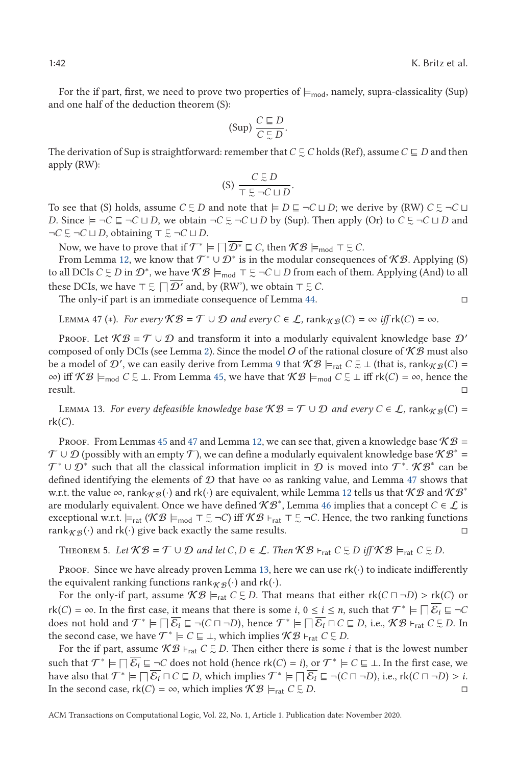For the if part, first, we need to prove two properties of $\models_{\text{mod}}$, namely, supra-classicality (Sup) and one half of the deduction theorem (S):

$$\text{(Sup)}\ \frac{C \sqsubseteq D}{C \precsim D}.$$

The derivation of Sup is straightforward: remember that $C \precsim C$ holds (Ref), assume $C \sqsubseteq D$ and then apply (RW):

$$\text{(S)}\ \frac{C \precsim D}{\top \precsim \neg C \sqcup D}.$$

To see that (S) holds, assume $C \precsim D$ and note that $\models D \sqsubseteq \neg C \sqcup D$; we derive by (RW) $C \precsim \neg C \sqcup D$. Since $\models \neg C \sqsubseteq \neg C \sqcup D$, we obtain $\neg C \precsim \neg C \sqcup D$ by (Sup). Then apply (Or) to $C \precsim \neg C \sqcup D$ and $\neg C \precsim \neg C \sqcup D$, obtaining $\top \precsim \neg C \sqcup D$.

Now, we have to prove that if $\mathcal{T}^* \models \bigsqcap \overline{\mathcal{D}^*} \sqsubseteq C$, then $\mathcal{KB} \models_{\text{mod}} \top \precsim C$.

From Lemma 12, we know that $\mathcal{T}^* \cup \mathcal{D}^*$ is in the modular consequences of $\mathcal{KB}$. Applying (S) to all DCIs $C \precsim D$ in $\mathcal{D}^*$, we have $\mathcal{KB} \models_{\text{mod}} \top \precsim \neg C \sqcup D$ from each of them. Applying (And) to all these DCIs, we have $\top \precsim \bigsqcap \overline{\mathcal{D}'}$ and, by (RW'), we obtain $\top \precsim C$.

The only-if part is an immediate consequence of Lemma 44. □

Lemma 47 (*). *For every $\mathcal{KB} = \mathcal{T} \cup \mathcal{D}$ and every $C \in \mathcal{L}$, $\text{rank}_{\mathcal{KB}}(C) = \infty$ iff $\text{rk}(C) = \infty$.*

Proof. Let $\mathcal{KB} = \mathcal{T} \cup \mathcal{D}$ and transform it into a modularly equivalent knowledge base $\mathcal{D}'$ composed of only DCIs (see Lemma 2). Since the model $O$ of the rational closure of $\mathcal{KB}$ must also be a model of $\mathcal{D}'$, we can easily derive from Lemma 9 that $\mathcal{KB} \models_{\text{rat}} C \precsim \bot$ (that is, $\text{rank}_{\mathcal{KB}}(C) = \infty$) iff $\mathcal{KB} \models_{\text{mod}} C \precsim \bot$. From Lemma 45, we have that $\mathcal{KB} \models_{\text{mod}} C \precsim \bot$ iff $\text{rk}(C) = \infty$, hence the result. □

Lemma 13. *For every defeasible knowledge base $\mathcal{KB} = \mathcal{T} \cup \mathcal{D}$ and every $C \in \mathcal{L}$, $\text{rank}_{\mathcal{KB}}(C) = \text{rk}(C)$.*

Proof. From Lemmas 45 and 47 and Lemma 12, we can see that, given a knowledge base $\mathcal{KB} = \mathcal{T} \cup \mathcal{D}$ (possibly with an empty $\mathcal{T}$), we can define a modularly equivalent knowledge base $\mathcal{KB}^* = \mathcal{T}^* \cup \mathcal{D}^*$ such that all the classical information implicit in $\mathcal{D}$ is moved into $\mathcal{T}^*$. $\mathcal{KB}^*$ can be defined identifying the elements of $\mathcal{D}$ that have $\infty$ as ranking value, and Lemma 47 shows that w.r.t. the value $\infty$, $\text{rank}_{\mathcal{KB}}(\cdot)$ and $\text{rk}(\cdot)$ are equivalent, while Lemma 12 tells us that $\mathcal{KB}$ and $\mathcal{KB}^*$ are modularly equivalent. Once we have defined $\mathcal{KB}^*$, Lemma 46 implies that a concept $C \in \mathcal{L}$ is exceptional w.r.t. $\models_{\text{rat}}$ ($\mathcal{KB} \models_{\text{mod}} \top \precsim \neg C$) iff $\mathcal{KB} \vdash_{\text{rat}} \top \precsim \neg C$. Hence, the two ranking functions $\text{rank}_{\mathcal{KB}}(\cdot)$ and $\text{rk}(\cdot)$ give back exactly the same results. □

Theorem 5. *Let $\mathcal{KB} = \mathcal{T} \cup \mathcal{D}$ and let $C, D \in \mathcal{L}$. Then $\mathcal{KB} \vdash_{\text{rat}} C \precsim D$ iff $\mathcal{KB} \models_{\text{rat}} C \precsim D$.*

Proof. Since we have already proven Lemma 13, here we can use $\text{rk}(\cdot)$ to indicate indifferently the equivalent ranking functions $\text{rank}_{\mathcal{KB}}(\cdot)$ and $\text{rk}(\cdot)$.

For the only-if part, assume $\mathcal{KB} \models_{\text{rat}} C \precsim D$. That means that either $\text{rk}(C \sqcap \neg D) > \text{rk}(C)$ or $\text{rk}(C) = \infty$. In the first case, it means that there is some $i$, $0 \leq i \leq n$, such that $\mathcal{T}^* \models \bigsqcap \overline{\mathcal{E}_i} \sqsubseteq \neg C$ does not hold and $\mathcal{T}^* \models \bigsqcap \overline{\mathcal{E}_i} \sqsubseteq \neg(C \sqcap \neg D)$, hence $\mathcal{T}^* \models \bigsqcap \overline{\mathcal{E}_i} \sqcap C \sqsubseteq D$, i.e., $\mathcal{KB} \vdash_{\text{rat}} C \precsim D$. In the second case, we have $\mathcal{T}^* \models C \sqsubseteq \bot$, which implies $\mathcal{KB} \vdash_{\text{rat}} C \precsim D$.

For the if part, assume $\mathcal{KB} \vdash_{\text{rat}} C \precsim D$. Then either there is some $i$ that is the lowest number such that $\mathcal{T}^* \models \bigsqcap \overline{\mathcal{E}_i} \sqsubseteq \neg C$ does not hold (hence $\text{rk}(C) = i$), or $\mathcal{T}^* \models C \sqsubseteq \bot$. In the first case, we have also that $\mathcal{T}^* \models \bigsqcap \overline{\mathcal{E}_i} \sqcap C \sqsubseteq D$, which implies $\mathcal{T}^* \models \bigsqcap \overline{\mathcal{E}_i} \sqsubseteq \neg(C \sqcap \neg D)$, i.e., $\text{rk}(C \sqcap \neg D) > i$. In the second case, $\text{rk}(C) = \infty$, which implies $\mathcal{KB} \models_{\text{rat}} C \precsim D$. □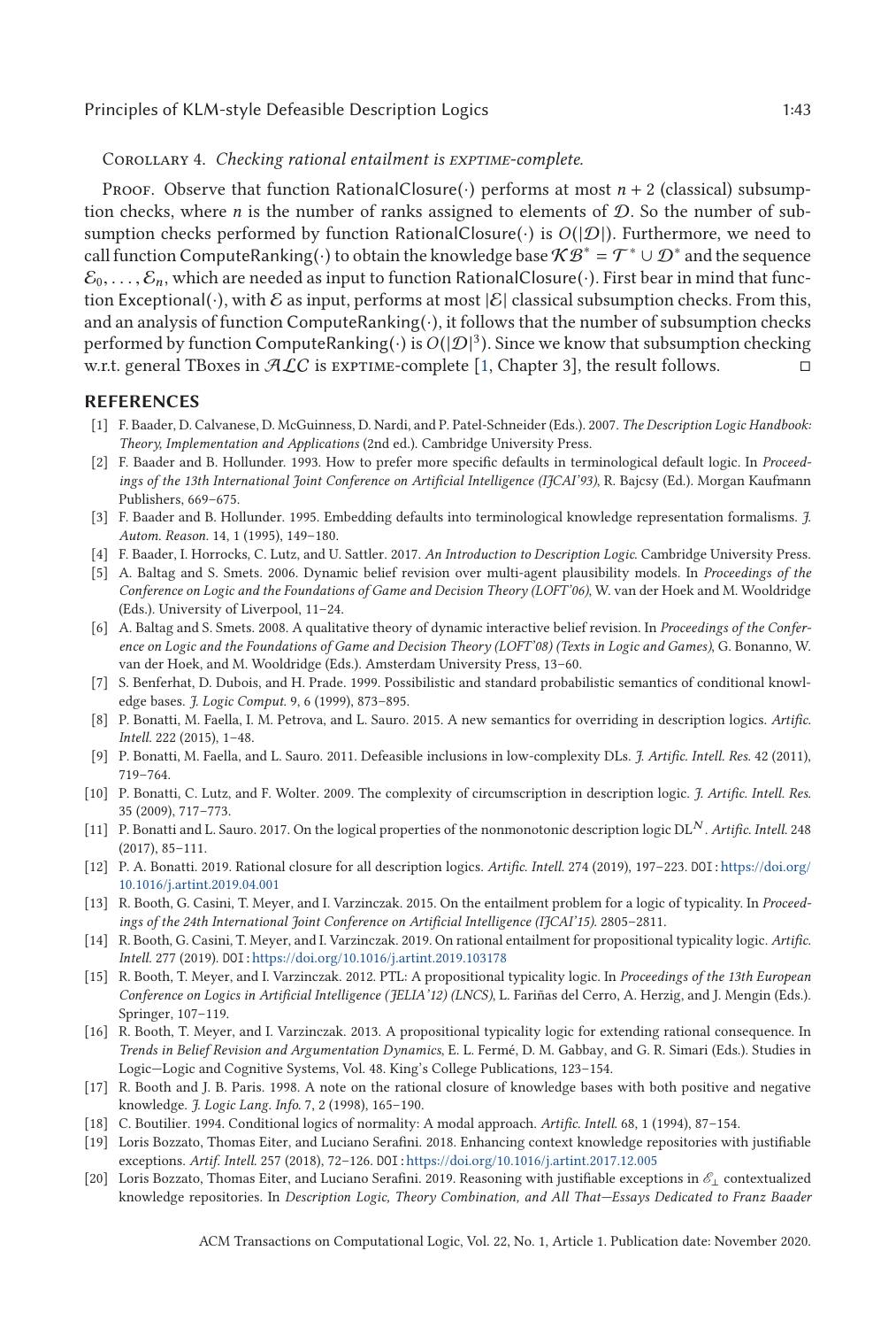Corollary 4. *Checking rational entailment is* EXPTIME*-complete.*

Proof. Observe that function RationalClosure(·) performs at most $n + 2$ (classical) subsumption checks, where $n$ is the number of ranks assigned to elements of $\mathcal{D}$. So the number of subsumption checks performed by function RationalClosure(·) is $O(|\mathcal{D}|)$. Furthermore, we need to call function ComputeRanking(·) to obtain the knowledge base $\mathcal{KB}^* = \mathcal{T}^* \cup \mathcal{D}^*$ and the sequence $\mathcal{E}_0, \ldots, \mathcal{E}_n$, which are needed as input to function RationalClosure(·). First bear in mind that function Exceptional(·), with $\mathcal{E}$ as input, performs at most $|\mathcal{E}|$ classical subsumption checks. From this, and an analysis of function ComputeRanking(·), it follows that the number of subsumption checks performed by function ComputeRanking(·) is $O(|\mathcal{D}|^3)$. Since we know that subsumption checking w.r.t. general TBoxes in $\mathcal{ALC}$ is EXPTIME-complete [1, Chapter 3], the result follows. □

## REFERENCES

[1] F. Baader, D. Calvanese, D. McGuinness, D. Nardi, and P. Patel-Schneider (Eds.). 2007. *The Description Logic Handbook: Theory, Implementation and Applications* (2nd ed.). Cambridge University Press.

[2] F. Baader and B. Hollunder. 1993. How to prefer more specific defaults in terminological default logic. In *Proceedings of the 13th International Joint Conference on Artificial Intelligence (IJCAI'93)*, R. Bajcsy (Ed.). Morgan Kaufmann Publishers, 669–675.

[3] F. Baader and B. Hollunder. 1995. Embedding defaults into terminological knowledge representation formalisms. *J. Autom. Reason.* 14, 1 (1995), 149–180.

[4] F. Baader, I. Horrocks, C. Lutz, and U. Sattler. 2017. *An Introduction to Description Logic*. Cambridge University Press.

[5] A. Baltag and S. Smets. 2006. Dynamic belief revision over multi-agent plausibility models. In *Proceedings of the Conference on Logic and the Foundations of Game and Decision Theory (LOFT'06)*, W. van der Hoek and M. Wooldridge (Eds.). University of Liverpool, 11–24.

[6] A. Baltag and S. Smets. 2008. A qualitative theory of dynamic interactive belief revision. In *Proceedings of the Conference on Logic and the Foundations of Game and Decision Theory (LOFT'08) (Texts in Logic and Games)*, G. Bonanno, W. van der Hoek, and M. Wooldridge (Eds.). Amsterdam University Press, 13–60.

[7] S. Benferhat, D. Dubois, and H. Prade. 1999. Possibilistic and standard probabilistic semantics of conditional knowledge bases. *J. Logic Comput.* 9, 6 (1999), 873–895.

[8] P. Bonatti, M. Faella, I. M. Petrova, and L. Sauro. 2015. A new semantics for overriding in description logics. *Artific. Intell.* 222 (2015), 1–48.

[9] P. Bonatti, M. Faella, and L. Sauro. 2011. Defeasible inclusions in low-complexity DLs. *J. Artific. Intell. Res.* 42 (2011), 719–764.

[10] P. Bonatti, C. Lutz, and F. Wolter. 2009. The complexity of circumscription in description logic. *J. Artific. Intell. Res.* 35 (2009), 717–773.

[11] P. Bonatti and L. Sauro. 2017. On the logical properties of the nonmonotonic description logic $\mathrm{DL}^N$. *Artific. Intell.* 248 (2017), 85–111.

[12] P. A. Bonatti. 2019. Rational closure for all description logics. *Artific. Intell.* 274 (2019), 197–223. DOI: https://doi.org/10.1016/j.artint.2019.04.001

[13] R. Booth, G. Casini, T. Meyer, and I. Varzinczak. 2015. On the entailment problem for a logic of typicality. In *Proceedings of the 24th International Joint Conference on Artificial Intelligence (IJCAI'15)*. 2805–2811.

[14] R. Booth, G. Casini, T. Meyer, and I. Varzinczak. 2019. On rational entailment for propositional typicality logic. *Artific. Intell.* 277 (2019). DOI: https://doi.org/10.1016/j.artint.2019.103178

[15] R. Booth, T. Meyer, and I. Varzinczak. 2012. PTL: A propositional typicality logic. In *Proceedings of the 13th European Conference on Logics in Artificial Intelligence (JELIA'12) (LNCS)*, L. Fariñas del Cerro, A. Herzig, and J. Mengin (Eds.). Springer, 107–119.

[16] R. Booth, T. Meyer, and I. Varzinczak. 2013. A propositional typicality logic for extending rational consequence. In *Trends in Belief Revision and Argumentation Dynamics*, E. L. Fermé, D. M. Gabbay, and G. R. Simari (Eds.). Studies in Logic—Logic and Cognitive Systems, Vol. 48. King's College Publications, 123–154.

[17] R. Booth and J. B. Paris. 1998. A note on the rational closure of knowledge bases with both positive and negative knowledge. *J. Logic Lang. Info.* 7, 2 (1998), 165–190.

[18] C. Boutilier. 1994. Conditional logics of normality: A modal approach. *Artific. Intell.* 68, 1 (1994), 87–154.

[19] Loris Bozzato, Thomas Eiter, and Luciano Serafini. 2018. Enhancing context knowledge repositories with justifiable exceptions. *Artif. Intell.* 257 (2018), 72–126. DOI: https://doi.org/10.1016/j.artint.2017.12.005

[20] Loris Bozzato, Thomas Eiter, and Luciano Serafini. 2019. Reasoning with justifiable exceptions in $\mathcal{E}_\perp$ contextualized knowledge repositories. In *Description Logic, Theory Combination, and All That—Essays Dedicated to Franz Baader*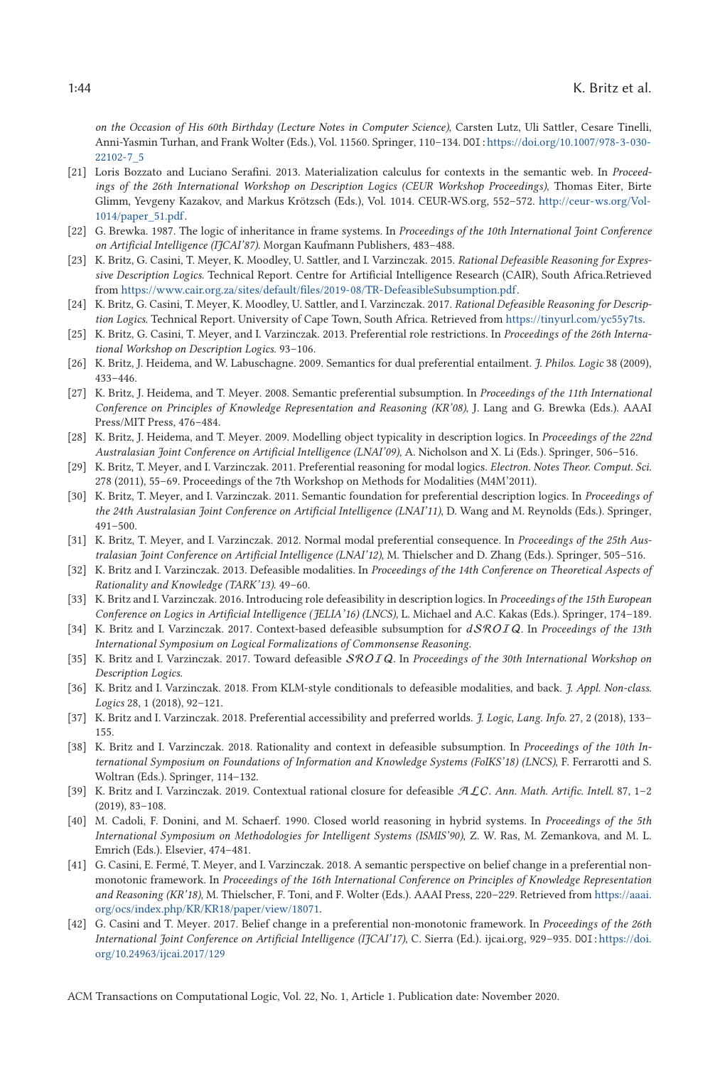*on the Occasion of His 60th Birthday (Lecture Notes in Computer Science)*, Carsten Lutz, Uli Sattler, Cesare Tinelli, Anni-Yasmin Turhan, and Frank Wolter (Eds.), Vol. 11560. Springer, 110–134. DOI: https://doi.org/10.1007/978-3-030-22102-7_5

[21] Loris Bozzato and Luciano Serafini. 2013. Materialization calculus for contexts in the semantic web. In *Proceedings of the 26th International Workshop on Description Logics (CEUR Workshop Proceedings)*, Thomas Eiter, Birte Glimm, Yevgeny Kazakov, and Markus Krötzsch (Eds.), Vol. 1014. CEUR-WS.org, 552–572. http://ceur-ws.org/Vol-1014/paper_51.pdf.

[22] G. Brewka. 1987. The logic of inheritance in frame systems. In *Proceedings of the 10th International Joint Conference on Artificial Intelligence (IJCAI'87)*. Morgan Kaufmann Publishers, 483–488.

[23] K. Britz, G. Casini, T. Meyer, K. Moodley, U. Sattler, and I. Varzinczak. 2015. *Rational Defeasible Reasoning for Expressive Description Logics.* Technical Report. Centre for Artificial Intelligence Research (CAIR), South Africa.Retrieved from https://www.cair.org.za/sites/default/files/2019-08/TR-DefeasibleSubsumption.pdf.

[24] K. Britz, G. Casini, T. Meyer, K. Moodley, U. Sattler, and I. Varzinczak. 2017. *Rational Defeasible Reasoning for Description Logics.* Technical Report. University of Cape Town, South Africa. Retrieved from https://tinyurl.com/yc55y7ts.

[25] K. Britz, G. Casini, T. Meyer, and I. Varzinczak. 2013. Preferential role restrictions. In *Proceedings of the 26th International Workshop on Description Logics.* 93–106.

[26] K. Britz, J. Heidema, and W. Labuschagne. 2009. Semantics for dual preferential entailment. *J. Philos. Logic* 38 (2009), 433–446.

[27] K. Britz, J. Heidema, and T. Meyer. 2008. Semantic preferential subsumption. In *Proceedings of the 11th International Conference on Principles of Knowledge Representation and Reasoning (KR'08)*, J. Lang and G. Brewka (Eds.). AAAI Press/MIT Press, 476–484.

[28] K. Britz, J. Heidema, and T. Meyer. 2009. Modelling object typicality in description logics. In *Proceedings of the 22nd Australasian Joint Conference on Artificial Intelligence (LNAI'09)*, A. Nicholson and X. Li (Eds.). Springer, 506–516.

[29] K. Britz, T. Meyer, and I. Varzinczak. 2011. Preferential reasoning for modal logics. *Electron. Notes Theor. Comput. Sci.* 278 (2011), 55–69. Proceedings of the 7th Workshop on Methods for Modalities (M4M'2011).

[30] K. Britz, T. Meyer, and I. Varzinczak. 2011. Semantic foundation for preferential description logics. In *Proceedings of the 24th Australasian Joint Conference on Artificial Intelligence (LNAI'11)*, D. Wang and M. Reynolds (Eds.). Springer, 491–500.

[31] K. Britz, T. Meyer, and I. Varzinczak. 2012. Normal modal preferential consequence. In *Proceedings of the 25th Australasian Joint Conference on Artificial Intelligence (LNAI'12)*, M. Thielscher and D. Zhang (Eds.). Springer, 505–516.

[32] K. Britz and I. Varzinczak. 2013. Defeasible modalities. In *Proceedings of the 14th Conference on Theoretical Aspects of Rationality and Knowledge (TARK'13)*. 49–60.

[33] K. Britz and I. Varzinczak. 2016. Introducing role defeasibility in description logics. In *Proceedings of the 15th European Conference on Logics in Artificial Intelligence (JELIA'16) (LNCS)*, L. Michael and A.C. Kakas (Eds.). Springer, 174–189.

[34] K. Britz and I. Varzinczak. 2017. Context-based defeasible subsumption for $d\mathcal{SROIQ}$. In *Proceedings of the 13th International Symposium on Logical Formalizations of Commonsense Reasoning.*

[35] K. Britz and I. Varzinczak. 2017. Toward defeasible $\mathcal{SROIQ}$. In *Proceedings of the 30th International Workshop on Description Logics.*

[36] K. Britz and I. Varzinczak. 2018. From KLM-style conditionals to defeasible modalities, and back. *J. Appl. Non-class. Logics* 28, 1 (2018), 92–121.

[37] K. Britz and I. Varzinczak. 2018. Preferential accessibility and preferred worlds. *J. Logic, Lang. Info.* 27, 2 (2018), 133–155.

[38] K. Britz and I. Varzinczak. 2018. Rationality and context in defeasible subsumption. In *Proceedings of the 10th International Symposium on Foundations of Information and Knowledge Systems (FoIKS'18) (LNCS)*, F. Ferrarotti and S. Woltran (Eds.). Springer, 114–132.

[39] K. Britz and I. Varzinczak. 2019. Contextual rational closure for defeasible $\mathcal{ALC}$. *Ann. Math. Artific. Intell.* 87, 1–2 (2019), 83–108.

[40] M. Cadoli, F. Donini, and M. Schaerf. 1990. Closed world reasoning in hybrid systems. In *Proceedings of the 5th International Symposium on Methodologies for Intelligent Systems (ISMIS'90)*, Z. W. Ras, M. Zemankova, and M. L. Emrich (Eds.). Elsevier, 474–481.

[41] G. Casini, E. Fermé, T. Meyer, and I. Varzinczak. 2018. A semantic perspective on belief change in a preferential nonmonotonic framework. In *Proceedings of the 16th International Conference on Principles of Knowledge Representation and Reasoning (KR'18)*, M. Thielscher, F. Toni, and F. Wolter (Eds.). AAAI Press, 220–229. Retrieved from https://aaai.org/ocs/index.php/KR/KR18/paper/view/18071.

[42] G. Casini and T. Meyer. 2017. Belief change in a preferential non-monotonic framework. In *Proceedings of the 26th International Joint Conference on Artificial Intelligence (IJCAI'17)*, C. Sierra (Ed.). ijcai.org, 929–935. DOI: https://doi.org/10.24963/ijcai.2017/129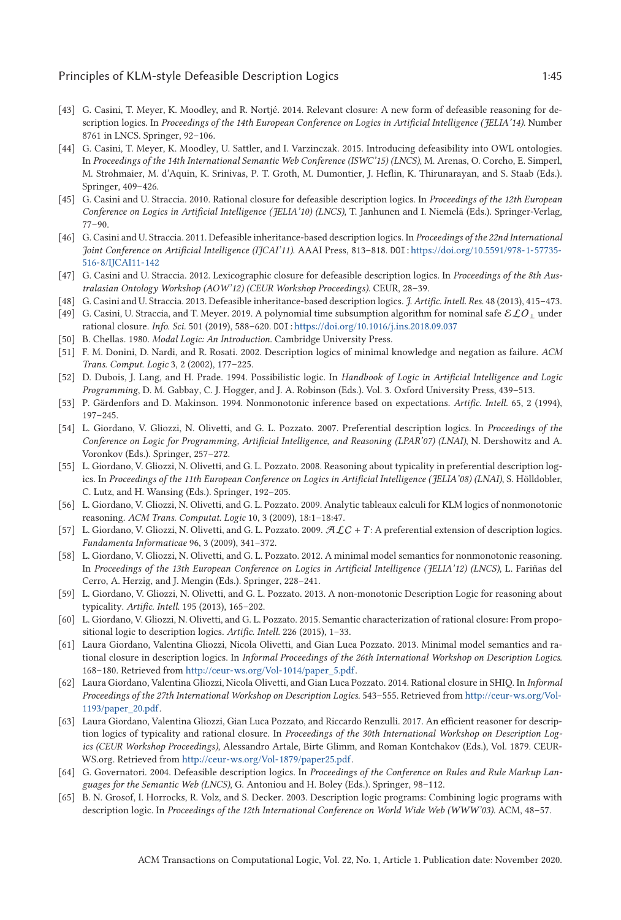[43] G. Casini, T. Meyer, K. Moodley, and R. Nortjé. 2014. Relevant closure: A new form of defeasible reasoning for description logics. In *Proceedings of the 14th European Conference on Logics in Artificial Intelligence (JELIA'14)*. Number 8761 in LNCS. Springer, 92–106.

[44] G. Casini, T. Meyer, K. Moodley, U. Sattler, and I. Varzinczak. 2015. Introducing defeasibility into OWL ontologies. In *Proceedings of the 14th International Semantic Web Conference (ISWC'15) (LNCS)*, M. Arenas, O. Corcho, E. Simperl, M. Strohmaier, M. d'Aquin, K. Srinivas, P. T. Groth, M. Dumontier, J. Heflin, K. Thirunarayan, and S. Staab (Eds.). Springer, 409–426.

[45] G. Casini and U. Straccia. 2010. Rational closure for defeasible description logics. In *Proceedings of the 12th European Conference on Logics in Artificial Intelligence (JELIA'10) (LNCS)*, T. Janhunen and I. Niemelä (Eds.). Springer-Verlag, 77–90.

[46] G. Casini and U. Straccia. 2011. Defeasible inheritance-based description logics. In *Proceedings of the 22nd International Joint Conference on Artificial Intelligence (IJCAI'11)*. AAAI Press, 813–818. DOI: https://doi.org/10.5591/978-1-57735-516-8/IJCAI11-142

[47] G. Casini and U. Straccia. 2012. Lexicographic closure for defeasible description logics. In *Proceedings of the 8th Australasian Ontology Workshop (AOW'12) (CEUR Workshop Proceedings)*. CEUR, 28–39.

[48] G. Casini and U. Straccia. 2013. Defeasible inheritance-based description logics. *J. Artific. Intell. Res.* 48 (2013), 415–473.

[49] G. Casini, U. Straccia, and T. Meyer. 2019. A polynomial time subsumption algorithm for nominal safe $\mathcal{ELO}_\bot$ under rational closure. *Info. Sci.* 501 (2019), 588–620. DOI: https://doi.org/10.1016/j.ins.2018.09.037

[50] B. Chellas. 1980. *Modal Logic: An Introduction.* Cambridge University Press.

[51] F. M. Donini, D. Nardi, and R. Rosati. 2002. Description logics of minimal knowledge and negation as failure. *ACM Trans. Comput. Logic* 3, 2 (2002), 177–225.

[52] D. Dubois, J. Lang, and H. Prade. 1994. Possibilistic logic. In *Handbook of Logic in Artificial Intelligence and Logic Programming*, D. M. Gabbay, C. J. Hogger, and J. A. Robinson (Eds.). Vol. 3. Oxford University Press, 439–513.

[53] P. Gärdenfors and D. Makinson. 1994. Nonmonotonic inference based on expectations. *Artific. Intell.* 65, 2 (1994), 197–245.

[54] L. Giordano, V. Gliozzi, N. Olivetti, and G. L. Pozzato. 2007. Preferential description logics. In *Proceedings of the Conference on Logic for Programming, Artificial Intelligence, and Reasoning (LPAR'07) (LNAI)*, N. Dershowitz and A. Voronkov (Eds.). Springer, 257–272.

[55] L. Giordano, V. Gliozzi, N. Olivetti, and G. L. Pozzato. 2008. Reasoning about typicality in preferential description logics. In *Proceedings of the 11th European Conference on Logics in Artificial Intelligence (JELIA'08) (LNAI)*, S. Hölldobler, C. Lutz, and H. Wansing (Eds.). Springer, 192–205.

[56] L. Giordano, V. Gliozzi, N. Olivetti, and G. L. Pozzato. 2009. Analytic tableaux calculi for KLM logics of nonmonotonic reasoning. *ACM Trans. Computat. Logic* 10, 3 (2009), 18:1–18:47.

[57] L. Giordano, V. Gliozzi, N. Olivetti, and G. L. Pozzato. 2009. $\mathcal{ALC} + T$: A preferential extension of description logics. *Fundamenta Informaticae* 96, 3 (2009), 341–372.

[58] L. Giordano, V. Gliozzi, N. Olivetti, and G. L. Pozzato. 2012. A minimal model semantics for nonmonotonic reasoning. In *Proceedings of the 13th European Conference on Logics in Artificial Intelligence (JELIA'12) (LNCS)*, L. Fariñas del Cerro, A. Herzig, and J. Mengin (Eds.). Springer, 228–241.

[59] L. Giordano, V. Gliozzi, N. Olivetti, and G. L. Pozzato. 2013. A non-monotonic Description Logic for reasoning about typicality. *Artific. Intell.* 195 (2013), 165–202.

[60] L. Giordano, V. Gliozzi, N. Olivetti, and G. L. Pozzato. 2015. Semantic characterization of rational closure: From propositional logic to description logics. *Artific. Intell.* 226 (2015), 1–33.

[61] Laura Giordano, Valentina Gliozzi, Nicola Olivetti, and Gian Luca Pozzato. 2013. Minimal model semantics and rational closure in description logics. In *Informal Proceedings of the 26th International Workshop on Description Logics*. 168–180. Retrieved from http://ceur-ws.org/Vol-1014/paper_5.pdf.

[62] Laura Giordano, Valentina Gliozzi, Nicola Olivetti, and Gian Luca Pozzato. 2014. Rational closure in SHIQ. In *Informal Proceedings of the 27th International Workshop on Description Logics*. 543–555. Retrieved from http://ceur-ws.org/Vol-1193/paper_20.pdf.

[63] Laura Giordano, Valentina Gliozzi, Gian Luca Pozzato, and Riccardo Renzulli. 2017. An efficient reasoner for description logics of typicality and rational closure. In *Proceedings of the 30th International Workshop on Description Logics (CEUR Workshop Proceedings)*, Alessandro Artale, Birte Glimm, and Roman Kontchakov (Eds.), Vol. 1879. CEUR-WS.org. Retrieved from http://ceur-ws.org/Vol-1879/paper25.pdf.

[64] G. Governatori. 2004. Defeasible description logics. In *Proceedings of the Conference on Rules and Rule Markup Languages for the Semantic Web (LNCS)*, G. Antoniou and H. Boley (Eds.). Springer, 98–112.

[65] B. N. Grosof, I. Horrocks, R. Volz, and S. Decker. 2003. Description logic programs: Combining logic programs with description logic. In *Proceedings of the 12th International Conference on World Wide Web (WWW'03)*. ACM, 48–57.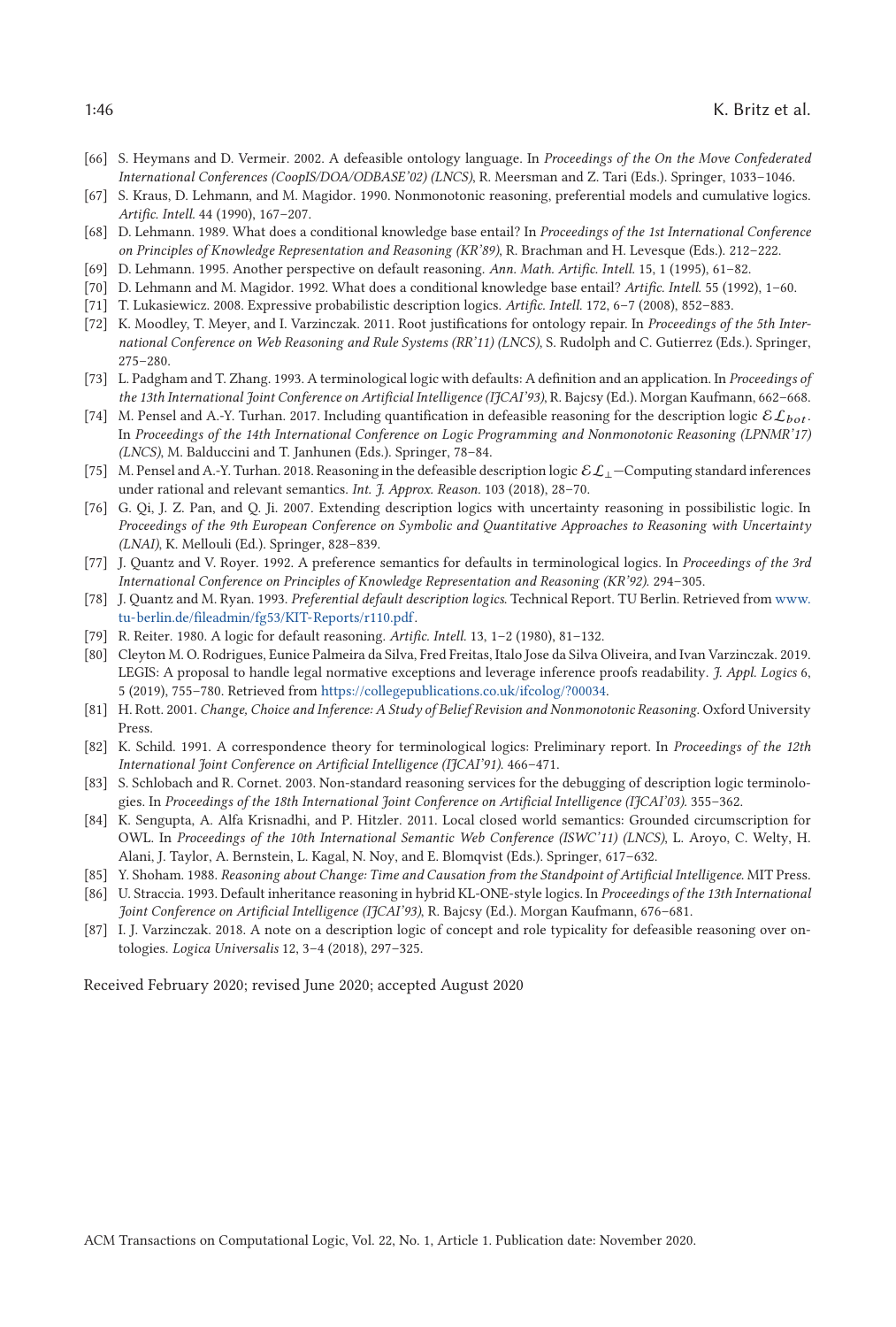[66] S. Heymans and D. Vermeir. 2002. A defeasible ontology language. In *Proceedings of the On the Move Confederated International Conferences (CoopIS/DOA/ODBASE'02) (LNCS)*, R. Meersman and Z. Tari (Eds.). Springer, 1033–1046.

[67] S. Kraus, D. Lehmann, and M. Magidor. 1990. Nonmonotonic reasoning, preferential models and cumulative logics. *Artific. Intell.* 44 (1990), 167–207.

[68] D. Lehmann. 1989. What does a conditional knowledge base entail? In *Proceedings of the 1st International Conference on Principles of Knowledge Representation and Reasoning (KR'89)*, R. Brachman and H. Levesque (Eds.). 212–222.

[69] D. Lehmann. 1995. Another perspective on default reasoning. *Ann. Math. Artific. Intell.* 15, 1 (1995), 61–82.

[70] D. Lehmann and M. Magidor. 1992. What does a conditional knowledge base entail? *Artific. Intell.* 55 (1992), 1–60.

[71] T. Lukasiewicz. 2008. Expressive probabilistic description logics. *Artific. Intell.* 172, 6–7 (2008), 852–883.

[72] K. Moodley, T. Meyer, and I. Varzinczak. 2011. Root justifications for ontology repair. In *Proceedings of the 5th International Conference on Web Reasoning and Rule Systems (RR'11) (LNCS)*, S. Rudolph and C. Gutierrez (Eds.). Springer, 275–280.

[73] L. Padgham and T. Zhang. 1993. A terminological logic with defaults: A definition and an application. In *Proceedings of the 13th International Joint Conference on Artificial Intelligence (IJCAI'93)*, R. Bajcsy (Ed.). Morgan Kaufmann, 662–668.

[74] M. Pensel and A.-Y. Turhan. 2017. Including quantification in defeasible reasoning for the description logic $\mathcal{EL}_{bot}$. In *Proceedings of the 14th International Conference on Logic Programming and Nonmonotonic Reasoning (LPNMR'17) (LNCS)*, M. Balduccini and T. Janhunen (Eds.). Springer, 78–84.

[75] M. Pensel and A.-Y. Turhan. 2018. Reasoning in the defeasible description logic $\mathcal{EL}_{\bot}$—Computing standard inferences under rational and relevant semantics. *Int. J. Approx. Reason.* 103 (2018), 28–70.

[76] G. Qi, J. Z. Pan, and Q. Ji. 2007. Extending description logics with uncertainty reasoning in possibilistic logic. In *Proceedings of the 9th European Conference on Symbolic and Quantitative Approaches to Reasoning with Uncertainty (LNAI)*, K. Mellouli (Ed.). Springer, 828–839.

[77] J. Quantz and V. Royer. 1992. A preference semantics for defaults in terminological logics. In *Proceedings of the 3rd International Conference on Principles of Knowledge Representation and Reasoning (KR'92)*. 294–305.

[78] J. Quantz and M. Ryan. 1993. *Preferential default description logics*. Technical Report. TU Berlin. Retrieved from www.tu-berlin.de/fileadmin/fg53/KIT-Reports/r110.pdf.

[79] R. Reiter. 1980. A logic for default reasoning. *Artific. Intell.* 13, 1–2 (1980), 81–132.

[80] Cleyton M. O. Rodrigues, Eunice Palmeira da Silva, Fred Freitas, Italo Jose da Silva Oliveira, and Ivan Varzinczak. 2019. LEGIS: A proposal to handle legal normative exceptions and leverage inference proofs readability. *J. Appl. Logics* 6, 5 (2019), 755–780. Retrieved from https://collegepublications.co.uk/ifcolog/?00034.

[81] H. Rott. 2001. *Change, Choice and Inference: A Study of Belief Revision and Nonmonotonic Reasoning*. Oxford University Press.

[82] K. Schild. 1991. A correspondence theory for terminological logics: Preliminary report. In *Proceedings of the 12th International Joint Conference on Artificial Intelligence (IJCAI'91)*. 466–471.

[83] S. Schlobach and R. Cornet. 2003. Non-standard reasoning services for the debugging of description logic terminologies. In *Proceedings of the 18th International Joint Conference on Artificial Intelligence (IJCAI'03)*. 355–362.

[84] K. Sengupta, A. Alfa Krisnadhi, and P. Hitzler. 2011. Local closed world semantics: Grounded circumscription for OWL. In *Proceedings of the 10th International Semantic Web Conference (ISWC'11) (LNCS)*, L. Aroyo, C. Welty, H. Alani, J. Taylor, A. Bernstein, L. Kagal, N. Noy, and E. Blomqvist (Eds.). Springer, 617–632.

[85] Y. Shoham. 1988. *Reasoning about Change: Time and Causation from the Standpoint of Artificial Intelligence*. MIT Press.

[86] U. Straccia. 1993. Default inheritance reasoning in hybrid KL-ONE-style logics. In *Proceedings of the 13th International Joint Conference on Artificial Intelligence (IJCAI'93)*, R. Bajcsy (Ed.). Morgan Kaufmann, 676–681.

[87] I. J. Varzinczak. 2018. A note on a description logic of concept and role typicality for defeasible reasoning over ontologies. *Logica Universalis* 12, 3–4 (2018), 297–325.

Received February 2020; revised June 2020; accepted August 2020